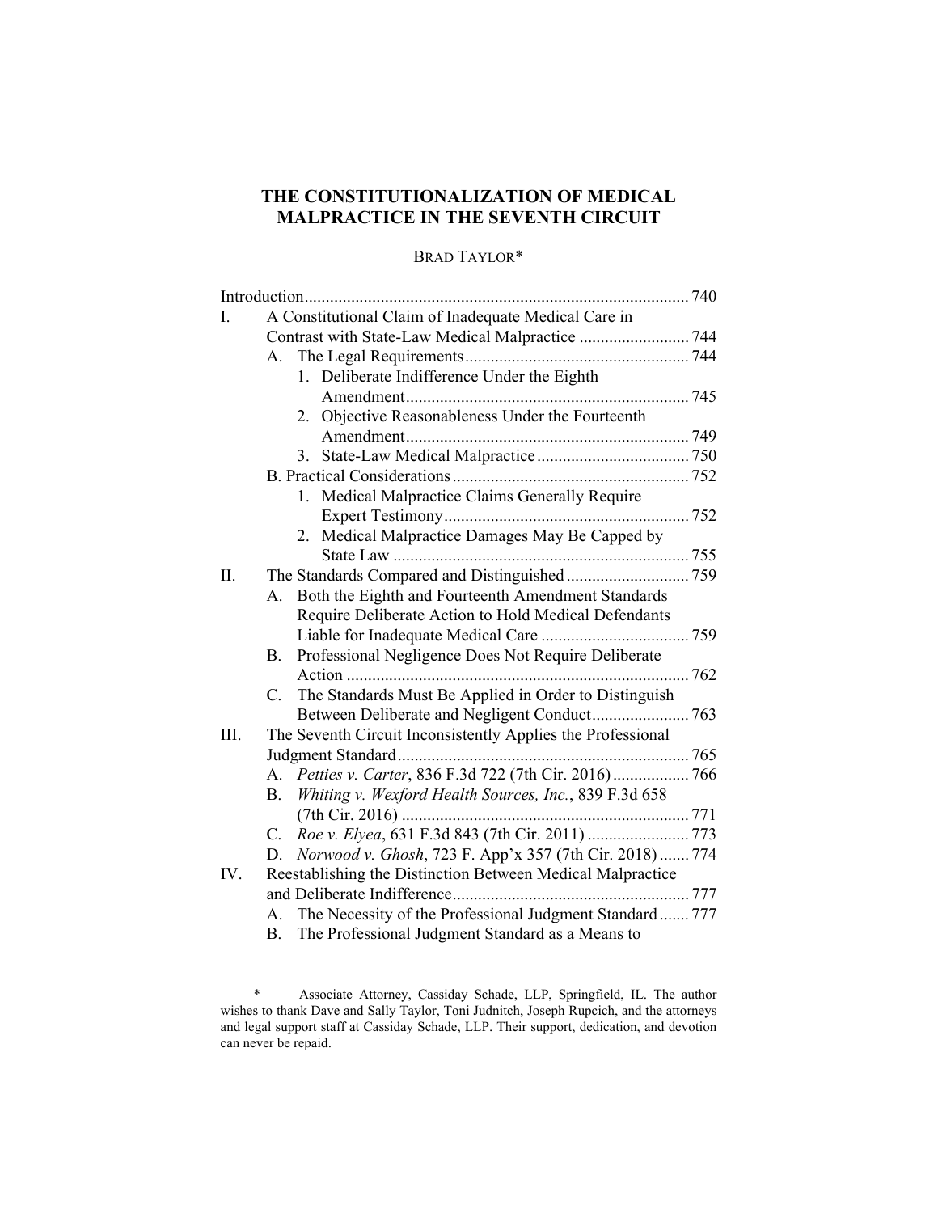# THE CONSTITUTIONALIZATION OF MEDICAL MALPRACTICE IN THE SEVENTH CIRCUIT

BRAD TAYLOR*

Introduction .......................................................................................... 740

I. A Constitutional Claim of Inadequate Medical Care in Contrast with State-Law Medical Malpractice .......................... 744
   - A. The Legal Requirements ..................................................... 744
     1. Deliberate Indifference Under the Eighth Amendment ................................................................... 745
     2. Objective Reasonableness Under the Fourteenth Amendment ................................................................... 749
     3. State-Law Medical Malpractice .................................... 750
   - B. Practical Considerations ........................................................ 752
     1. Medical Malpractice Claims Generally Require Expert Testimony .......................................................... 752
     2. Medical Malpractice Damages May Be Capped by State Law ...................................................................... 755

II. The Standards Compared and Distinguished ............................. 759
   - A. Both the Eighth and Fourteenth Amendment Standards Require Deliberate Action to Hold Medical Defendants Liable for Inadequate Medical Care ................................... 759
   - B. Professional Negligence Does Not Require Deliberate Action ................................................................................. 762
   - C. The Standards Must Be Applied in Order to Distinguish Between Deliberate and Negligent Conduct ....................... 763

III. The Seventh Circuit Inconsistently Applies the Professional Judgment Standard ..................................................................... 765
   - A. *Petties v. Carter*, 836 F.3d 722 (7th Cir. 2016) .................. 766
   - B. *Whiting v. Wexford Health Sources, Inc.*, 839 F.3d 658 (7th Cir. 2016) .................................................................... 771
   - C. *Roe v. Elyea*, 631 F.3d 843 (7th Cir. 2011) ........................ 773
   - D. *Norwood v. Ghosh*, 723 F. App'x 357 (7th Cir. 2018) ....... 774

IV. Reestablishing the Distinction Between Medical Malpractice and Deliberate Indifference ........................................................ 777
   - A. The Necessity of the Professional Judgment Standard ....... 777
   - B. The Professional Judgment Standard as a Means to

---

\* Associate Attorney, Cassiday Schade, LLP, Springfield, IL. The author wishes to thank Dave and Sally Taylor, Toni Judnitch, Joseph Rupcich, and the attorneys and legal support staff at Cassiday Schade, LLP. Their support, dedication, and devotion can never be repaid.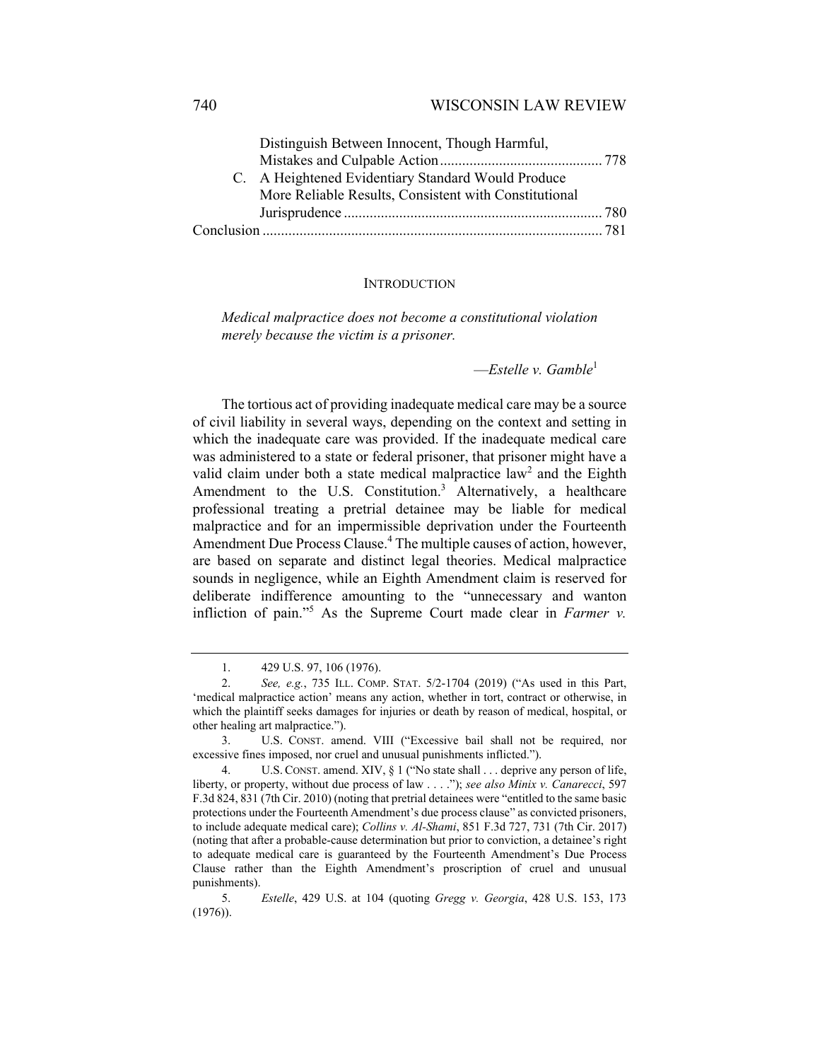Distinguish Between Innocent, Though Harmful, Mistakes and Culpable Action ... 778

C. A Heightened Evidentiary Standard Would Produce More Reliable Results, Consistent with Constitutional Jurisprudence ... 780

Conclusion ... 781

## INTRODUCTION

> *Medical malpractice does not become a constitutional violation merely because the victim is a prisoner.*
>
> —*Estelle v. Gamble*[1]

The tortious act of providing inadequate medical care may be a source of civil liability in several ways, depending on the context and setting in which the inadequate care was provided. If the inadequate medical care was administered to a state or federal prisoner, that prisoner might have a valid claim under both a state medical malpractice law[2] and the Eighth Amendment to the U.S. Constitution.[3] Alternatively, a healthcare professional treating a pretrial detainee may be liable for medical malpractice and for an impermissible deprivation under the Fourteenth Amendment Due Process Clause.[4] The multiple causes of action, however, are based on separate and distinct legal theories. Medical malpractice sounds in negligence, while an Eighth Amendment claim is reserved for deliberate indifference amounting to the "unnecessary and wanton infliction of pain."[5] As the Supreme Court made clear in *Farmer v.*

---

1. 429 U.S. 97, 106 (1976).

2. *See, e.g.*, 735 ILL. COMP. STAT. 5/2-1704 (2019) ("As used in this Part, 'medical malpractice action' means any action, whether in tort, contract or otherwise, in which the plaintiff seeks damages for injuries or death by reason of medical, hospital, or other healing art malpractice.").

3. U.S. CONST. amend. VIII ("Excessive bail shall not be required, nor excessive fines imposed, nor cruel and unusual punishments inflicted.").

4. U.S. CONST. amend. XIV, § 1 ("No state shall . . . deprive any person of life, liberty, or property, without due process of law . . . ."); *see also Minix v. Canarecci*, 597 F.3d 824, 831 (7th Cir. 2010) (noting that pretrial detainees were "entitled to the same basic protections under the Fourteenth Amendment's due process clause" as convicted prisoners, to include adequate medical care); *Collins v. Al-Shami*, 851 F.3d 727, 731 (7th Cir. 2017) (noting that after a probable-cause determination but prior to conviction, a detainee's right to adequate medical care is guaranteed by the Fourteenth Amendment's Due Process Clause rather than the Eighth Amendment's proscription of cruel and unusual punishments).

5. *Estelle*, 429 U.S. at 104 (quoting *Gregg v. Georgia*, 428 U.S. 153, 173 (1976)).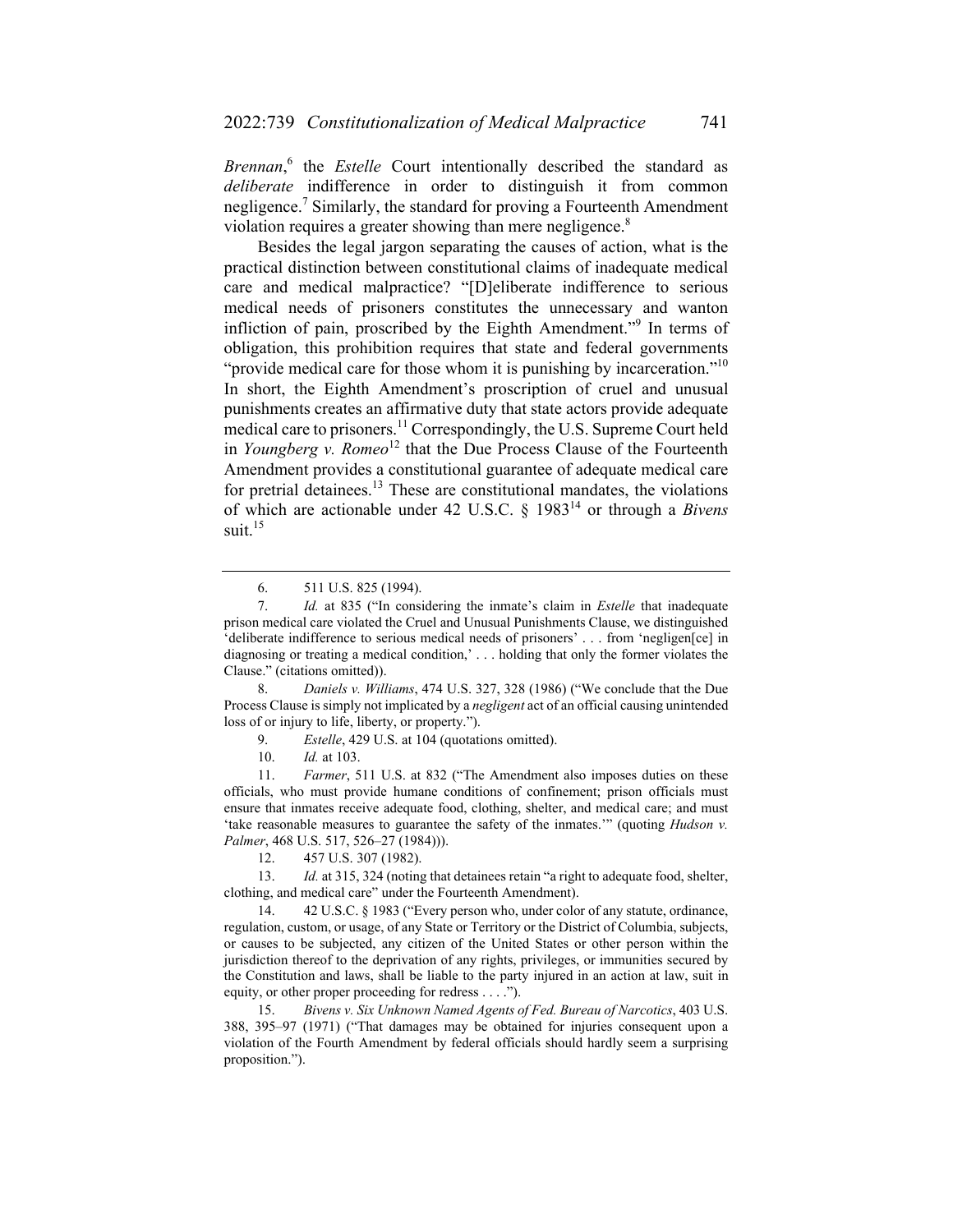*Brennan*,[6] the *Estelle* Court intentionally described the standard as *deliberate* indifference in order to distinguish it from common negligence.[7] Similarly, the standard for proving a Fourteenth Amendment violation requires a greater showing than mere negligence.[8]

Besides the legal jargon separating the causes of action, what is the practical distinction between constitutional claims of inadequate medical care and medical malpractice? "[D]eliberate indifference to serious medical needs of prisoners constitutes the unnecessary and wanton infliction of pain, proscribed by the Eighth Amendment."[9] In terms of obligation, this prohibition requires that state and federal governments "provide medical care for those whom it is punishing by incarceration."[10] In short, the Eighth Amendment's proscription of cruel and unusual punishments creates an affirmative duty that state actors provide adequate medical care to prisoners.[11] Correspondingly, the U.S. Supreme Court held in *Youngberg v. Romeo*[12] that the Due Process Clause of the Fourteenth Amendment provides a constitutional guarantee of adequate medical care for pretrial detainees.[13] These are constitutional mandates, the violations of which are actionable under 42 U.S.C. § 1983[14] or through a *Bivens* suit.[15]

---

6. 511 U.S. 825 (1994).

7. *Id.* at 835 ("In considering the inmate's claim in *Estelle* that inadequate prison medical care violated the Cruel and Unusual Punishments Clause, we distinguished 'deliberate indifference to serious medical needs of prisoners' . . . from 'negligen[ce] in diagnosing or treating a medical condition,' . . . holding that only the former violates the Clause." (citations omitted)).

8. *Daniels v. Williams*, 474 U.S. 327, 328 (1986) ("We conclude that the Due Process Clause is simply not implicated by a *negligent* act of an official causing unintended loss of or injury to life, liberty, or property.").

9. *Estelle*, 429 U.S. at 104 (quotations omitted).

10. *Id.* at 103.

11. *Farmer*, 511 U.S. at 832 ("The Amendment also imposes duties on these officials, who must provide humane conditions of confinement; prison officials must ensure that inmates receive adequate food, clothing, shelter, and medical care; and must 'take reasonable measures to guarantee the safety of the inmates.'" (quoting *Hudson v. Palmer*, 468 U.S. 517, 526–27 (1984))).

12. 457 U.S. 307 (1982).

13. *Id.* at 315, 324 (noting that detainees retain "a right to adequate food, shelter, clothing, and medical care" under the Fourteenth Amendment).

14. 42 U.S.C. § 1983 ("Every person who, under color of any statute, ordinance, regulation, custom, or usage, of any State or Territory or the District of Columbia, subjects, or causes to be subjected, any citizen of the United States or other person within the jurisdiction thereof to the deprivation of any rights, privileges, or immunities secured by the Constitution and laws, shall be liable to the party injured in an action at law, suit in equity, or other proper proceeding for redress . . . .").

15. *Bivens v. Six Unknown Named Agents of Fed. Bureau of Narcotics*, 403 U.S. 388, 395–97 (1971) ("That damages may be obtained for injuries consequent upon a violation of the Fourth Amendment by federal officials should hardly seem a surprising proposition.").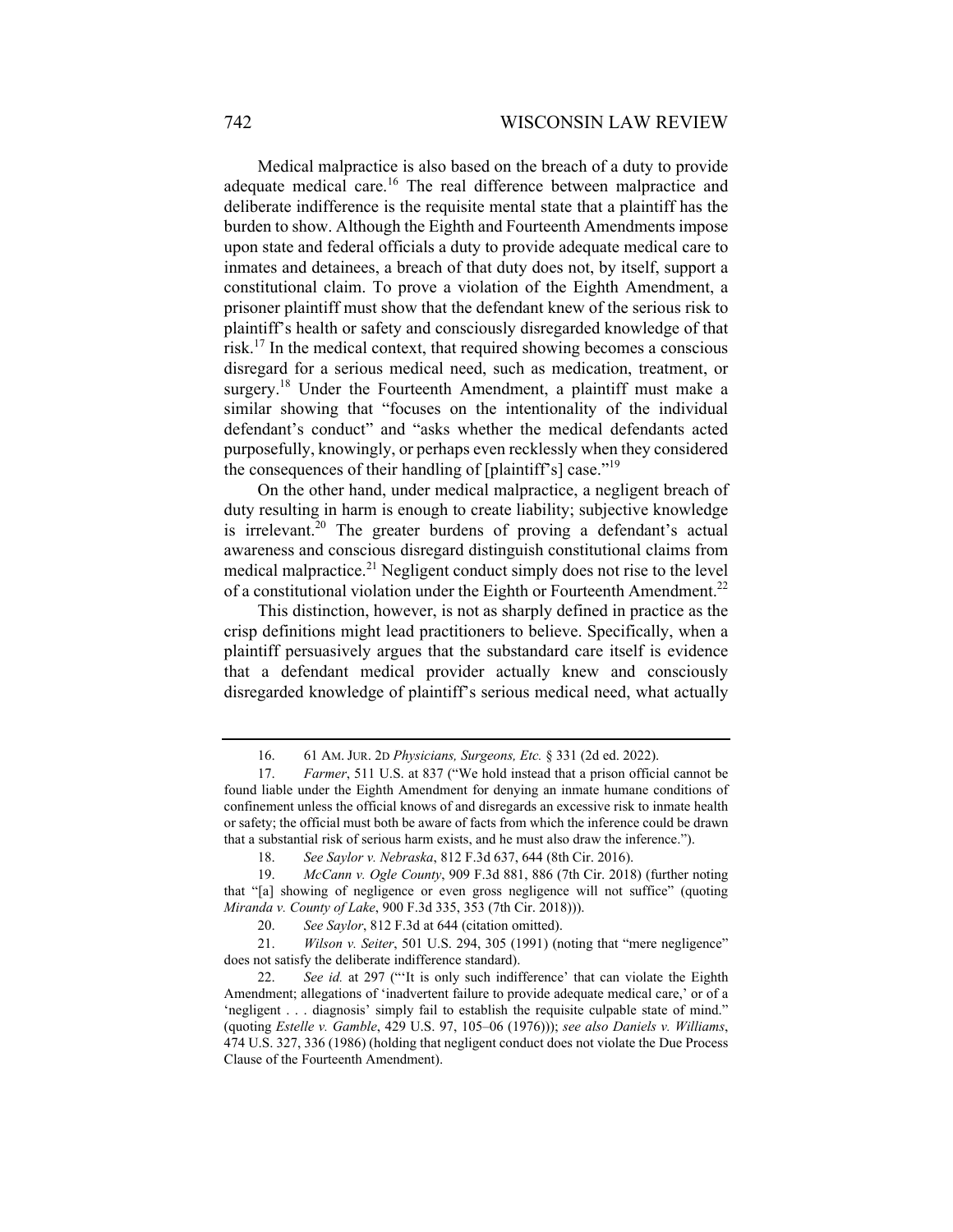Medical malpractice is also based on the breach of a duty to provide adequate medical care.[16] The real difference between malpractice and deliberate indifference is the requisite mental state that a plaintiff has the burden to show. Although the Eighth and Fourteenth Amendments impose upon state and federal officials a duty to provide adequate medical care to inmates and detainees, a breach of that duty does not, by itself, support a constitutional claim. To prove a violation of the Eighth Amendment, a prisoner plaintiff must show that the defendant knew of the serious risk to plaintiff's health or safety and consciously disregarded knowledge of that risk.[17] In the medical context, that required showing becomes a conscious disregard for a serious medical need, such as medication, treatment, or surgery.[18] Under the Fourteenth Amendment, a plaintiff must make a similar showing that "focuses on the intentionality of the individual defendant's conduct" and "asks whether the medical defendants acted purposefully, knowingly, or perhaps even recklessly when they considered the consequences of their handling of [plaintiff's] case."[19]

On the other hand, under medical malpractice, a negligent breach of duty resulting in harm is enough to create liability; subjective knowledge is irrelevant.[20] The greater burdens of proving a defendant's actual awareness and conscious disregard distinguish constitutional claims from medical malpractice.[21] Negligent conduct simply does not rise to the level of a constitutional violation under the Eighth or Fourteenth Amendment.[22]

This distinction, however, is not as sharply defined in practice as the crisp definitions might lead practitioners to believe. Specifically, when a plaintiff persuasively argues that the substandard care itself is evidence that a defendant medical provider actually knew and consciously disregarded knowledge of plaintiff's serious medical need, what actually

---

16. 61 AM. JUR. 2D *Physicians, Surgeons, Etc.* § 331 (2d ed. 2022).

17. *Farmer*, 511 U.S. at 837 ("We hold instead that a prison official cannot be found liable under the Eighth Amendment for denying an inmate humane conditions of confinement unless the official knows of and disregards an excessive risk to inmate health or safety; the official must both be aware of facts from which the inference could be drawn that a substantial risk of serious harm exists, and he must also draw the inference.").

18. *See Saylor v. Nebraska*, 812 F.3d 637, 644 (8th Cir. 2016).

19. *McCann v. Ogle County*, 909 F.3d 881, 886 (7th Cir. 2018) (further noting that "[a] showing of negligence or even gross negligence will not suffice" (quoting *Miranda v. County of Lake*, 900 F.3d 335, 353 (7th Cir. 2018))).

20. *See Saylor*, 812 F.3d at 644 (citation omitted).

21. *Wilson v. Seiter*, 501 U.S. 294, 305 (1991) (noting that "mere negligence" does not satisfy the deliberate indifference standard).

22. *See id.* at 297 ("'It is only such indifference' that can violate the Eighth Amendment; allegations of 'inadvertent failure to provide adequate medical care,' or of a 'negligent . . . diagnosis' simply fail to establish the requisite culpable state of mind." (quoting *Estelle v. Gamble*, 429 U.S. 97, 105–06 (1976))); *see also Daniels v. Williams*, 474 U.S. 327, 336 (1986) (holding that negligent conduct does not violate the Due Process Clause of the Fourteenth Amendment).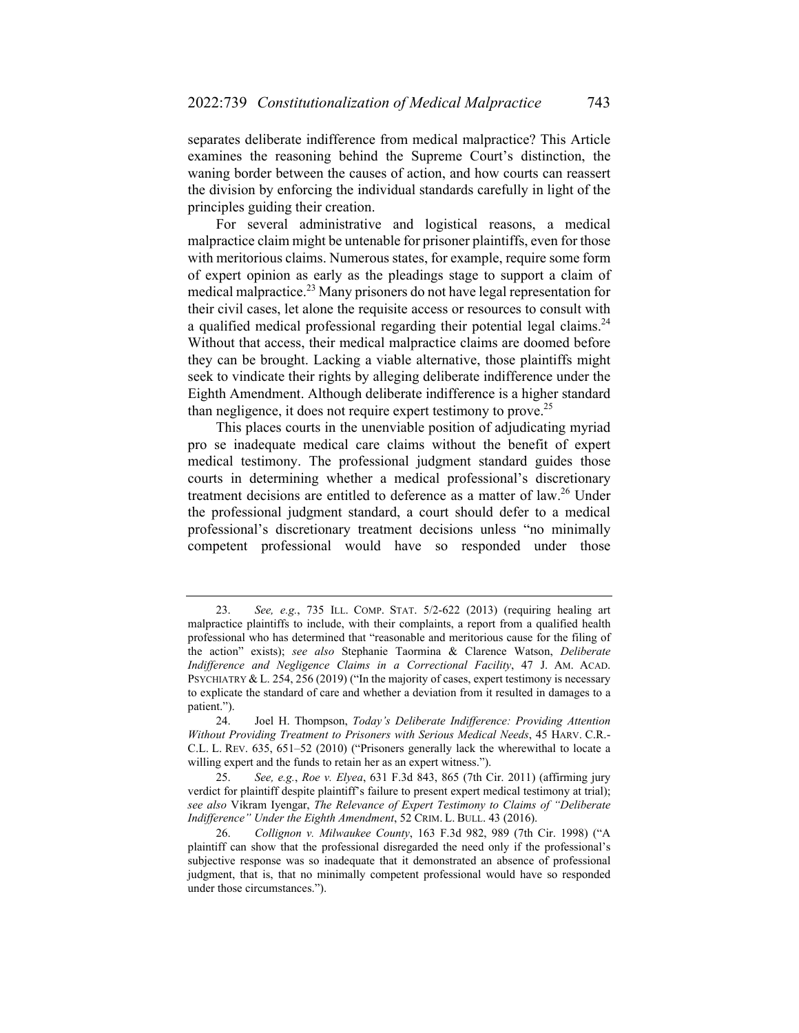separates deliberate indifference from medical malpractice? This Article examines the reasoning behind the Supreme Court's distinction, the waning border between the causes of action, and how courts can reassert the division by enforcing the individual standards carefully in light of the principles guiding their creation.

For several administrative and logistical reasons, a medical malpractice claim might be untenable for prisoner plaintiffs, even for those with meritorious claims. Numerous states, for example, require some form of expert opinion as early as the pleadings stage to support a claim of medical malpractice.[23] Many prisoners do not have legal representation for their civil cases, let alone the requisite access or resources to consult with a qualified medical professional regarding their potential legal claims.[24] Without that access, their medical malpractice claims are doomed before they can be brought. Lacking a viable alternative, those plaintiffs might seek to vindicate their rights by alleging deliberate indifference under the Eighth Amendment. Although deliberate indifference is a higher standard than negligence, it does not require expert testimony to prove.[25]

This places courts in the unenviable position of adjudicating myriad pro se inadequate medical care claims without the benefit of expert medical testimony. The professional judgment standard guides those courts in determining whether a medical professional's discretionary treatment decisions are entitled to deference as a matter of law.[26] Under the professional judgment standard, a court should defer to a medical professional's discretionary treatment decisions unless "no minimally competent professional would have so responded under those

---

23. *See, e.g.*, 735 ILL. COMP. STAT. 5/2-622 (2013) (requiring healing art malpractice plaintiffs to include, with their complaints, a report from a qualified health professional who has determined that "reasonable and meritorious cause for the filing of the action" exists); *see also* Stephanie Taormina & Clarence Watson, *Deliberate Indifference and Negligence Claims in a Correctional Facility*, 47 J. AM. ACAD. PSYCHIATRY & L. 254, 256 (2019) ("In the majority of cases, expert testimony is necessary to explicate the standard of care and whether a deviation from it resulted in damages to a patient.").

24. Joel H. Thompson, *Today's Deliberate Indifference: Providing Attention Without Providing Treatment to Prisoners with Serious Medical Needs*, 45 HARV. C.R.-C.L. L. REV. 635, 651–52 (2010) ("Prisoners generally lack the wherewithal to locate a willing expert and the funds to retain her as an expert witness.").

25. *See, e.g.*, *Roe v. Elyea*, 631 F.3d 843, 865 (7th Cir. 2011) (affirming jury verdict for plaintiff despite plaintiff's failure to present expert medical testimony at trial); *see also* Vikram Iyengar, *The Relevance of Expert Testimony to Claims of "Deliberate Indifference" Under the Eighth Amendment*, 52 CRIM. L. BULL. 43 (2016).

26. *Collignon v. Milwaukee County*, 163 F.3d 982, 989 (7th Cir. 1998) ("A plaintiff can show that the professional disregarded the need only if the professional's subjective response was so inadequate that it demonstrated an absence of professional judgment, that is, that no minimally competent professional would have so responded under those circumstances.").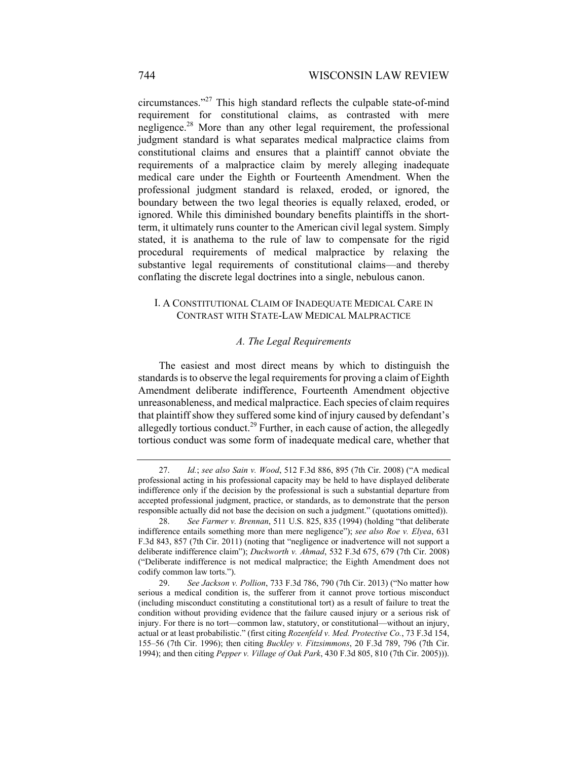circumstances."[27] This high standard reflects the culpable state-of-mind requirement for constitutional claims, as contrasted with mere negligence.[28] More than any other legal requirement, the professional judgment standard is what separates medical malpractice claims from constitutional claims and ensures that a plaintiff cannot obviate the requirements of a malpractice claim by merely alleging inadequate medical care under the Eighth or Fourteenth Amendment. When the professional judgment standard is relaxed, eroded, or ignored, the boundary between the two legal theories is equally relaxed, eroded, or ignored. While this diminished boundary benefits plaintiffs in the short-term, it ultimately runs counter to the American civil legal system. Simply stated, it is anathema to the rule of law to compensate for the rigid procedural requirements of medical malpractice by relaxing the substantive legal requirements of constitutional claims—and thereby conflating the discrete legal doctrines into a single, nebulous canon.

## I. A Constitutional Claim of Inadequate Medical Care in Contrast with State-Law Medical Malpractice

### *A. The Legal Requirements*

The easiest and most direct means by which to distinguish the standards is to observe the legal requirements for proving a claim of Eighth Amendment deliberate indifference, Fourteenth Amendment objective unreasonableness, and medical malpractice. Each species of claim requires that plaintiff show they suffered some kind of injury caused by defendant's allegedly tortious conduct.[29] Further, in each cause of action, the allegedly tortious conduct was some form of inadequate medical care, whether that

---

27. *Id.*; *see also Sain v. Wood*, 512 F.3d 886, 895 (7th Cir. 2008) ("A medical professional acting in his professional capacity may be held to have displayed deliberate indifference only if the decision by the professional is such a substantial departure from accepted professional judgment, practice, or standards, as to demonstrate that the person responsible actually did not base the decision on such a judgment." (quotations omitted)).

28. *See Farmer v. Brennan*, 511 U.S. 825, 835 (1994) (holding "that deliberate indifference entails something more than mere negligence"); *see also Roe v. Elyea*, 631 F.3d 843, 857 (7th Cir. 2011) (noting that "negligence or inadvertence will not support a deliberate indifference claim"); *Duckworth v. Ahmad*, 532 F.3d 675, 679 (7th Cir. 2008) ("Deliberate indifference is not medical malpractice; the Eighth Amendment does not codify common law torts.").

29. *See Jackson v. Pollion*, 733 F.3d 786, 790 (7th Cir. 2013) ("No matter how serious a medical condition is, the sufferer from it cannot prove tortious misconduct (including misconduct constituting a constitutional tort) as a result of failure to treat the condition without providing evidence that the failure caused injury or a serious risk of injury. For there is no tort—common law, statutory, or constitutional—without an injury, actual or at least probabilistic." (first citing *Rozenfeld v. Med. Protective Co.*, 73 F.3d 154, 155–56 (7th Cir. 1996); then citing *Buckley v. Fitzsimmons*, 20 F.3d 789, 796 (7th Cir. 1994); and then citing *Pepper v. Village of Oak Park*, 430 F.3d 805, 810 (7th Cir. 2005))).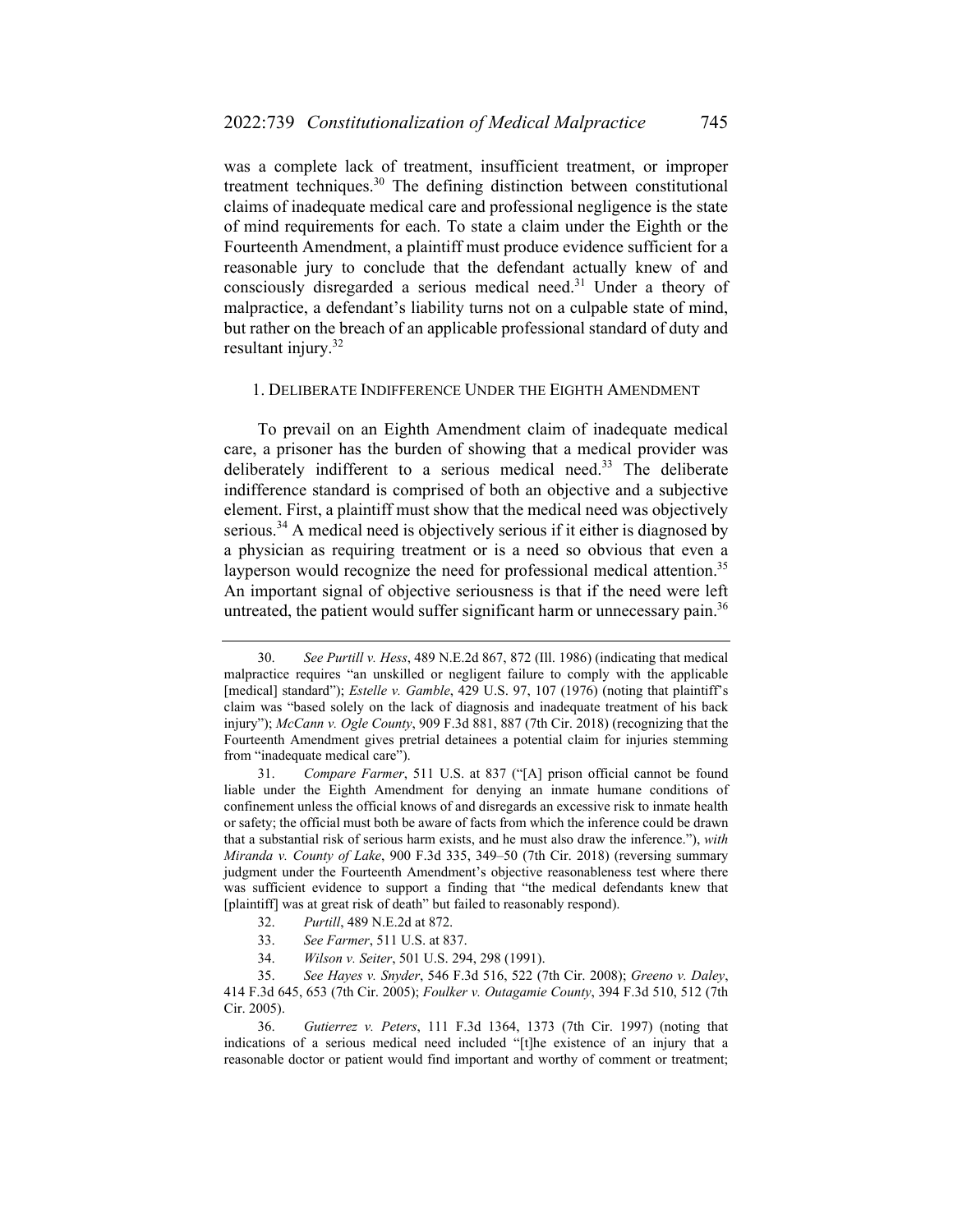was a complete lack of treatment, insufficient treatment, or improper treatment techniques.[30] The defining distinction between constitutional claims of inadequate medical care and professional negligence is the state of mind requirements for each. To state a claim under the Eighth or the Fourteenth Amendment, a plaintiff must produce evidence sufficient for a reasonable jury to conclude that the defendant actually knew of and consciously disregarded a serious medical need.[31] Under a theory of malpractice, a defendant's liability turns not on a culpable state of mind, but rather on the breach of an applicable professional standard of duty and resultant injury.[32]

### 1. Deliberate Indifference Under the Eighth Amendment

To prevail on an Eighth Amendment claim of inadequate medical care, a prisoner has the burden of showing that a medical provider was deliberately indifferent to a serious medical need.[33] The deliberate indifference standard is comprised of both an objective and a subjective element. First, a plaintiff must show that the medical need was objectively serious.[34] A medical need is objectively serious if it either is diagnosed by a physician as requiring treatment or is a need so obvious that even a layperson would recognize the need for professional medical attention.[35] An important signal of objective seriousness is that if the need were left untreated, the patient would suffer significant harm or unnecessary pain.[36]

---

30. *See Purtill v. Hess*, 489 N.E.2d 867, 872 (Ill. 1986) (indicating that medical malpractice requires "an unskilled or negligent failure to comply with the applicable [medical] standard"); *Estelle v. Gamble*, 429 U.S. 97, 107 (1976) (noting that plaintiff's claim was "based solely on the lack of diagnosis and inadequate treatment of his back injury"); *McCann v. Ogle County*, 909 F.3d 881, 887 (7th Cir. 2018) (recognizing that the Fourteenth Amendment gives pretrial detainees a potential claim for injuries stemming from "inadequate medical care").

31. *Compare Farmer*, 511 U.S. at 837 ("[A] prison official cannot be found liable under the Eighth Amendment for denying an inmate humane conditions of confinement unless the official knows of and disregards an excessive risk to inmate health or safety; the official must both be aware of facts from which the inference could be drawn that a substantial risk of serious harm exists, and he must also draw the inference."), *with Miranda v. County of Lake*, 900 F.3d 335, 349–50 (7th Cir. 2018) (reversing summary judgment under the Fourteenth Amendment's objective reasonableness test where there was sufficient evidence to support a finding that "the medical defendants knew that [plaintiff] was at great risk of death" but failed to reasonably respond).

32. *Purtill*, 489 N.E.2d at 872.

33. *See Farmer*, 511 U.S. at 837.

34. *Wilson v. Seiter*, 501 U.S. 294, 298 (1991).

35. *See Hayes v. Snyder*, 546 F.3d 516, 522 (7th Cir. 2008); *Greeno v. Daley*, 414 F.3d 645, 653 (7th Cir. 2005); *Foulker v. Outagamie County*, 394 F.3d 510, 512 (7th Cir. 2005).

36. *Gutierrez v. Peters*, 111 F.3d 1364, 1373 (7th Cir. 1997) (noting that indications of a serious medical need included "[t]he existence of an injury that a reasonable doctor or patient would find important and worthy of comment or treatment;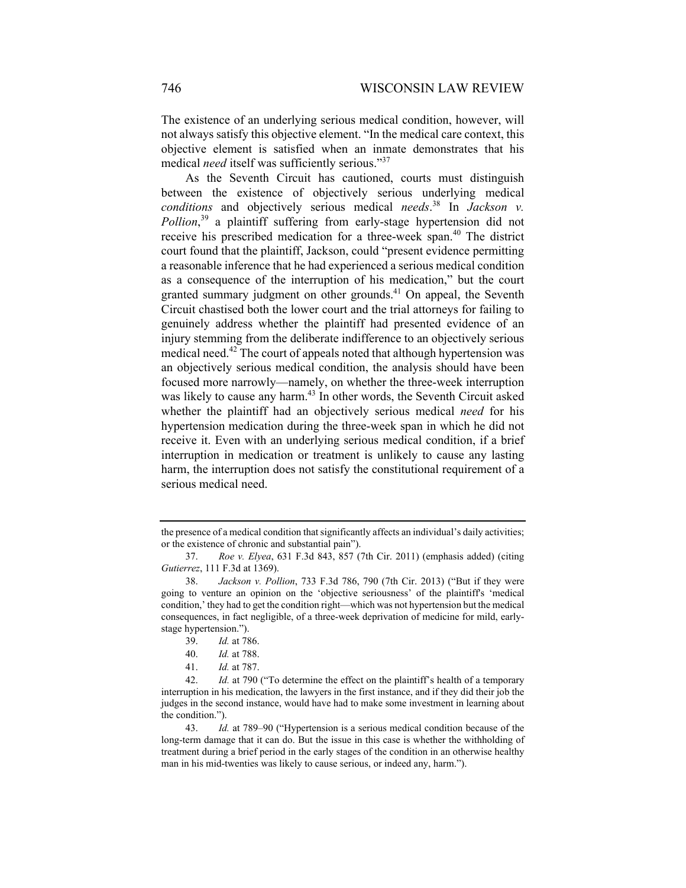The existence of an underlying serious medical condition, however, will not always satisfy this objective element. "In the medical care context, this objective element is satisfied when an inmate demonstrates that his medical *need* itself was sufficiently serious."[37]

As the Seventh Circuit has cautioned, courts must distinguish between the existence of objectively serious underlying medical *conditions* and objectively serious medical *needs*.[38] In *Jackson v. Pollion*,[39] a plaintiff suffering from early-stage hypertension did not receive his prescribed medication for a three-week span.[40] The district court found that the plaintiff, Jackson, could "present evidence permitting a reasonable inference that he had experienced a serious medical condition as a consequence of the interruption of his medication," but the court granted summary judgment on other grounds.[41] On appeal, the Seventh Circuit chastised both the lower court and the trial attorneys for failing to genuinely address whether the plaintiff had presented evidence of an injury stemming from the deliberate indifference to an objectively serious medical need.[42] The court of appeals noted that although hypertension was an objectively serious medical condition, the analysis should have been focused more narrowly—namely, on whether the three-week interruption was likely to cause any harm.[43] In other words, the Seventh Circuit asked whether the plaintiff had an objectively serious medical *need* for his hypertension medication during the three-week span in which he did not receive it. Even with an underlying serious medical condition, if a brief interruption in medication or treatment is unlikely to cause any lasting harm, the interruption does not satisfy the constitutional requirement of a serious medical need.

---

the presence of a medical condition that significantly affects an individual's daily activities; or the existence of chronic and substantial pain").

37. *Roe v. Elyea*, 631 F.3d 843, 857 (7th Cir. 2011) (emphasis added) (citing *Gutierrez*, 111 F.3d at 1369).

38. *Jackson v. Pollion*, 733 F.3d 786, 790 (7th Cir. 2013) ("But if they were going to venture an opinion on the 'objective seriousness' of the plaintiff's 'medical condition,' they had to get the condition right—which was not hypertension but the medical consequences, in fact negligible, of a three-week deprivation of medicine for mild, early-stage hypertension.").

39. *Id.* at 786.

40. *Id.* at 788.

41. *Id.* at 787.

42. *Id.* at 790 ("To determine the effect on the plaintiff's health of a temporary interruption in his medication, the lawyers in the first instance, and if they did their job the judges in the second instance, would have had to make some investment in learning about the condition.").

43. *Id.* at 789–90 ("Hypertension is a serious medical condition because of the long-term damage that it can do. But the issue in this case is whether the withholding of treatment during a brief period in the early stages of the condition in an otherwise healthy man in his mid-twenties was likely to cause serious, or indeed any, harm.").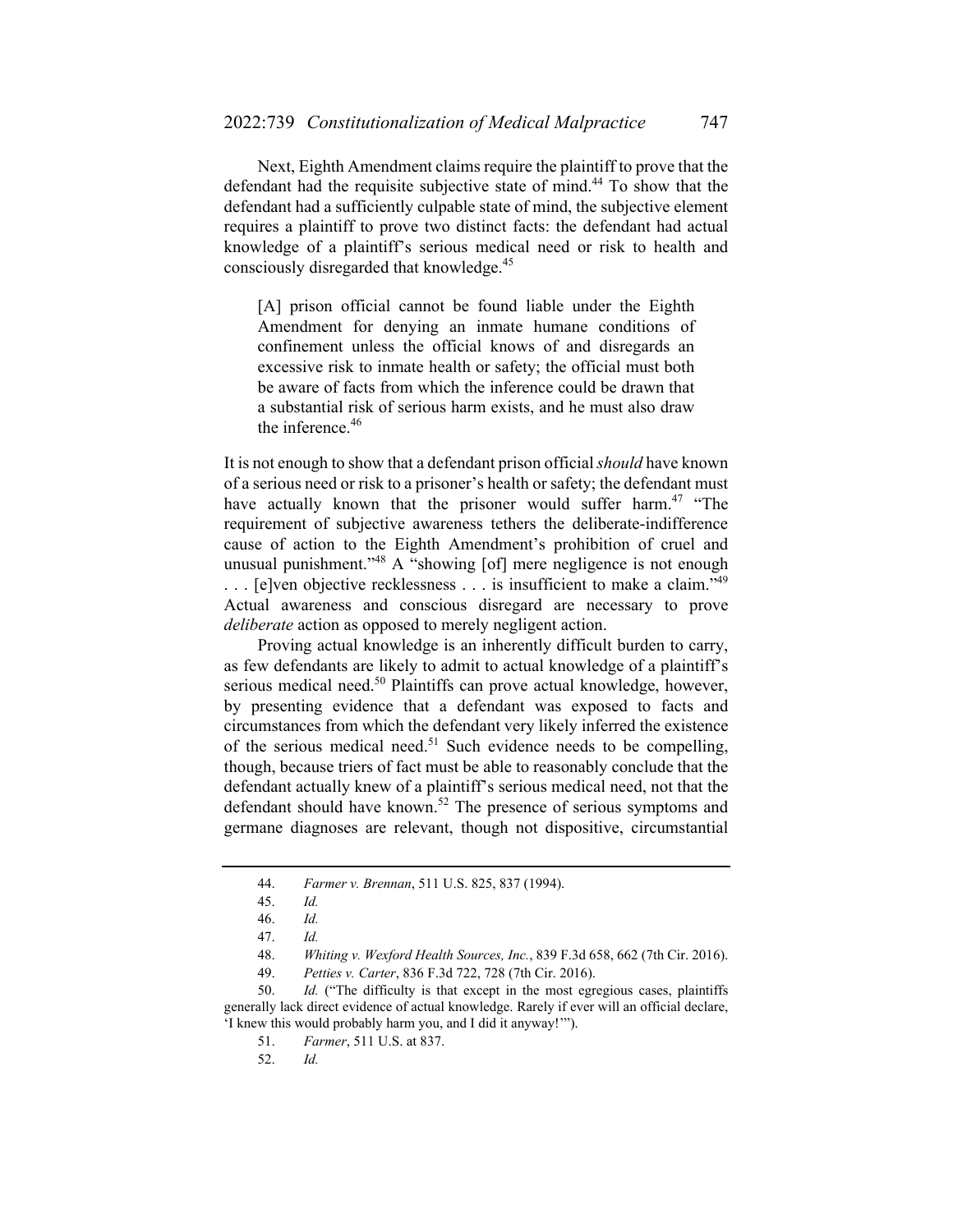Next, Eighth Amendment claims require the plaintiff to prove that the defendant had the requisite subjective state of mind.[44] To show that the defendant had a sufficiently culpable state of mind, the subjective element requires a plaintiff to prove two distinct facts: the defendant had actual knowledge of a plaintiff's serious medical need or risk to health and consciously disregarded that knowledge.[45]

> [A] prison official cannot be found liable under the Eighth Amendment for denying an inmate humane conditions of confinement unless the official knows of and disregards an excessive risk to inmate health or safety; the official must both be aware of facts from which the inference could be drawn that a substantial risk of serious harm exists, and he must also draw the inference.[46]

It is not enough to show that a defendant prison official *should* have known of a serious need or risk to a prisoner's health or safety; the defendant must have actually known that the prisoner would suffer harm.[47] "The requirement of subjective awareness tethers the deliberate-indifference cause of action to the Eighth Amendment's prohibition of cruel and unusual punishment."[48] A "showing [of] mere negligence is not enough . . . [e]ven objective recklessness . . . is insufficient to make a claim."[49] Actual awareness and conscious disregard are necessary to prove *deliberate* action as opposed to merely negligent action.

Proving actual knowledge is an inherently difficult burden to carry, as few defendants are likely to admit to actual knowledge of a plaintiff's serious medical need.[50] Plaintiffs can prove actual knowledge, however, by presenting evidence that a defendant was exposed to facts and circumstances from which the defendant very likely inferred the existence of the serious medical need.[51] Such evidence needs to be compelling, though, because triers of fact must be able to reasonably conclude that the defendant actually knew of a plaintiff's serious medical need, not that the defendant should have known.[52] The presence of serious symptoms and germane diagnoses are relevant, though not dispositive, circumstantial

---

44. *Farmer v. Brennan*, 511 U.S. 825, 837 (1994).

45. *Id.*

46. *Id.*

47. *Id.*

48. *Whiting v. Wexford Health Sources, Inc.*, 839 F.3d 658, 662 (7th Cir. 2016).

49. *Petties v. Carter*, 836 F.3d 722, 728 (7th Cir. 2016).

50. *Id.* ("The difficulty is that except in the most egregious cases, plaintiffs generally lack direct evidence of actual knowledge. Rarely if ever will an official declare, 'I knew this would probably harm you, and I did it anyway!'").

51. *Farmer*, 511 U.S. at 837.

52. *Id.*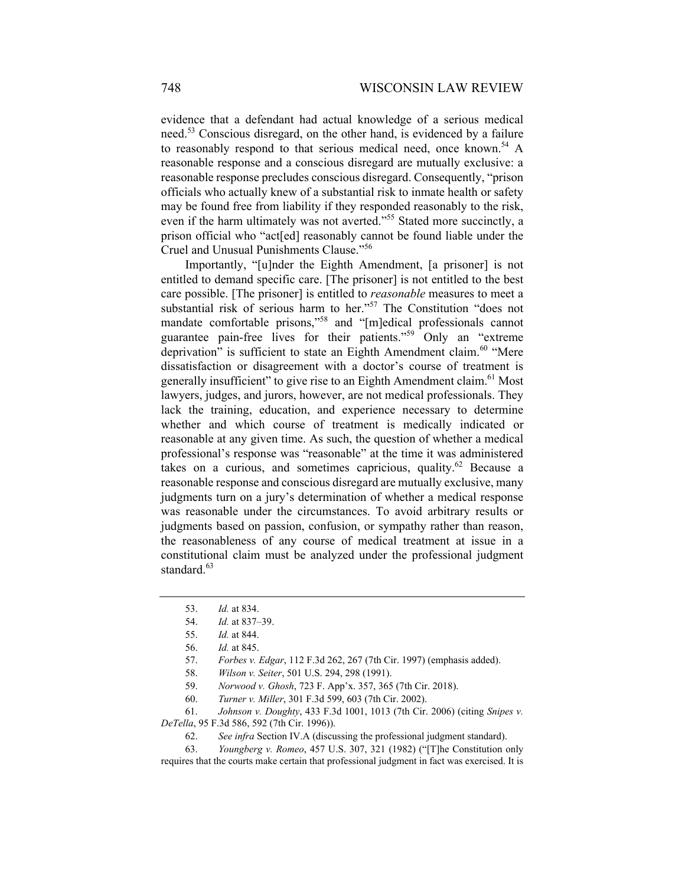evidence that a defendant had actual knowledge of a serious medical need.[53] Conscious disregard, on the other hand, is evidenced by a failure to reasonably respond to that serious medical need, once known.[54] A reasonable response and a conscious disregard are mutually exclusive: a reasonable response precludes conscious disregard. Consequently, "prison officials who actually knew of a substantial risk to inmate health or safety may be found free from liability if they responded reasonably to the risk, even if the harm ultimately was not averted."[55] Stated more succinctly, a prison official who "act[ed] reasonably cannot be found liable under the Cruel and Unusual Punishments Clause."[56]

Importantly, "[u]nder the Eighth Amendment, [a prisoner] is not entitled to demand specific care. [The prisoner] is not entitled to the best care possible. [The prisoner] is entitled to *reasonable* measures to meet a substantial risk of serious harm to her."[57] The Constitution "does not mandate comfortable prisons,"[58] and "[m]edical professionals cannot guarantee pain-free lives for their patients."[59] Only an "extreme deprivation" is sufficient to state an Eighth Amendment claim.[60] "Mere dissatisfaction or disagreement with a doctor's course of treatment is generally insufficient" to give rise to an Eighth Amendment claim.[61] Most lawyers, judges, and jurors, however, are not medical professionals. They lack the training, education, and experience necessary to determine whether and which course of treatment is medically indicated or reasonable at any given time. As such, the question of whether a medical professional's response was "reasonable" at the time it was administered takes on a curious, and sometimes capricious, quality.[62] Because a reasonable response and conscious disregard are mutually exclusive, many judgments turn on a jury's determination of whether a medical response was reasonable under the circumstances. To avoid arbitrary results or judgments based on passion, confusion, or sympathy rather than reason, the reasonableness of any course of medical treatment at issue in a constitutional claim must be analyzed under the professional judgment standard.[63]

---

53. *Id.* at 834.

54. *Id.* at 837–39.

55. *Id.* at 844.

56. *Id.* at 845.

57. *Forbes v. Edgar*, 112 F.3d 262, 267 (7th Cir. 1997) (emphasis added).

58. *Wilson v. Seiter*, 501 U.S. 294, 298 (1991).

59. *Norwood v. Ghosh*, 723 F. App'x. 357, 365 (7th Cir. 2018).

60. *Turner v. Miller*, 301 F.3d 599, 603 (7th Cir. 2002).

61. *Johnson v. Doughty*, 433 F.3d 1001, 1013 (7th Cir. 2006) (citing *Snipes v. DeTella*, 95 F.3d 586, 592 (7th Cir. 1996)).

62. *See infra* Section IV.A (discussing the professional judgment standard).

63. *Youngberg v. Romeo*, 457 U.S. 307, 321 (1982) ("[T]he Constitution only requires that the courts make certain that professional judgment in fact was exercised. It is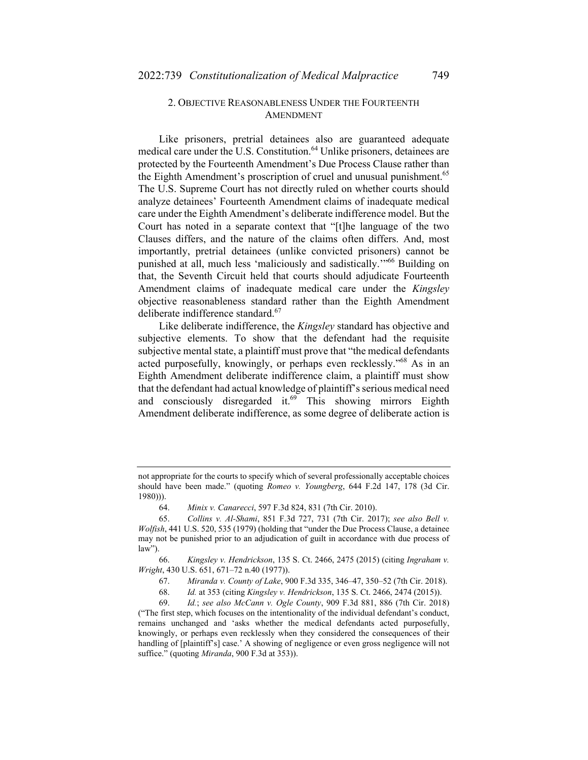### 2. OBJECTIVE REASONABLENESS UNDER THE FOURTEENTH AMENDMENT

Like prisoners, pretrial detainees also are guaranteed adequate medical care under the U.S. Constitution.[64] Unlike prisoners, detainees are protected by the Fourteenth Amendment's Due Process Clause rather than the Eighth Amendment's proscription of cruel and unusual punishment.[65] The U.S. Supreme Court has not directly ruled on whether courts should analyze detainees' Fourteenth Amendment claims of inadequate medical care under the Eighth Amendment's deliberate indifference model. But the Court has noted in a separate context that "[t]he language of the two Clauses differs, and the nature of the claims often differs. And, most importantly, pretrial detainees (unlike convicted prisoners) cannot be punished at all, much less 'maliciously and sadistically.'"[66] Building on that, the Seventh Circuit held that courts should adjudicate Fourteenth Amendment claims of inadequate medical care under the *Kingsley* objective reasonableness standard rather than the Eighth Amendment deliberate indifference standard.[67]

Like deliberate indifference, the *Kingsley* standard has objective and subjective elements. To show that the defendant had the requisite subjective mental state, a plaintiff must prove that "the medical defendants acted purposefully, knowingly, or perhaps even recklessly."[68] As in an Eighth Amendment deliberate indifference claim, a plaintiff must show that the defendant had actual knowledge of plaintiff's serious medical need and consciously disregarded it.[69] This showing mirrors Eighth Amendment deliberate indifference, as some degree of deliberate action is

---

not appropriate for the courts to specify which of several professionally acceptable choices should have been made." (quoting *Romeo v. Youngberg*, 644 F.2d 147, 178 (3d Cir. 1980))).

64. *Minix v. Canarecci*, 597 F.3d 824, 831 (7th Cir. 2010).

65. *Collins v. Al-Shami*, 851 F.3d 727, 731 (7th Cir. 2017); *see also Bell v. Wolfish*, 441 U.S. 520, 535 (1979) (holding that "under the Due Process Clause, a detainee may not be punished prior to an adjudication of guilt in accordance with due process of law").

66. *Kingsley v. Hendrickson*, 135 S. Ct. 2466, 2475 (2015) (citing *Ingraham v. Wright*, 430 U.S. 651, 671–72 n.40 (1977)).

67. *Miranda v. County of Lake*, 900 F.3d 335, 346–47, 350–52 (7th Cir. 2018).

68. *Id.* at 353 (citing *Kingsley v. Hendrickson*, 135 S. Ct. 2466, 2474 (2015)).

69. *Id.*; *see also McCann v. Ogle County*, 909 F.3d 881, 886 (7th Cir. 2018) ("The first step, which focuses on the intentionality of the individual defendant's conduct, remains unchanged and 'asks whether the medical defendants acted purposefully, knowingly, or perhaps even recklessly when they considered the consequences of their handling of [plaintiff's] case.' A showing of negligence or even gross negligence will not suffice." (quoting *Miranda*, 900 F.3d at 353)).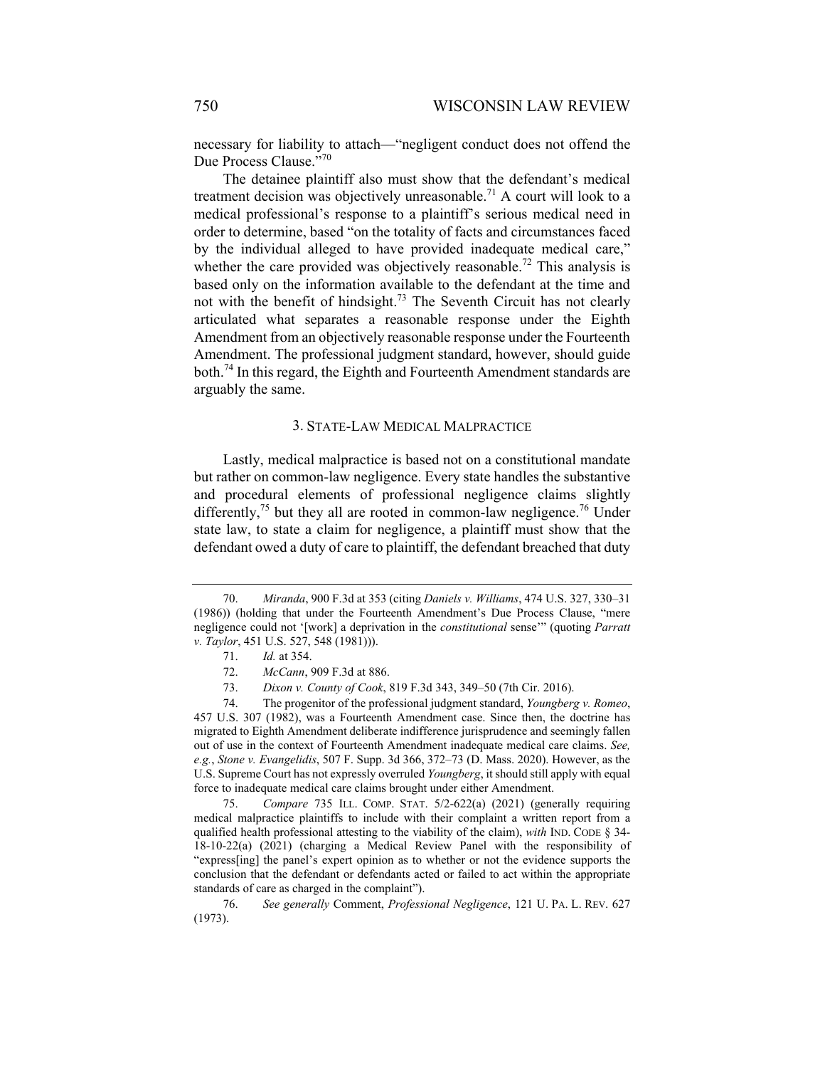necessary for liability to attach—"negligent conduct does not offend the Due Process Clause."[70]

The detainee plaintiff also must show that the defendant's medical treatment decision was objectively unreasonable.[71] A court will look to a medical professional's response to a plaintiff's serious medical need in order to determine, based "on the totality of facts and circumstances faced by the individual alleged to have provided inadequate medical care," whether the care provided was objectively reasonable.[72] This analysis is based only on the information available to the defendant at the time and not with the benefit of hindsight.[73] The Seventh Circuit has not clearly articulated what separates a reasonable response under the Eighth Amendment from an objectively reasonable response under the Fourteenth Amendment. The professional judgment standard, however, should guide both.[74] In this regard, the Eighth and Fourteenth Amendment standards are arguably the same.

### 3. STATE-LAW MEDICAL MALPRACTICE

Lastly, medical malpractice is based not on a constitutional mandate but rather on common-law negligence. Every state handles the substantive and procedural elements of professional negligence claims slightly differently,[75] but they all are rooted in common-law negligence.[76] Under state law, to state a claim for negligence, a plaintiff must show that the defendant owed a duty of care to plaintiff, the defendant breached that duty

---

70. *Miranda*, 900 F.3d at 353 (citing *Daniels v. Williams*, 474 U.S. 327, 330–31 (1986)) (holding that under the Fourteenth Amendment's Due Process Clause, "mere negligence could not '[work] a deprivation in the *constitutional* sense'" (quoting *Parratt v. Taylor*, 451 U.S. 527, 548 (1981))).

71. *Id.* at 354.

72. *McCann*, 909 F.3d at 886.

73. *Dixon v. County of Cook*, 819 F.3d 343, 349–50 (7th Cir. 2016).

74. The progenitor of the professional judgment standard, *Youngberg v. Romeo*, 457 U.S. 307 (1982), was a Fourteenth Amendment case. Since then, the doctrine has migrated to Eighth Amendment deliberate indifference jurisprudence and seemingly fallen out of use in the context of Fourteenth Amendment inadequate medical care claims. *See, e.g.*, *Stone v. Evangelidis*, 507 F. Supp. 3d 366, 372–73 (D. Mass. 2020). However, as the U.S. Supreme Court has not expressly overruled *Youngberg*, it should still apply with equal force to inadequate medical care claims brought under either Amendment.

75. *Compare* 735 ILL. COMP. STAT. 5/2-622(a) (2021) (generally requiring medical malpractice plaintiffs to include with their complaint a written report from a qualified health professional attesting to the viability of the claim), *with* IND. CODE § 34-18-10-22(a) (2021) (charging a Medical Review Panel with the responsibility of "express[ing] the panel's expert opinion as to whether or not the evidence supports the conclusion that the defendant or defendants acted or failed to act within the appropriate standards of care as charged in the complaint").

76. *See generally* Comment, *Professional Negligence*, 121 U. PA. L. REV. 627 (1973).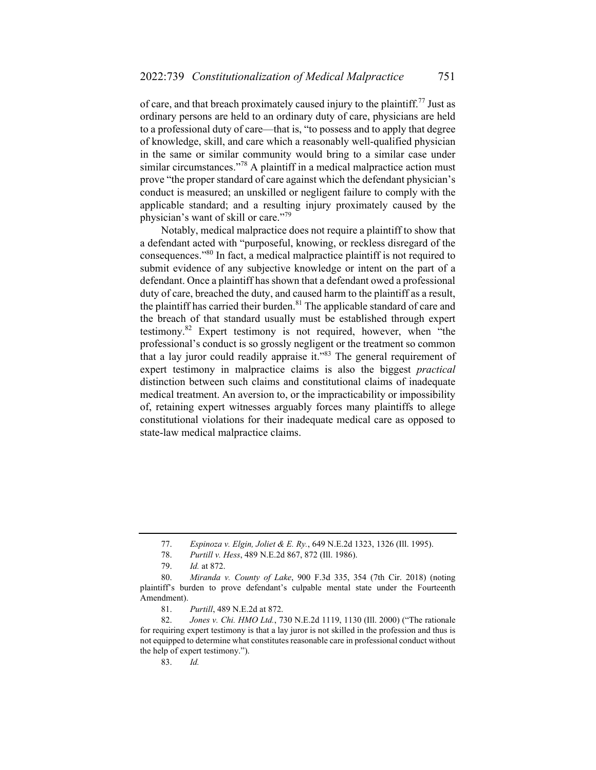of care, and that breach proximately caused injury to the plaintiff.[77] Just as ordinary persons are held to an ordinary duty of care, physicians are held to a professional duty of care—that is, "to possess and to apply that degree of knowledge, skill, and care which a reasonably well-qualified physician in the same or similar community would bring to a similar case under similar circumstances."[78] A plaintiff in a medical malpractice action must prove "the proper standard of care against which the defendant physician's conduct is measured; an unskilled or negligent failure to comply with the applicable standard; and a resulting injury proximately caused by the physician's want of skill or care."[79]

Notably, medical malpractice does not require a plaintiff to show that a defendant acted with "purposeful, knowing, or reckless disregard of the consequences."[80] In fact, a medical malpractice plaintiff is not required to submit evidence of any subjective knowledge or intent on the part of a defendant. Once a plaintiff has shown that a defendant owed a professional duty of care, breached the duty, and caused harm to the plaintiff as a result, the plaintiff has carried their burden.[81] The applicable standard of care and the breach of that standard usually must be established through expert testimony.[82] Expert testimony is not required, however, when "the professional's conduct is so grossly negligent or the treatment so common that a lay juror could readily appraise it."[83] The general requirement of expert testimony in malpractice claims is also the biggest *practical* distinction between such claims and constitutional claims of inadequate medical treatment. An aversion to, or the impracticability or impossibility of, retaining expert witnesses arguably forces many plaintiffs to allege constitutional violations for their inadequate medical care as opposed to state-law medical malpractice claims.

---

77. *Espinoza v. Elgin, Joliet & E. Ry.*, 649 N.E.2d 1323, 1326 (Ill. 1995).

78. *Purtill v. Hess*, 489 N.E.2d 867, 872 (Ill. 1986).

79. *Id.* at 872.

80. *Miranda v. County of Lake*, 900 F.3d 335, 354 (7th Cir. 2018) (noting plaintiff's burden to prove defendant's culpable mental state under the Fourteenth Amendment).

81. *Purtill*, 489 N.E.2d at 872.

82. *Jones v. Chi. HMO Ltd.*, 730 N.E.2d 1119, 1130 (Ill. 2000) ("The rationale for requiring expert testimony is that a lay juror is not skilled in the profession and thus is not equipped to determine what constitutes reasonable care in professional conduct without the help of expert testimony.").

83. *Id.*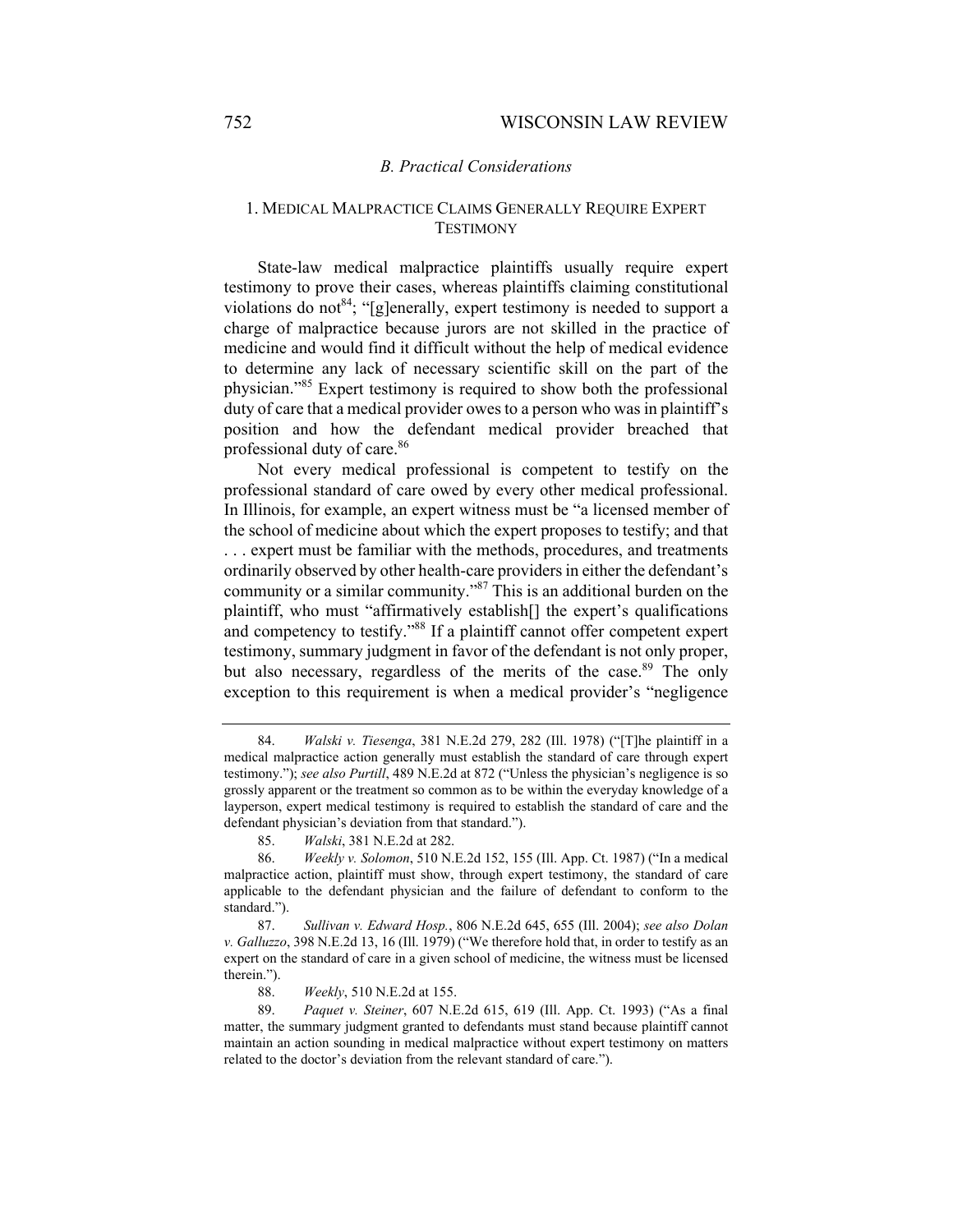### *B. Practical Considerations*

#### 1. Medical Malpractice Claims Generally Require Expert Testimony

State-law medical malpractice plaintiffs usually require expert testimony to prove their cases, whereas plaintiffs claiming constitutional violations do not[84]; "[g]enerally, expert testimony is needed to support a charge of malpractice because jurors are not skilled in the practice of medicine and would find it difficult without the help of medical evidence to determine any lack of necessary scientific skill on the part of the physician."[85] Expert testimony is required to show both the professional duty of care that a medical provider owes to a person who was in plaintiff's position and how the defendant medical provider breached that professional duty of care.[86]

Not every medical professional is competent to testify on the professional standard of care owed by every other medical professional. In Illinois, for example, an expert witness must be "a licensed member of the school of medicine about which the expert proposes to testify; and that . . . expert must be familiar with the methods, procedures, and treatments ordinarily observed by other health-care providers in either the defendant's community or a similar community."[87] This is an additional burden on the plaintiff, who must "affirmatively establish[] the expert's qualifications and competency to testify."[88] If a plaintiff cannot offer competent expert testimony, summary judgment in favor of the defendant is not only proper, but also necessary, regardless of the merits of the case.[89] The only exception to this requirement is when a medical provider's "negligence

---

84. *Walski v. Tiesenga*, 381 N.E.2d 279, 282 (Ill. 1978) ("[T]he plaintiff in a medical malpractice action generally must establish the standard of care through expert testimony."); *see also Purtill*, 489 N.E.2d at 872 ("Unless the physician's negligence is so grossly apparent or the treatment so common as to be within the everyday knowledge of a layperson, expert medical testimony is required to establish the standard of care and the defendant physician's deviation from that standard.").

85. *Walski*, 381 N.E.2d at 282.

86. *Weekly v. Solomon*, 510 N.E.2d 152, 155 (Ill. App. Ct. 1987) ("In a medical malpractice action, plaintiff must show, through expert testimony, the standard of care applicable to the defendant physician and the failure of defendant to conform to the standard.").

87. *Sullivan v. Edward Hosp.*, 806 N.E.2d 645, 655 (Ill. 2004); *see also Dolan v. Galluzzo*, 398 N.E.2d 13, 16 (Ill. 1979) ("We therefore hold that, in order to testify as an expert on the standard of care in a given school of medicine, the witness must be licensed therein.").

88. *Weekly*, 510 N.E.2d at 155.

89. *Paquet v. Steiner*, 607 N.E.2d 615, 619 (Ill. App. Ct. 1993) ("As a final matter, the summary judgment granted to defendants must stand because plaintiff cannot maintain an action sounding in medical malpractice without expert testimony on matters related to the doctor's deviation from the relevant standard of care.").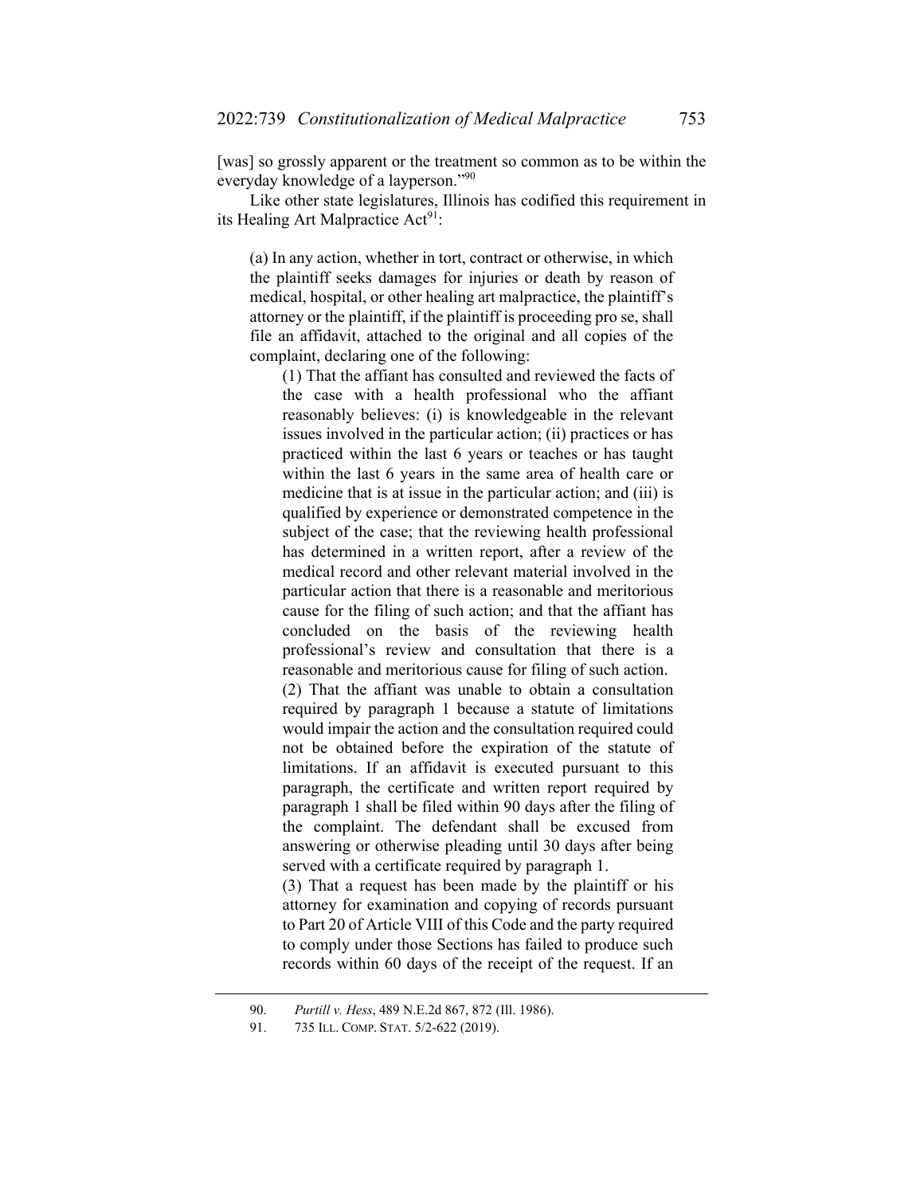[was] so grossly apparent or the treatment so common as to be within the everyday knowledge of a layperson."[90]

Like other state legislatures, Illinois has codified this requirement in its Healing Art Malpractice Act[91]:

> (a) In any action, whether in tort, contract or otherwise, in which the plaintiff seeks damages for injuries or death by reason of medical, hospital, or other healing art malpractice, the plaintiff's attorney or the plaintiff, if the plaintiff is proceeding pro se, shall file an affidavit, attached to the original and all copies of the complaint, declaring one of the following:
>
> > (1) That the affiant has consulted and reviewed the facts of the case with a health professional who the affiant reasonably believes: (i) is knowledgeable in the relevant issues involved in the particular action; (ii) practices or has practiced within the last 6 years or teaches or has taught within the last 6 years in the same area of health care or medicine that is at issue in the particular action; and (iii) is qualified by experience or demonstrated competence in the subject of the case; that the reviewing health professional has determined in a written report, after a review of the medical record and other relevant material involved in the particular action that there is a reasonable and meritorious cause for the filing of such action; and that the affiant has concluded on the basis of the reviewing health professional's review and consultation that there is a reasonable and meritorious cause for filing of such action.
> >
> > (2) That the affiant was unable to obtain a consultation required by paragraph 1 because a statute of limitations would impair the action and the consultation required could not be obtained before the expiration of the statute of limitations. If an affidavit is executed pursuant to this paragraph, the certificate and written report required by paragraph 1 shall be filed within 90 days after the filing of the complaint. The defendant shall be excused from answering or otherwise pleading until 30 days after being served with a certificate required by paragraph 1.
> >
> > (3) That a request has been made by the plaintiff or his attorney for examination and copying of records pursuant to Part 20 of Article VIII of this Code and the party required to comply under those Sections has failed to produce such records within 60 days of the receipt of the request. If an

---

90. *Purtill v. Hess*, 489 N.E.2d 867, 872 (Ill. 1986).

91. 735 ILL. COMP. STAT. 5/2-622 (2019).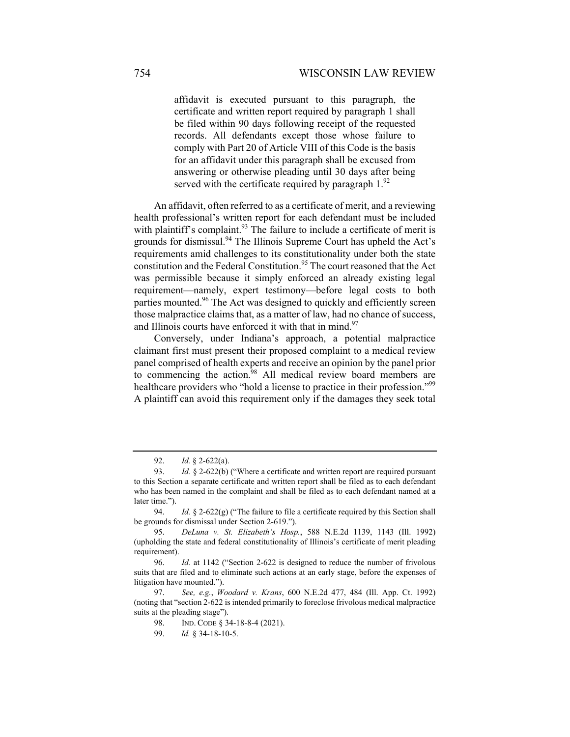> affidavit is executed pursuant to this paragraph, the certificate and written report required by paragraph 1 shall be filed within 90 days following receipt of the requested records. All defendants except those whose failure to comply with Part 20 of Article VIII of this Code is the basis for an affidavit under this paragraph shall be excused from answering or otherwise pleading until 30 days after being served with the certificate required by paragraph 1.[92]

An affidavit, often referred to as a certificate of merit, and a reviewing health professional's written report for each defendant must be included with plaintiff's complaint.[93] The failure to include a certificate of merit is grounds for dismissal.[94] The Illinois Supreme Court has upheld the Act's requirements amid challenges to its constitutionality under both the state constitution and the Federal Constitution.[95] The court reasoned that the Act was permissible because it simply enforced an already existing legal requirement—namely, expert testimony—before legal costs to both parties mounted.[96] The Act was designed to quickly and efficiently screen those malpractice claims that, as a matter of law, had no chance of success, and Illinois courts have enforced it with that in mind.[97]

Conversely, under Indiana's approach, a potential malpractice claimant first must present their proposed complaint to a medical review panel comprised of health experts and receive an opinion by the panel prior to commencing the action.[98] All medical review board members are healthcare providers who "hold a license to practice in their profession."[99] A plaintiff can avoid this requirement only if the damages they seek total

---

92. *Id.* § 2-622(a).

93. *Id.* § 2-622(b) ("Where a certificate and written report are required pursuant to this Section a separate certificate and written report shall be filed as to each defendant who has been named in the complaint and shall be filed as to each defendant named at a later time.").

94. *Id.* § 2-622(g) ("The failure to file a certificate required by this Section shall be grounds for dismissal under Section 2-619.").

95. *DeLuna v. St. Elizabeth's Hosp.*, 588 N.E.2d 1139, 1143 (Ill. 1992) (upholding the state and federal constitutionality of Illinois's certificate of merit pleading requirement).

96. *Id.* at 1142 ("Section 2-622 is designed to reduce the number of frivolous suits that are filed and to eliminate such actions at an early stage, before the expenses of litigation have mounted.").

97. *See, e.g.*, *Woodard v. Krans*, 600 N.E.2d 477, 484 (Ill. App. Ct. 1992) (noting that "section 2-622 is intended primarily to foreclose frivolous medical malpractice suits at the pleading stage").

98. IND. CODE § 34-18-8-4 (2021).

99. *Id.* § 34-18-10-5.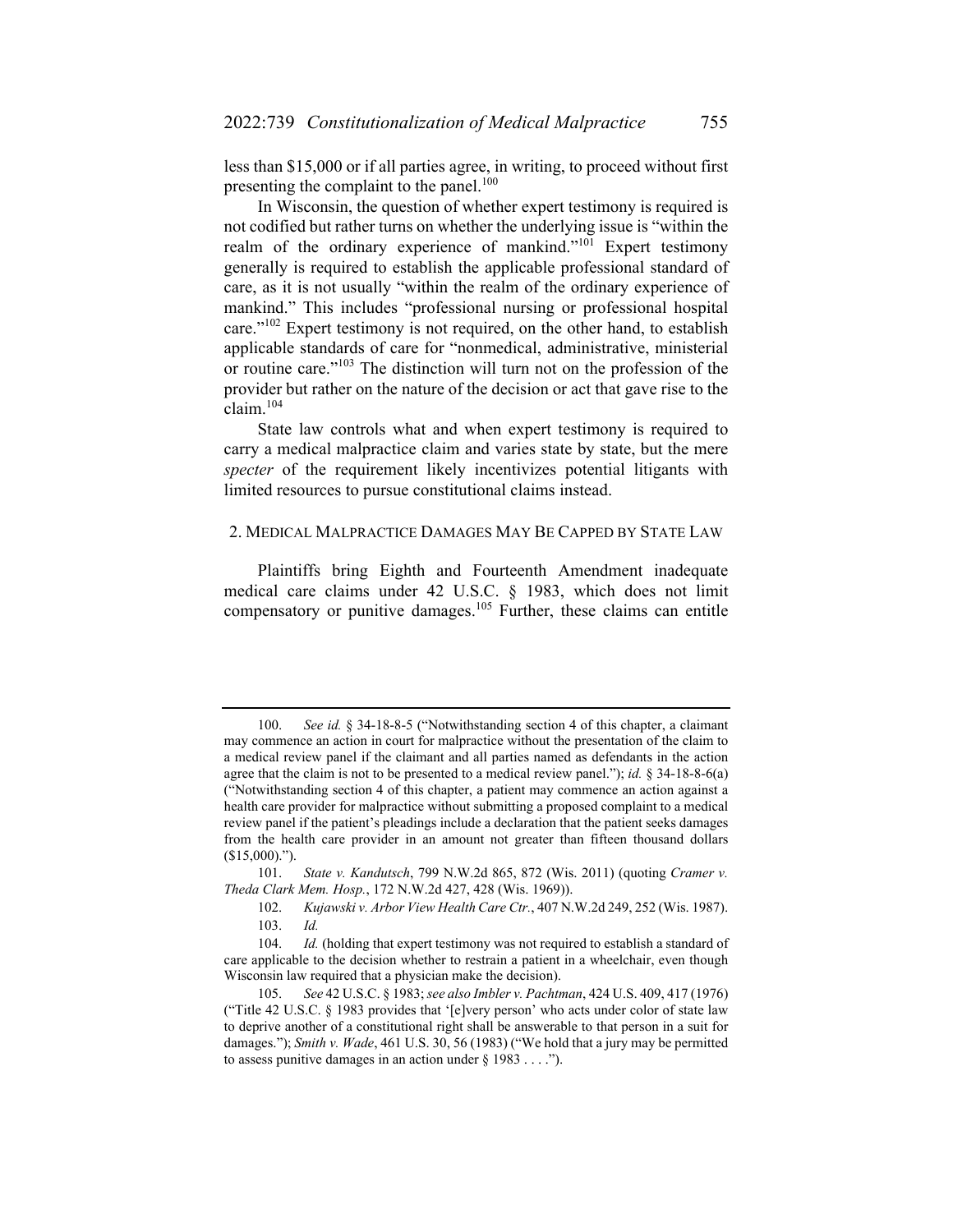less than $15,000 or if all parties agree, in writing, to proceed without first presenting the complaint to the panel.[100]

In Wisconsin, the question of whether expert testimony is required is not codified but rather turns on whether the underlying issue is "within the realm of the ordinary experience of mankind."[101] Expert testimony generally is required to establish the applicable professional standard of care, as it is not usually "within the realm of the ordinary experience of mankind." This includes "professional nursing or professional hospital care."[102] Expert testimony is not required, on the other hand, to establish applicable standards of care for "nonmedical, administrative, ministerial or routine care."[103] The distinction will turn not on the profession of the provider but rather on the nature of the decision or act that gave rise to the claim.[104]

State law controls what and when expert testimony is required to carry a medical malpractice claim and varies state by state, but the mere *specter* of the requirement likely incentivizes potential litigants with limited resources to pursue constitutional claims instead.

### 2. Medical Malpractice Damages May Be Capped by State Law

Plaintiffs bring Eighth and Fourteenth Amendment inadequate medical care claims under 42 U.S.C. § 1983, which does not limit compensatory or punitive damages.[105] Further, these claims can entitle

---

100. *See id.* § 34-18-8-5 ("Notwithstanding section 4 of this chapter, a claimant may commence an action in court for malpractice without the presentation of the claim to a medical review panel if the claimant and all parties named as defendants in the action agree that the claim is not to be presented to a medical review panel."); *id.* § 34-18-8-6(a) ("Notwithstanding section 4 of this chapter, a patient may commence an action against a health care provider for malpractice without submitting a proposed complaint to a medical review panel if the patient's pleadings include a declaration that the patient seeks damages from the health care provider in an amount not greater than fifteen thousand dollars ($15,000).").

101. *State v. Kandutsch*, 799 N.W.2d 865, 872 (Wis. 2011) (quoting *Cramer v. Theda Clark Mem. Hosp.*, 172 N.W.2d 427, 428 (Wis. 1969)).

102. *Kujawski v. Arbor View Health Care Ctr.*, 407 N.W.2d 249, 252 (Wis. 1987).

103. *Id.*

104. *Id.* (holding that expert testimony was not required to establish a standard of care applicable to the decision whether to restrain a patient in a wheelchair, even though Wisconsin law required that a physician make the decision).

105. *See* 42 U.S.C. § 1983; *see also Imbler v. Pachtman*, 424 U.S. 409, 417 (1976) ("Title 42 U.S.C. § 1983 provides that '[e]very person' who acts under color of state law to deprive another of a constitutional right shall be answerable to that person in a suit for damages."); *Smith v. Wade*, 461 U.S. 30, 56 (1983) ("We hold that a jury may be permitted to assess punitive damages in an action under § 1983 . . . .").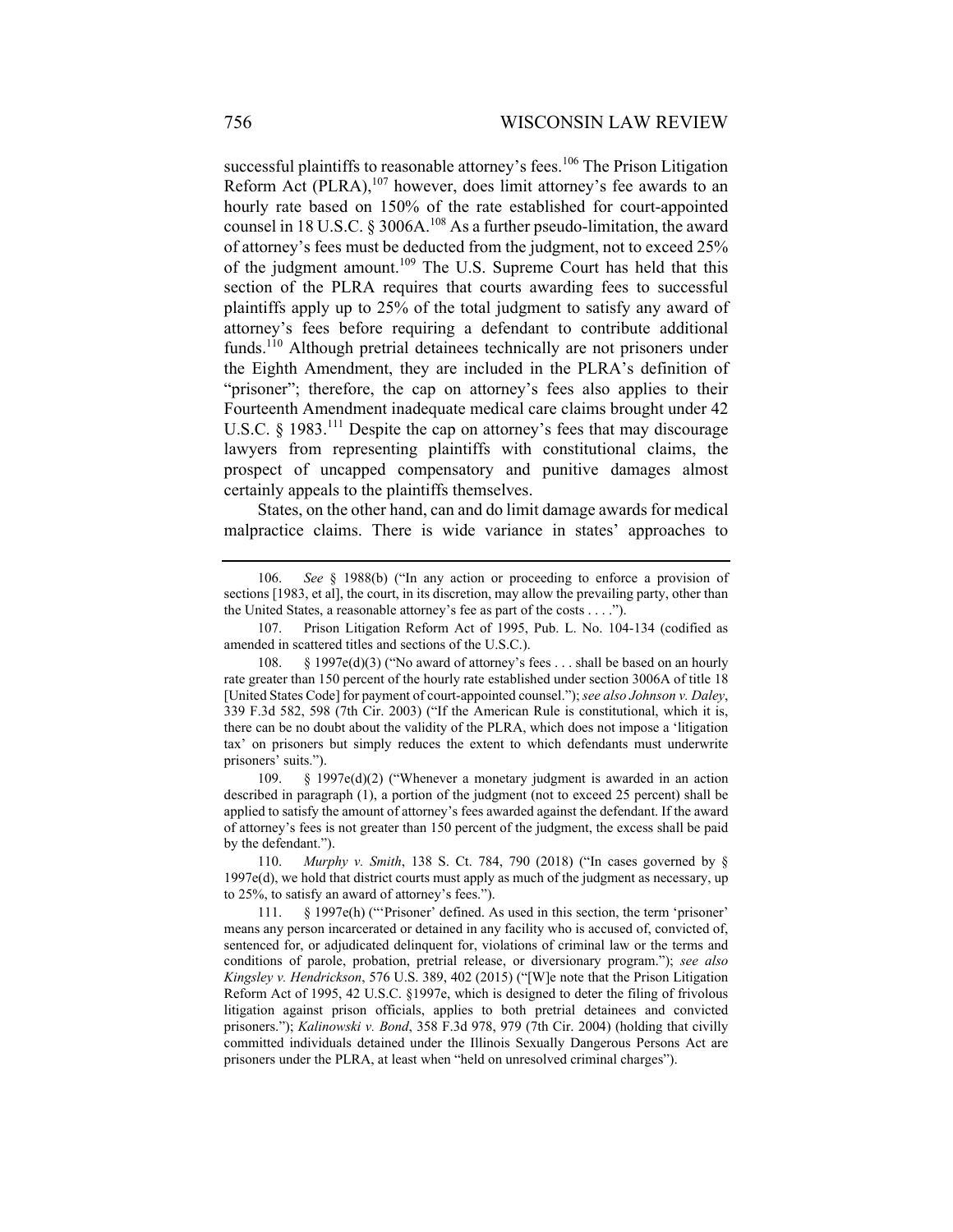successful plaintiffs to reasonable attorney's fees.[106] The Prison Litigation Reform Act (PLRA),[107] however, does limit attorney's fee awards to an hourly rate based on 150% of the rate established for court-appointed counsel in 18 U.S.C. § 3006A.[108] As a further pseudo-limitation, the award of attorney's fees must be deducted from the judgment, not to exceed 25% of the judgment amount.[109] The U.S. Supreme Court has held that this section of the PLRA requires that courts awarding fees to successful plaintiffs apply up to 25% of the total judgment to satisfy any award of attorney's fees before requiring a defendant to contribute additional funds.[110] Although pretrial detainees technically are not prisoners under the Eighth Amendment, they are included in the PLRA's definition of "prisoner"; therefore, the cap on attorney's fees also applies to their Fourteenth Amendment inadequate medical care claims brought under 42 U.S.C. § 1983.[111] Despite the cap on attorney's fees that may discourage lawyers from representing plaintiffs with constitutional claims, the prospect of uncapped compensatory and punitive damages almost certainly appeals to the plaintiffs themselves.

States, on the other hand, can and do limit damage awards for medical malpractice claims. There is wide variance in states' approaches to

---

106. *See* § 1988(b) ("In any action or proceeding to enforce a provision of sections [1983, et al], the court, in its discretion, may allow the prevailing party, other than the United States, a reasonable attorney's fee as part of the costs . . . .").

107. Prison Litigation Reform Act of 1995, Pub. L. No. 104-134 (codified as amended in scattered titles and sections of the U.S.C.).

108. § 1997e(d)(3) ("No award of attorney's fees . . . shall be based on an hourly rate greater than 150 percent of the hourly rate established under section 3006A of title 18 [United States Code] for payment of court-appointed counsel."); *see also Johnson v. Daley*, 339 F.3d 582, 598 (7th Cir. 2003) ("If the American Rule is constitutional, which it is, there can be no doubt about the validity of the PLRA, which does not impose a 'litigation tax' on prisoners but simply reduces the extent to which defendants must underwrite prisoners' suits.").

109. § 1997e(d)(2) ("Whenever a monetary judgment is awarded in an action described in paragraph (1), a portion of the judgment (not to exceed 25 percent) shall be applied to satisfy the amount of attorney's fees awarded against the defendant. If the award of attorney's fees is not greater than 150 percent of the judgment, the excess shall be paid by the defendant.").

110. *Murphy v. Smith*, 138 S. Ct. 784, 790 (2018) ("In cases governed by § 1997e(d), we hold that district courts must apply as much of the judgment as necessary, up to 25%, to satisfy an award of attorney's fees.").

111. § 1997e(h) ("'Prisoner' defined. As used in this section, the term 'prisoner' means any person incarcerated or detained in any facility who is accused of, convicted of, sentenced for, or adjudicated delinquent for, violations of criminal law or the terms and conditions of parole, probation, pretrial release, or diversionary program."); *see also Kingsley v. Hendrickson*, 576 U.S. 389, 402 (2015) ("[W]e note that the Prison Litigation Reform Act of 1995, 42 U.S.C. §1997e, which is designed to deter the filing of frivolous litigation against prison officials, applies to both pretrial detainees and convicted prisoners."); *Kalinowski v. Bond*, 358 F.3d 978, 979 (7th Cir. 2004) (holding that civilly committed individuals detained under the Illinois Sexually Dangerous Persons Act are prisoners under the PLRA, at least when "held on unresolved criminal charges").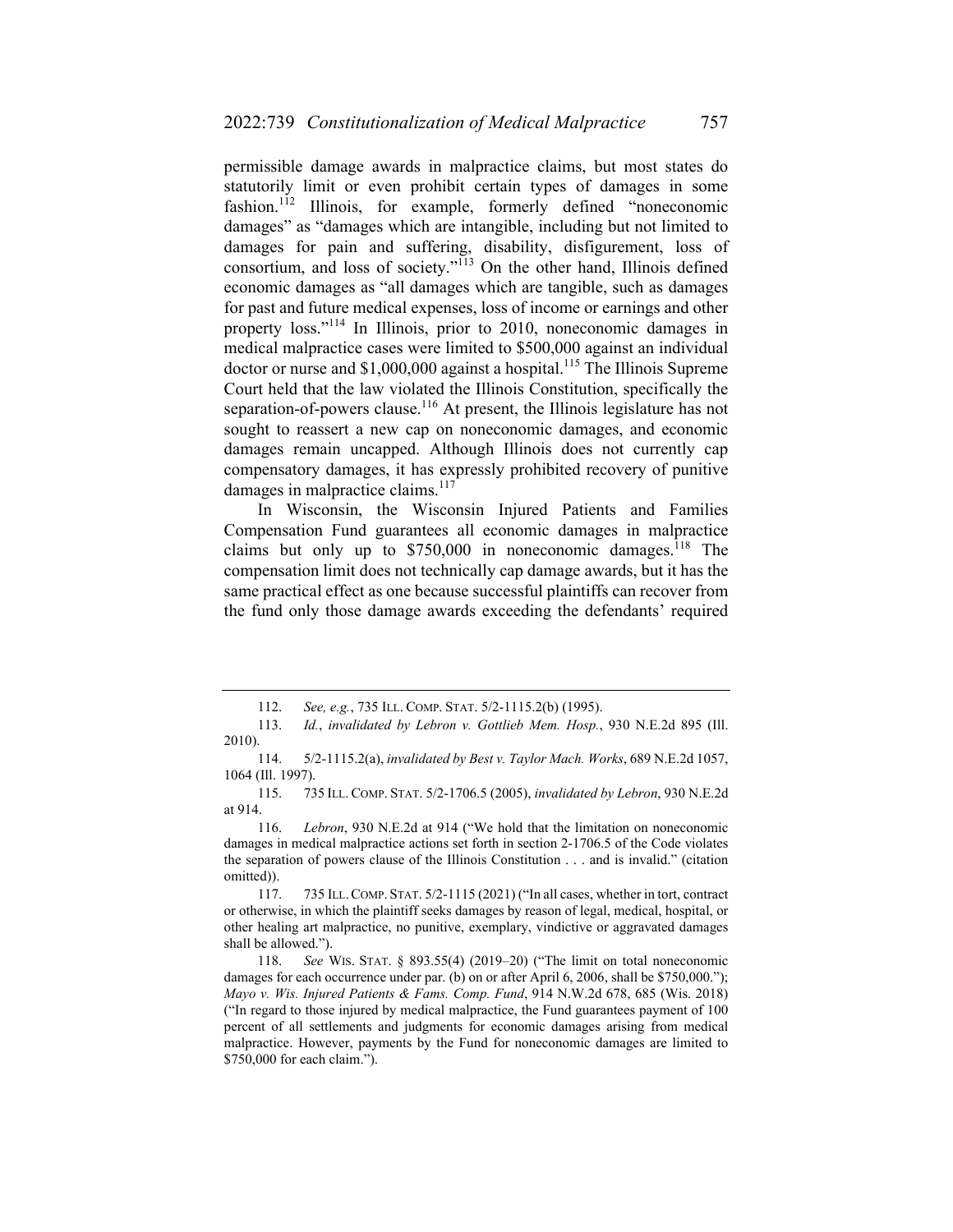permissible damage awards in malpractice claims, but most states do statutorily limit or even prohibit certain types of damages in some fashion.[112] Illinois, for example, formerly defined "noneconomic damages" as "damages which are intangible, including but not limited to damages for pain and suffering, disability, disfigurement, loss of consortium, and loss of society."[113] On the other hand, Illinois defined economic damages as "all damages which are tangible, such as damages for past and future medical expenses, loss of income or earnings and other property loss."[114] In Illinois, prior to 2010, noneconomic damages in medical malpractice cases were limited to $500,000 against an individual doctor or nurse and $1,000,000 against a hospital.[115] The Illinois Supreme Court held that the law violated the Illinois Constitution, specifically the separation-of-powers clause.[116] At present, the Illinois legislature has not sought to reassert a new cap on noneconomic damages, and economic damages remain uncapped. Although Illinois does not currently cap compensatory damages, it has expressly prohibited recovery of punitive damages in malpractice claims.[117]

In Wisconsin, the Wisconsin Injured Patients and Families Compensation Fund guarantees all economic damages in malpractice claims but only up to $750,000 in noneconomic damages.[118] The compensation limit does not technically cap damage awards, but it has the same practical effect as one because successful plaintiffs can recover from the fund only those damage awards exceeding the defendants' required

---

112. *See, e.g.*, 735 ILL. COMP. STAT. 5/2-1115.2(b) (1995).

113. *Id.*, *invalidated by Lebron v. Gottlieb Mem. Hosp.*, 930 N.E.2d 895 (Ill. 2010).

114. 5/2-1115.2(a), *invalidated by Best v. Taylor Mach. Works*, 689 N.E.2d 1057, 1064 (Ill. 1997).

115. 735 ILL. COMP. STAT. 5/2-1706.5 (2005), *invalidated by Lebron*, 930 N.E.2d at 914.

116. *Lebron*, 930 N.E.2d at 914 ("We hold that the limitation on noneconomic damages in medical malpractice actions set forth in section 2-1706.5 of the Code violates the separation of powers clause of the Illinois Constitution . . . and is invalid." (citation omitted)).

117. 735 ILL. COMP. STAT. 5/2-1115 (2021) ("In all cases, whether in tort, contract or otherwise, in which the plaintiff seeks damages by reason of legal, medical, hospital, or other healing art malpractice, no punitive, exemplary, vindictive or aggravated damages shall be allowed.").

118. *See* WIS. STAT. § 893.55(4) (2019–20) ("The limit on total noneconomic damages for each occurrence under par. (b) on or after April 6, 2006, shall be $750,000."); *Mayo v. Wis. Injured Patients & Fams. Comp. Fund*, 914 N.W.2d 678, 685 (Wis. 2018) ("In regard to those injured by medical malpractice, the Fund guarantees payment of 100 percent of all settlements and judgments for economic damages arising from medical malpractice. However, payments by the Fund for noneconomic damages are limited to $750,000 for each claim.").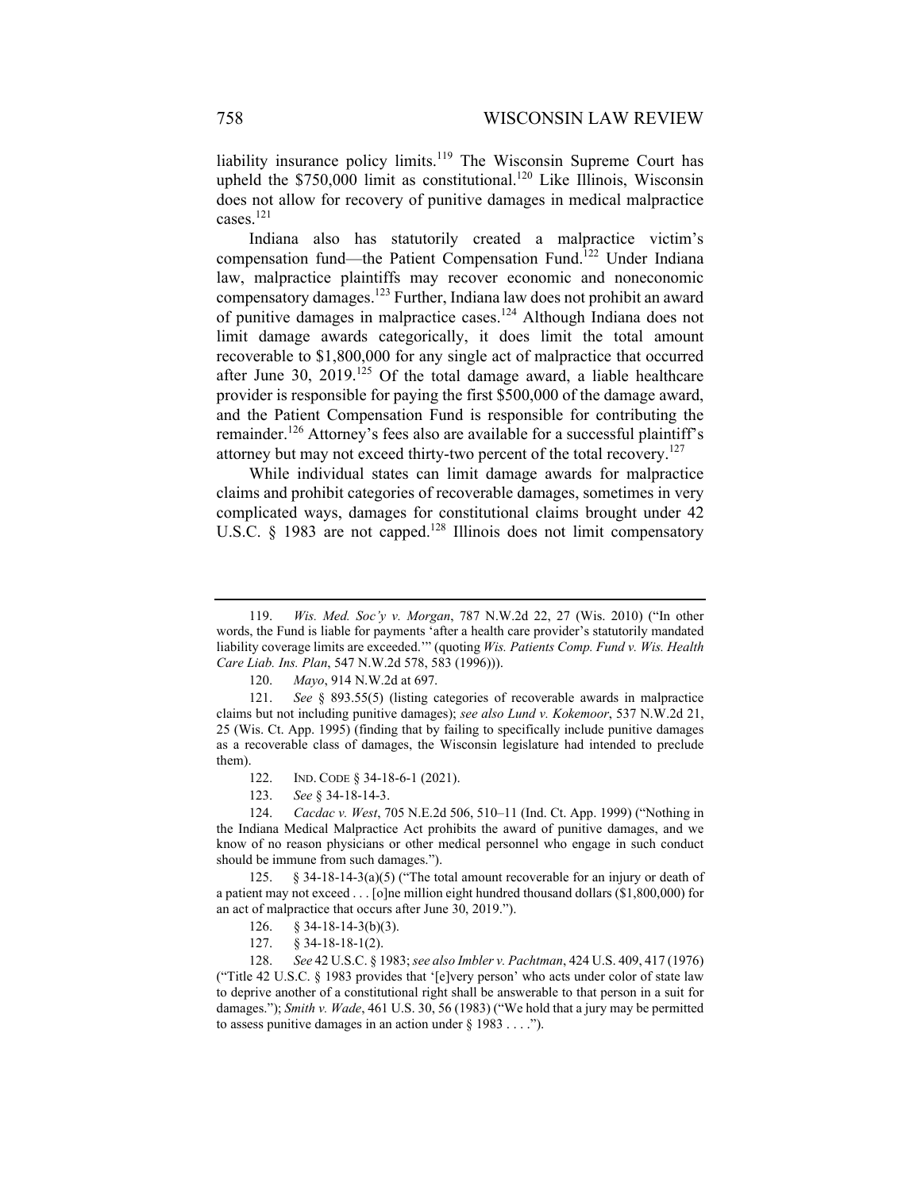liability insurance policy limits.[119] The Wisconsin Supreme Court has upheld the $750,000 limit as constitutional.[120] Like Illinois, Wisconsin does not allow for recovery of punitive damages in medical malpractice cases.[121]

Indiana also has statutorily created a malpractice victim's compensation fund—the Patient Compensation Fund.[122] Under Indiana law, malpractice plaintiffs may recover economic and noneconomic compensatory damages.[123] Further, Indiana law does not prohibit an award of punitive damages in malpractice cases.[124] Although Indiana does not limit damage awards categorically, it does limit the total amount recoverable to $1,800,000 for any single act of malpractice that occurred after June 30, 2019.[125] Of the total damage award, a liable healthcare provider is responsible for paying the first $500,000 of the damage award, and the Patient Compensation Fund is responsible for contributing the remainder.[126] Attorney's fees also are available for a successful plaintiff's attorney but may not exceed thirty-two percent of the total recovery.[127]

While individual states can limit damage awards for malpractice claims and prohibit categories of recoverable damages, sometimes in very complicated ways, damages for constitutional claims brought under 42 U.S.C. § 1983 are not capped.[128] Illinois does not limit compensatory

---

119. *Wis. Med. Soc'y v. Morgan*, 787 N.W.2d 22, 27 (Wis. 2010) ("In other words, the Fund is liable for payments 'after a health care provider's statutorily mandated liability coverage limits are exceeded.'" (quoting *Wis. Patients Comp. Fund v. Wis. Health Care Liab. Ins. Plan*, 547 N.W.2d 578, 583 (1996))).

120. *Mayo*, 914 N.W.2d at 697.

121. *See* § 893.55(5) (listing categories of recoverable awards in malpractice claims but not including punitive damages); *see also Lund v. Kokemoor*, 537 N.W.2d 21, 25 (Wis. Ct. App. 1995) (finding that by failing to specifically include punitive damages as a recoverable class of damages, the Wisconsin legislature had intended to preclude them).

122. IND. CODE § 34-18-6-1 (2021).

123. *See* § 34-18-14-3.

124. *Cacdac v. West*, 705 N.E.2d 506, 510–11 (Ind. Ct. App. 1999) ("Nothing in the Indiana Medical Malpractice Act prohibits the award of punitive damages, and we know of no reason physicians or other medical personnel who engage in such conduct should be immune from such damages.").

125. § 34-18-14-3(a)(5) ("The total amount recoverable for an injury or death of a patient may not exceed . . . [o]ne million eight hundred thousand dollars ($1,800,000) for an act of malpractice that occurs after June 30, 2019.").

126. § 34-18-14-3(b)(3).

127. § 34-18-18-1(2).

128. *See* 42 U.S.C. § 1983; *see also Imbler v. Pachtman*, 424 U.S. 409, 417 (1976) ("Title 42 U.S.C. § 1983 provides that '[e]very person' who acts under color of state law to deprive another of a constitutional right shall be answerable to that person in a suit for damages."); *Smith v. Wade*, 461 U.S. 30, 56 (1983) ("We hold that a jury may be permitted to assess punitive damages in an action under § 1983 . . . .").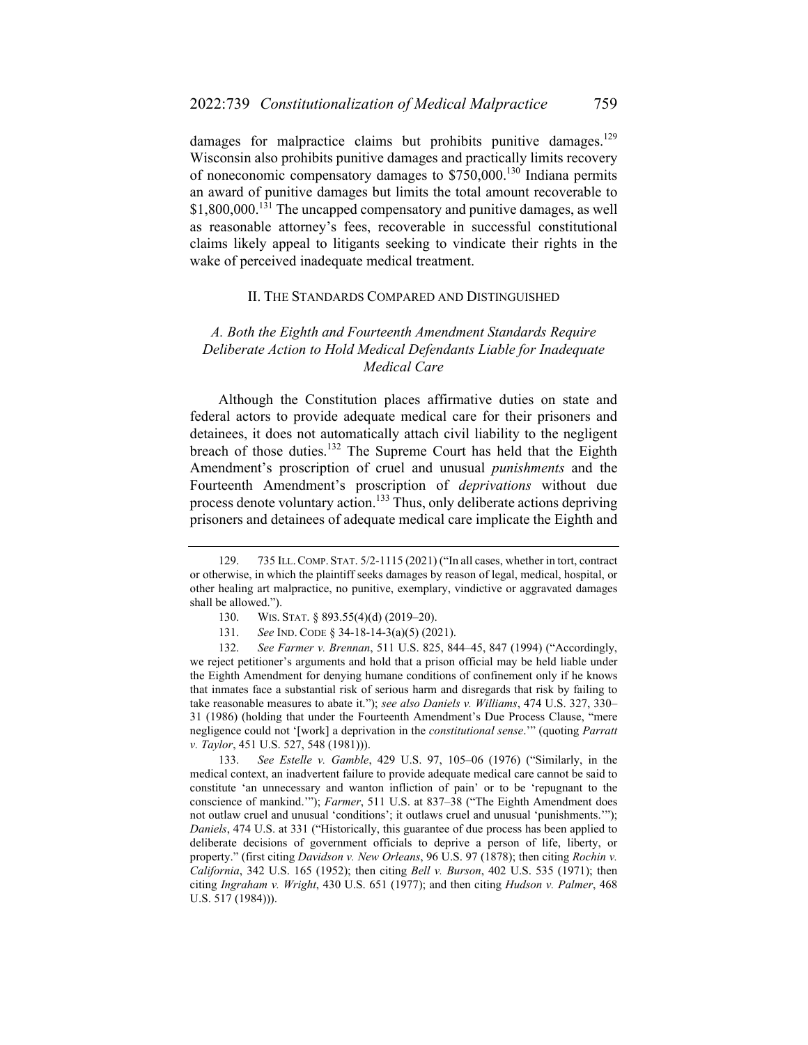damages for malpractice claims but prohibits punitive damages.[129] Wisconsin also prohibits punitive damages and practically limits recovery of noneconomic compensatory damages to $750,000.[130] Indiana permits an award of punitive damages but limits the total amount recoverable to $1,800,000.[131] The uncapped compensatory and punitive damages, as well as reasonable attorney's fees, recoverable in successful constitutional claims likely appeal to litigants seeking to vindicate their rights in the wake of perceived inadequate medical treatment.

## II. The Standards Compared and Distinguished

### *A. Both the Eighth and Fourteenth Amendment Standards Require Deliberate Action to Hold Medical Defendants Liable for Inadequate Medical Care*

Although the Constitution places affirmative duties on state and federal actors to provide adequate medical care for their prisoners and detainees, it does not automatically attach civil liability to the negligent breach of those duties.[132] The Supreme Court has held that the Eighth Amendment's proscription of cruel and unusual *punishments* and the Fourteenth Amendment's proscription of *deprivations* without due process denote voluntary action.[133] Thus, only deliberate actions depriving prisoners and detainees of adequate medical care implicate the Eighth and

---

129. 735 Ill. Comp. Stat. 5/2-1115 (2021) ("In all cases, whether in tort, contract or otherwise, in which the plaintiff seeks damages by reason of legal, medical, hospital, or other healing art malpractice, no punitive, exemplary, vindictive or aggravated damages shall be allowed.").

130. Wis. Stat. § 893.55(4)(d) (2019–20).

131. *See* Ind. Code § 34-18-14-3(a)(5) (2021).

132. *See Farmer v. Brennan*, 511 U.S. 825, 844–45, 847 (1994) ("Accordingly, we reject petitioner's arguments and hold that a prison official may be held liable under the Eighth Amendment for denying humane conditions of confinement only if he knows that inmates face a substantial risk of serious harm and disregards that risk by failing to take reasonable measures to abate it."); *see also Daniels v. Williams*, 474 U.S. 327, 330–31 (1986) (holding that under the Fourteenth Amendment's Due Process Clause, "mere negligence could not '[work] a deprivation in the *constitutional sense*.'" (quoting *Parratt v. Taylor*, 451 U.S. 527, 548 (1981))).

133. *See Estelle v. Gamble*, 429 U.S. 97, 105–06 (1976) ("Similarly, in the medical context, an inadvertent failure to provide adequate medical care cannot be said to constitute 'an unnecessary and wanton infliction of pain' or to be 'repugnant to the conscience of mankind.'"); *Farmer*, 511 U.S. at 837–38 ("The Eighth Amendment does not outlaw cruel and unusual 'conditions'; it outlaws cruel and unusual 'punishments.'"); *Daniels*, 474 U.S. at 331 ("Historically, this guarantee of due process has been applied to deliberate decisions of government officials to deprive a person of life, liberty, or property." (first citing *Davidson v. New Orleans*, 96 U.S. 97 (1878); then citing *Rochin v. California*, 342 U.S. 165 (1952); then citing *Bell v. Burson*, 402 U.S. 535 (1971); then citing *Ingraham v. Wright*, 430 U.S. 651 (1977); and then citing *Hudson v. Palmer*, 468 U.S. 517 (1984))).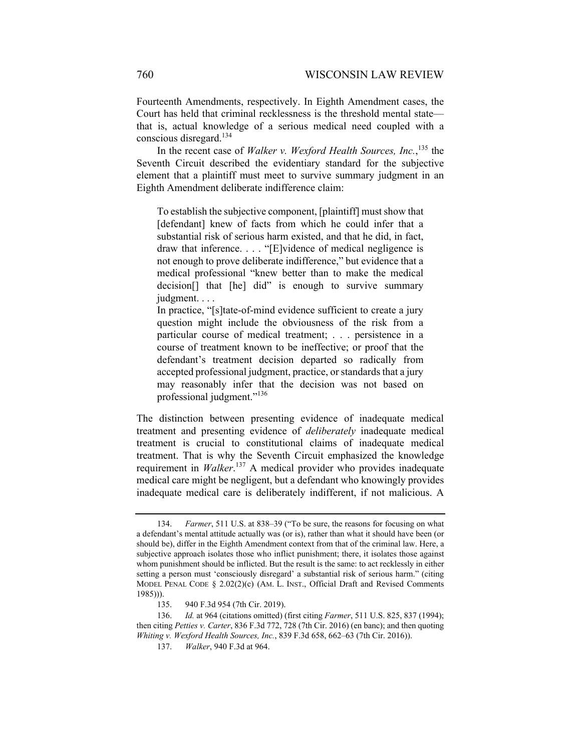Fourteenth Amendments, respectively. In Eighth Amendment cases, the Court has held that criminal recklessness is the threshold mental state—that is, actual knowledge of a serious medical need coupled with a conscious disregard.[134]

In the recent case of *Walker v. Wexford Health Sources, Inc.*,[135] the Seventh Circuit described the evidentiary standard for the subjective element that a plaintiff must meet to survive summary judgment in an Eighth Amendment deliberate indifference claim:

> To establish the subjective component, [plaintiff] must show that [defendant] knew of facts from which he could infer that a substantial risk of serious harm existed, and that he did, in fact, draw that inference. . . . "[E]vidence of medical negligence is not enough to prove deliberate indifference," but evidence that a medical professional "knew better than to make the medical decision[] that [he] did" is enough to survive summary judgment. . . .
>
> In practice, "[s]tate-of-mind evidence sufficient to create a jury question might include the obviousness of the risk from a particular course of medical treatment; . . . persistence in a course of treatment known to be ineffective; or proof that the defendant's treatment decision departed so radically from accepted professional judgment, practice, or standards that a jury may reasonably infer that the decision was not based on professional judgment."[136]

The distinction between presenting evidence of inadequate medical treatment and presenting evidence of *deliberately* inadequate medical treatment is crucial to constitutional claims of inadequate medical treatment. That is why the Seventh Circuit emphasized the knowledge requirement in *Walker*.[137] A medical provider who provides inadequate medical care might be negligent, but a defendant who knowingly provides inadequate medical care is deliberately indifferent, if not malicious. A

---

134. *Farmer*, 511 U.S. at 838–39 ("To be sure, the reasons for focusing on what a defendant's mental attitude actually was (or is), rather than what it should have been (or should be), differ in the Eighth Amendment context from that of the criminal law. Here, a subjective approach isolates those who inflict punishment; there, it isolates those against whom punishment should be inflicted. But the result is the same: to act recklessly in either setting a person must 'consciously disregard' a substantial risk of serious harm." (citing MODEL PENAL CODE § 2.02(2)(c) (AM. L. INST., Official Draft and Revised Comments 1985))).

135. 940 F.3d 954 (7th Cir. 2019).

136. *Id.* at 964 (citations omitted) (first citing *Farmer*, 511 U.S. 825, 837 (1994); then citing *Petties v. Carter*, 836 F.3d 772, 728 (7th Cir. 2016) (en banc); and then quoting *Whiting v. Wexford Health Sources, Inc.*, 839 F.3d 658, 662–63 (7th Cir. 2016)).

137. *Walker*, 940 F.3d at 964.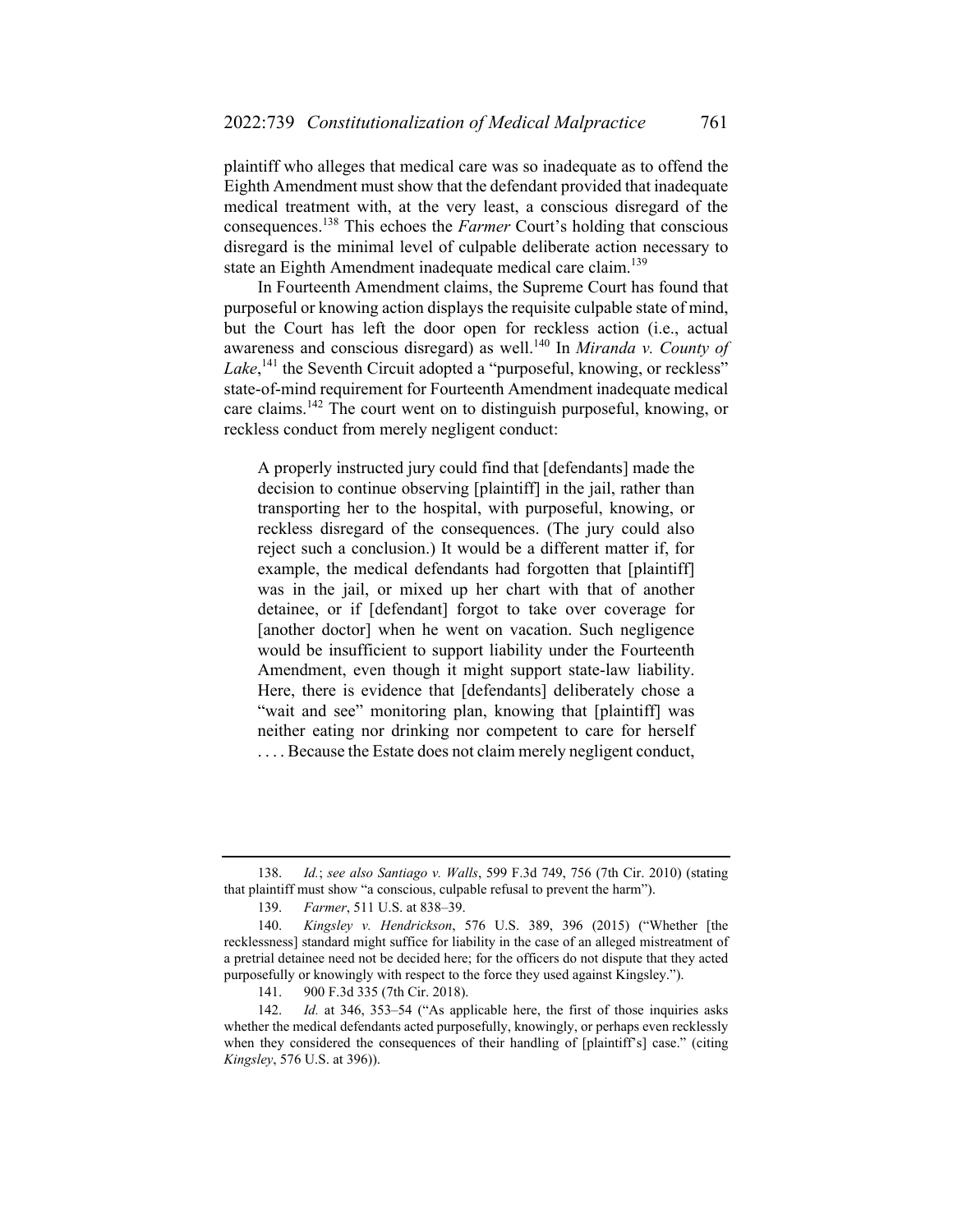plaintiff who alleges that medical care was so inadequate as to offend the Eighth Amendment must show that the defendant provided that inadequate medical treatment with, at the very least, a conscious disregard of the consequences.[138] This echoes the *Farmer* Court's holding that conscious disregard is the minimal level of culpable deliberate action necessary to state an Eighth Amendment inadequate medical care claim.[139]

In Fourteenth Amendment claims, the Supreme Court has found that purposeful or knowing action displays the requisite culpable state of mind, but the Court has left the door open for reckless action (i.e., actual awareness and conscious disregard) as well.[140] In *Miranda v. County of Lake*,[141] the Seventh Circuit adopted a "purposeful, knowing, or reckless" state-of-mind requirement for Fourteenth Amendment inadequate medical care claims.[142] The court went on to distinguish purposeful, knowing, or reckless conduct from merely negligent conduct:

> A properly instructed jury could find that [defendants] made the decision to continue observing [plaintiff] in the jail, rather than transporting her to the hospital, with purposeful, knowing, or reckless disregard of the consequences. (The jury could also reject such a conclusion.) It would be a different matter if, for example, the medical defendants had forgotten that [plaintiff] was in the jail, or mixed up her chart with that of another detainee, or if [defendant] forgot to take over coverage for [another doctor] when he went on vacation. Such negligence would be insufficient to support liability under the Fourteenth Amendment, even though it might support state-law liability. Here, there is evidence that [defendants] deliberately chose a "wait and see" monitoring plan, knowing that [plaintiff] was neither eating nor drinking nor competent to care for herself . . . . Because the Estate does not claim merely negligent conduct,

---

138. *Id.*; *see also Santiago v. Walls*, 599 F.3d 749, 756 (7th Cir. 2010) (stating that plaintiff must show "a conscious, culpable refusal to prevent the harm").

139. *Farmer*, 511 U.S. at 838–39.

140. *Kingsley v. Hendrickson*, 576 U.S. 389, 396 (2015) ("Whether [the recklessness] standard might suffice for liability in the case of an alleged mistreatment of a pretrial detainee need not be decided here; for the officers do not dispute that they acted purposefully or knowingly with respect to the force they used against Kingsley.").

141. 900 F.3d 335 (7th Cir. 2018).

142. *Id.* at 346, 353–54 ("As applicable here, the first of those inquiries asks whether the medical defendants acted purposefully, knowingly, or perhaps even recklessly when they considered the consequences of their handling of [plaintiff's] case." (citing *Kingsley*, 576 U.S. at 396)).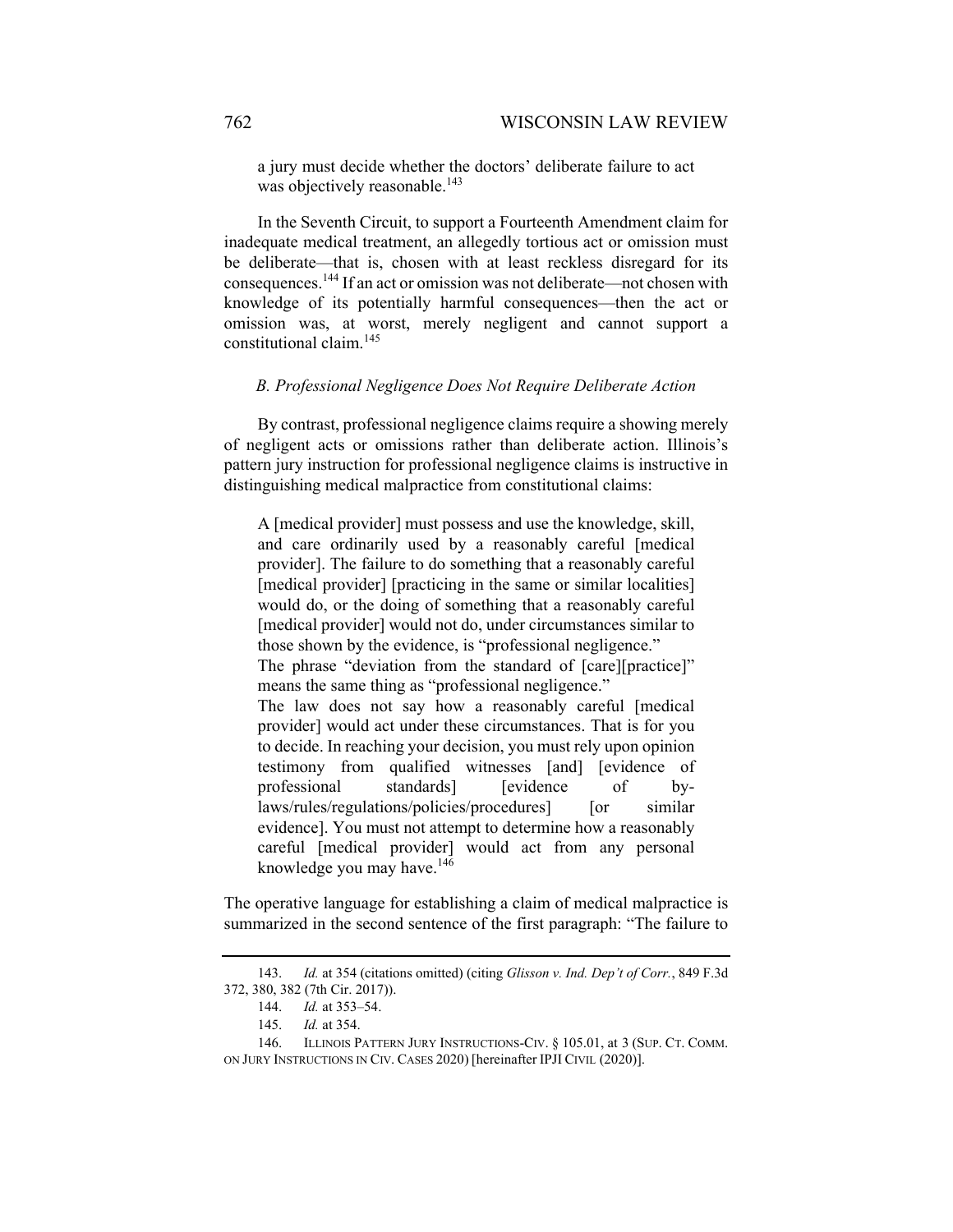> a jury must decide whether the doctors' deliberate failure to act was objectively reasonable.[143]

In the Seventh Circuit, to support a Fourteenth Amendment claim for inadequate medical treatment, an allegedly tortious act or omission must be deliberate—that is, chosen with at least reckless disregard for its consequences.[144] If an act or omission was not deliberate—not chosen with knowledge of its potentially harmful consequences—then the act or omission was, at worst, merely negligent and cannot support a constitutional claim.[145]

### *B. Professional Negligence Does Not Require Deliberate Action*

By contrast, professional negligence claims require a showing merely of negligent acts or omissions rather than deliberate action. Illinois's pattern jury instruction for professional negligence claims is instructive in distinguishing medical malpractice from constitutional claims:

> A [medical provider] must possess and use the knowledge, skill, and care ordinarily used by a reasonably careful [medical provider]. The failure to do something that a reasonably careful [medical provider] [practicing in the same or similar localities] would do, or the doing of something that a reasonably careful [medical provider] would not do, under circumstances similar to those shown by the evidence, is "professional negligence."
>
> The phrase "deviation from the standard of [care][practice]" means the same thing as "professional negligence."
>
> The law does not say how a reasonably careful [medical provider] would act under these circumstances. That is for you to decide. In reaching your decision, you must rely upon opinion testimony from qualified witnesses [and] [evidence of professional standards] [evidence of by-laws/rules/regulations/policies/procedures] [or similar evidence]. You must not attempt to determine how a reasonably careful [medical provider] would act from any personal knowledge you may have.[146]

The operative language for establishing a claim of medical malpractice is summarized in the second sentence of the first paragraph: "The failure to

---

143. *Id.* at 354 (citations omitted) (citing *Glisson v. Ind. Dep't of Corr.*, 849 F.3d 372, 380, 382 (7th Cir. 2017)).

144. *Id.* at 353–54.

145. *Id.* at 354.

146. ILLINOIS PATTERN JURY INSTRUCTIONS-CIV. § 105.01, at 3 (SUP. CT. COMM. ON JURY INSTRUCTIONS IN CIV. CASES 2020) [hereinafter IPJI CIVIL (2020)].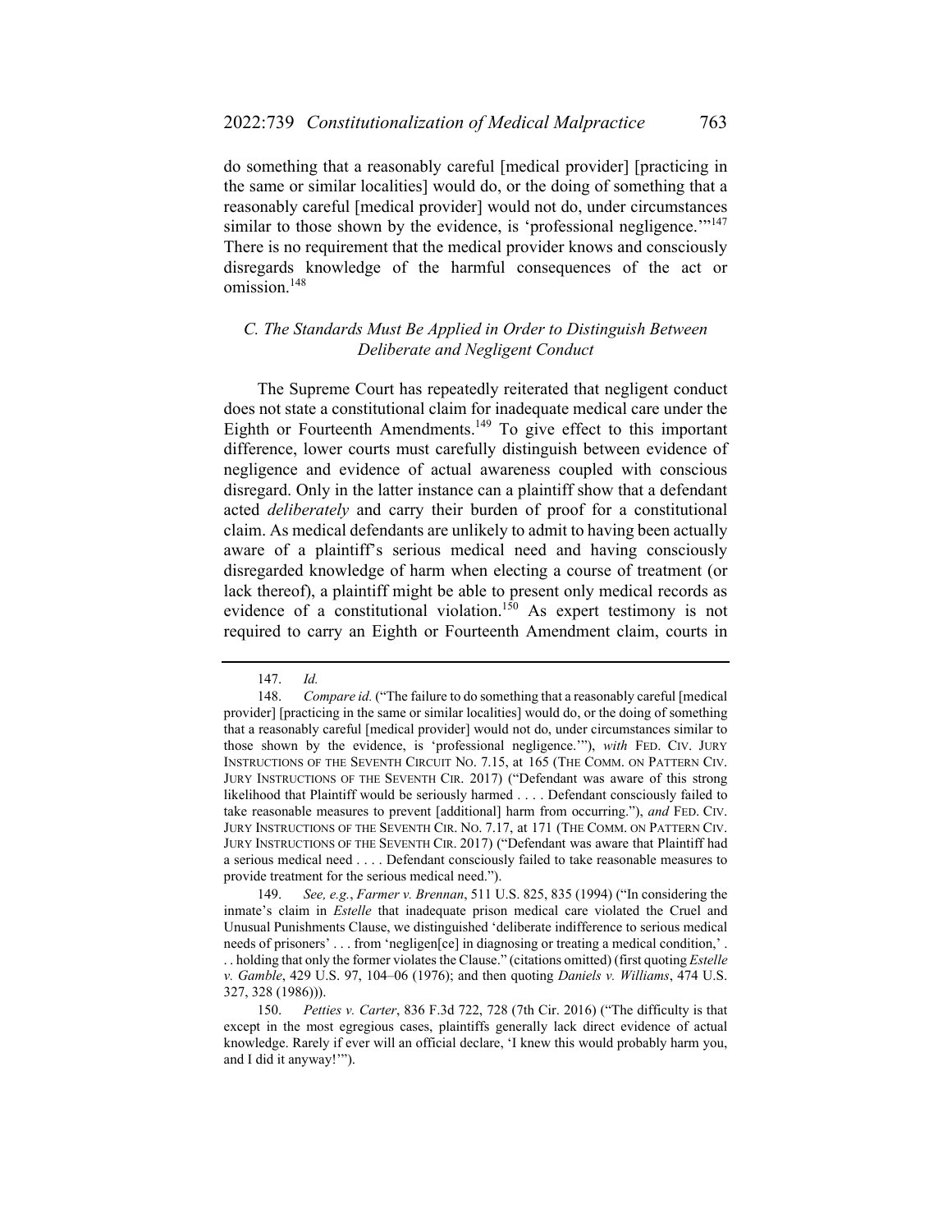do something that a reasonably careful [medical provider] [practicing in the same or similar localities] would do, or the doing of something that a reasonably careful [medical provider] would not do, under circumstances similar to those shown by the evidence, is 'professional negligence.'"[147] There is no requirement that the medical provider knows and consciously disregards knowledge of the harmful consequences of the act or omission.[148]

### *C. The Standards Must Be Applied in Order to Distinguish Between Deliberate and Negligent Conduct*

The Supreme Court has repeatedly reiterated that negligent conduct does not state a constitutional claim for inadequate medical care under the Eighth or Fourteenth Amendments.[149] To give effect to this important difference, lower courts must carefully distinguish between evidence of negligence and evidence of actual awareness coupled with conscious disregard. Only in the latter instance can a plaintiff show that a defendant acted *deliberately* and carry their burden of proof for a constitutional claim. As medical defendants are unlikely to admit to having been actually aware of a plaintiff's serious medical need and having consciously disregarded knowledge of harm when electing a course of treatment (or lack thereof), a plaintiff might be able to present only medical records as evidence of a constitutional violation.[150] As expert testimony is not required to carry an Eighth or Fourteenth Amendment claim, courts in

---

147. *Id.*

148. *Compare id.* ("The failure to do something that a reasonably careful [medical provider] [practicing in the same or similar localities] would do, or the doing of something that a reasonably careful [medical provider] would not do, under circumstances similar to those shown by the evidence, is 'professional negligence.'"), *with* FED. CIV. JURY INSTRUCTIONS OF THE SEVENTH CIRCUIT NO. 7.15, at 165 (THE COMM. ON PATTERN CIV. JURY INSTRUCTIONS OF THE SEVENTH CIR. 2017) ("Defendant was aware of this strong likelihood that Plaintiff would be seriously harmed . . . . Defendant consciously failed to take reasonable measures to prevent [additional] harm from occurring."), *and* FED. CIV. JURY INSTRUCTIONS OF THE SEVENTH CIR. NO. 7.17, at 171 (THE COMM. ON PATTERN CIV. JURY INSTRUCTIONS OF THE SEVENTH CIR. 2017) ("Defendant was aware that Plaintiff had a serious medical need . . . . Defendant consciously failed to take reasonable measures to provide treatment for the serious medical need.").

149. *See, e.g.*, *Farmer v. Brennan*, 511 U.S. 825, 835 (1994) ("In considering the inmate's claim in *Estelle* that inadequate prison medical care violated the Cruel and Unusual Punishments Clause, we distinguished 'deliberate indifference to serious medical needs of prisoners' . . . from 'negligen[ce] in diagnosing or treating a medical condition,' . . . holding that only the former violates the Clause." (citations omitted) (first quoting *Estelle v. Gamble*, 429 U.S. 97, 104–06 (1976); and then quoting *Daniels v. Williams*, 474 U.S. 327, 328 (1986))).

150. *Petties v. Carter*, 836 F.3d 722, 728 (7th Cir. 2016) ("The difficulty is that except in the most egregious cases, plaintiffs generally lack direct evidence of actual knowledge. Rarely if ever will an official declare, 'I knew this would probably harm you, and I did it anyway!'").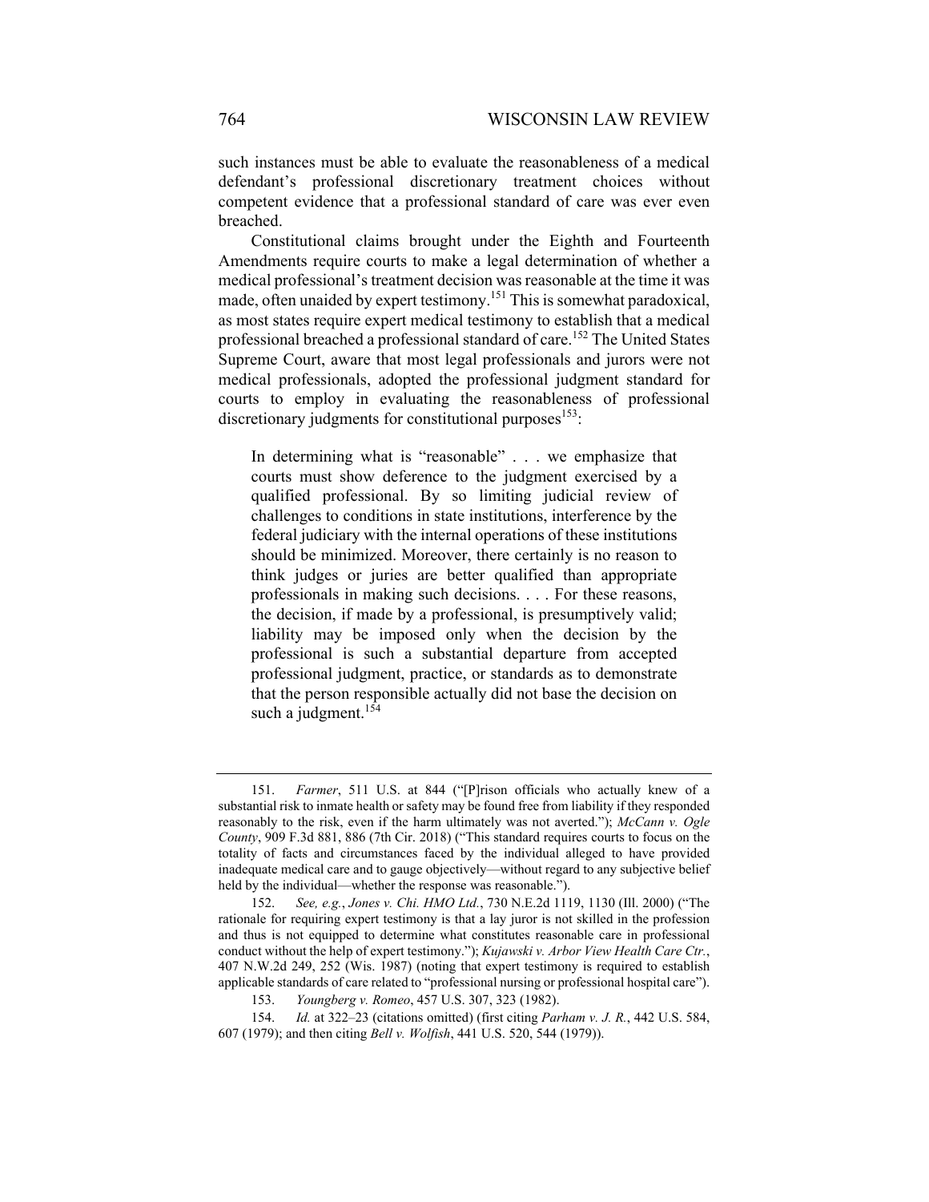such instances must be able to evaluate the reasonableness of a medical defendant's professional discretionary treatment choices without competent evidence that a professional standard of care was ever even breached.

Constitutional claims brought under the Eighth and Fourteenth Amendments require courts to make a legal determination of whether a medical professional's treatment decision was reasonable at the time it was made, often unaided by expert testimony.[151] This is somewhat paradoxical, as most states require expert medical testimony to establish that a medical professional breached a professional standard of care.[152] The United States Supreme Court, aware that most legal professionals and jurors were not medical professionals, adopted the professional judgment standard for courts to employ in evaluating the reasonableness of professional discretionary judgments for constitutional purposes[153]:

> In determining what is "reasonable" . . . we emphasize that courts must show deference to the judgment exercised by a qualified professional. By so limiting judicial review of challenges to conditions in state institutions, interference by the federal judiciary with the internal operations of these institutions should be minimized. Moreover, there certainly is no reason to think judges or juries are better qualified than appropriate professionals in making such decisions. . . . For these reasons, the decision, if made by a professional, is presumptively valid; liability may be imposed only when the decision by the professional is such a substantial departure from accepted professional judgment, practice, or standards as to demonstrate that the person responsible actually did not base the decision on such a judgment.[154]

---

151. *Farmer*, 511 U.S. at 844 ("[P]rison officials who actually knew of a substantial risk to inmate health or safety may be found free from liability if they responded reasonably to the risk, even if the harm ultimately was not averted."); *McCann v. Ogle County*, 909 F.3d 881, 886 (7th Cir. 2018) ("This standard requires courts to focus on the totality of facts and circumstances faced by the individual alleged to have provided inadequate medical care and to gauge objectively—without regard to any subjective belief held by the individual—whether the response was reasonable.").

152. *See, e.g.*, *Jones v. Chi. HMO Ltd.*, 730 N.E.2d 1119, 1130 (Ill. 2000) ("The rationale for requiring expert testimony is that a lay juror is not skilled in the profession and thus is not equipped to determine what constitutes reasonable care in professional conduct without the help of expert testimony."); *Kujawski v. Arbor View Health Care Ctr.*, 407 N.W.2d 249, 252 (Wis. 1987) (noting that expert testimony is required to establish applicable standards of care related to "professional nursing or professional hospital care").

153. *Youngberg v. Romeo*, 457 U.S. 307, 323 (1982).

154. *Id.* at 322–23 (citations omitted) (first citing *Parham v. J. R.*, 442 U.S. 584, 607 (1979); and then citing *Bell v. Wolfish*, 441 U.S. 520, 544 (1979)).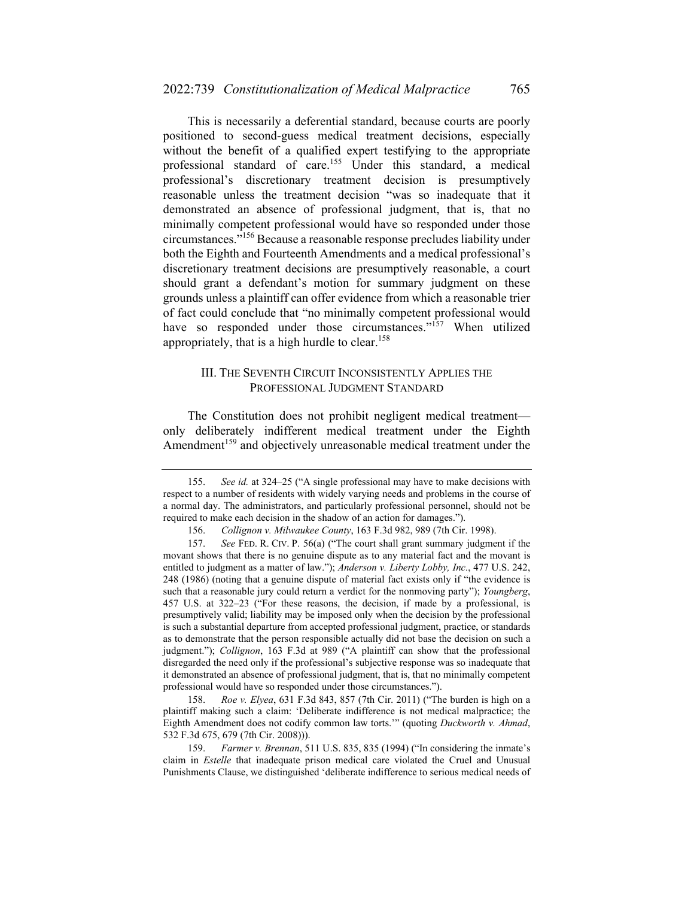This is necessarily a deferential standard, because courts are poorly positioned to second-guess medical treatment decisions, especially without the benefit of a qualified expert testifying to the appropriate professional standard of care.[155] Under this standard, a medical professional's discretionary treatment decision is presumptively reasonable unless the treatment decision "was so inadequate that it demonstrated an absence of professional judgment, that is, that no minimally competent professional would have so responded under those circumstances."[156] Because a reasonable response precludes liability under both the Eighth and Fourteenth Amendments and a medical professional's discretionary treatment decisions are presumptively reasonable, a court should grant a defendant's motion for summary judgment on these grounds unless a plaintiff can offer evidence from which a reasonable trier of fact could conclude that "no minimally competent professional would have so responded under those circumstances."[157] When utilized appropriately, that is a high hurdle to clear.[158]

## III. THE SEVENTH CIRCUIT INCONSISTENTLY APPLIES THE PROFESSIONAL JUDGMENT STANDARD

The Constitution does not prohibit negligent medical treatment—only deliberately indifferent medical treatment under the Eighth Amendment[159] and objectively unreasonable medical treatment under the

---

155. *See id.* at 324–25 ("A single professional may have to make decisions with respect to a number of residents with widely varying needs and problems in the course of a normal day. The administrators, and particularly professional personnel, should not be required to make each decision in the shadow of an action for damages.").

156. *Collignon v. Milwaukee County*, 163 F.3d 982, 989 (7th Cir. 1998).

157. *See* FED. R. CIV. P. 56(a) ("The court shall grant summary judgment if the movant shows that there is no genuine dispute as to any material fact and the movant is entitled to judgment as a matter of law."); *Anderson v. Liberty Lobby, Inc.*, 477 U.S. 242, 248 (1986) (noting that a genuine dispute of material fact exists only if "the evidence is such that a reasonable jury could return a verdict for the nonmoving party"); *Youngberg*, 457 U.S. at 322–23 ("For these reasons, the decision, if made by a professional, is presumptively valid; liability may be imposed only when the decision by the professional is such a substantial departure from accepted professional judgment, practice, or standards as to demonstrate that the person responsible actually did not base the decision on such a judgment."); *Collignon*, 163 F.3d at 989 ("A plaintiff can show that the professional disregarded the need only if the professional's subjective response was so inadequate that it demonstrated an absence of professional judgment, that is, that no minimally competent professional would have so responded under those circumstances.").

158. *Roe v. Elyea*, 631 F.3d 843, 857 (7th Cir. 2011) ("The burden is high on a plaintiff making such a claim: 'Deliberate indifference is not medical malpractice; the Eighth Amendment does not codify common law torts.'" (quoting *Duckworth v. Ahmad*, 532 F.3d 675, 679 (7th Cir. 2008))).

159. *Farmer v. Brennan*, 511 U.S. 835, 835 (1994) ("In considering the inmate's claim in *Estelle* that inadequate prison medical care violated the Cruel and Unusual Punishments Clause, we distinguished 'deliberate indifference to serious medical needs of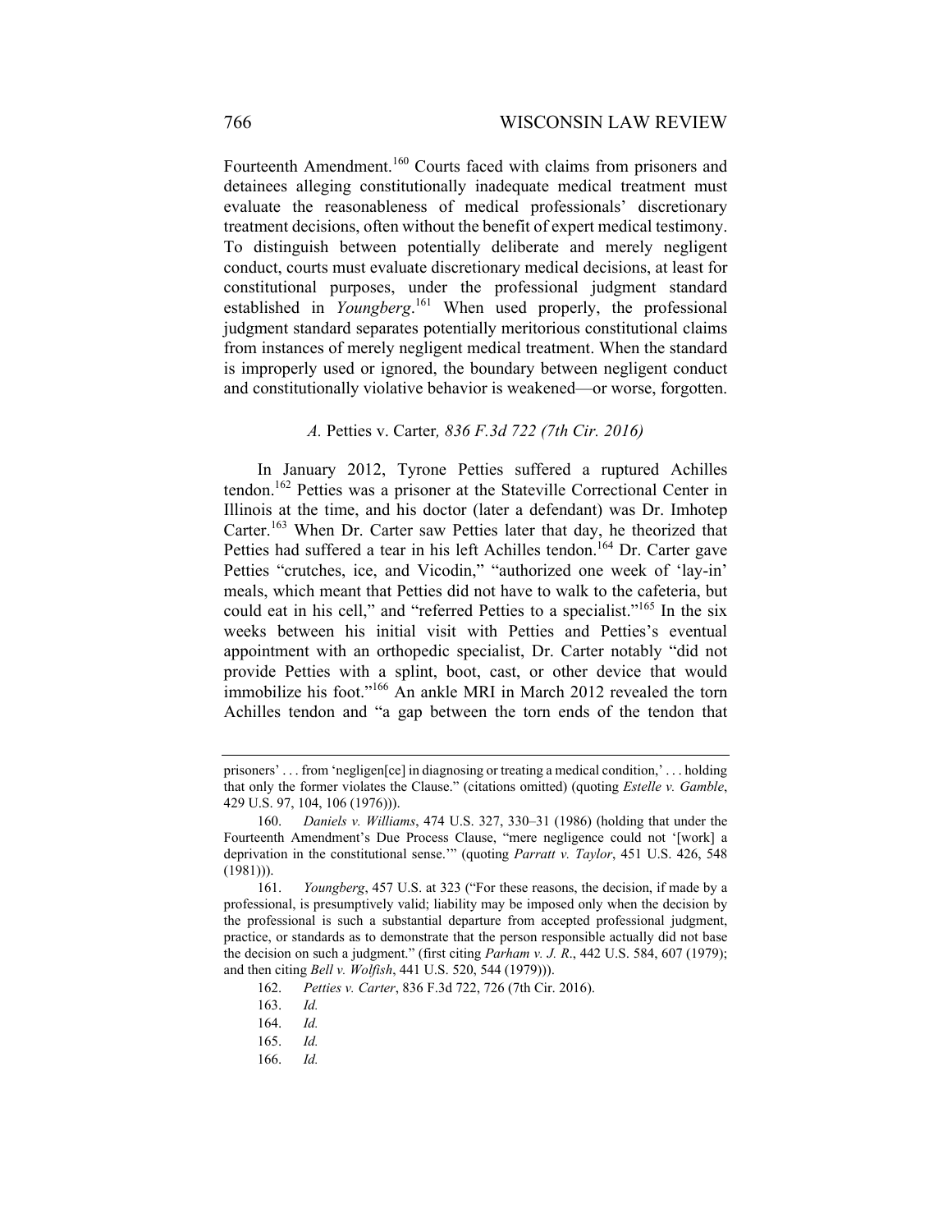Fourteenth Amendment.[160] Courts faced with claims from prisoners and detainees alleging constitutionally inadequate medical treatment must evaluate the reasonableness of medical professionals' discretionary treatment decisions, often without the benefit of expert medical testimony. To distinguish between potentially deliberate and merely negligent conduct, courts must evaluate discretionary medical decisions, at least for constitutional purposes, under the professional judgment standard established in *Youngberg*.[161] When used properly, the professional judgment standard separates potentially meritorious constitutional claims from instances of merely negligent medical treatment. When the standard is improperly used or ignored, the boundary between negligent conduct and constitutionally violative behavior is weakened—or worse, forgotten.

### *A.* Petties v. Carter*, 836 F.3d 722 (7th Cir. 2016)*

In January 2012, Tyrone Petties suffered a ruptured Achilles tendon.[162] Petties was a prisoner at the Stateville Correctional Center in Illinois at the time, and his doctor (later a defendant) was Dr. Imhotep Carter.[163] When Dr. Carter saw Petties later that day, he theorized that Petties had suffered a tear in his left Achilles tendon.[164] Dr. Carter gave Petties "crutches, ice, and Vicodin," "authorized one week of 'lay-in' meals, which meant that Petties did not have to walk to the cafeteria, but could eat in his cell," and "referred Petties to a specialist."[165] In the six weeks between his initial visit with Petties and Petties's eventual appointment with an orthopedic specialist, Dr. Carter notably "did not provide Petties with a splint, boot, cast, or other device that would immobilize his foot."[166] An ankle MRI in March 2012 revealed the torn Achilles tendon and "a gap between the torn ends of the tendon that

---

prisoners' . . . from 'negligen[ce] in diagnosing or treating a medical condition,' . . . holding that only the former violates the Clause." (citations omitted) (quoting *Estelle v. Gamble*, 429 U.S. 97, 104, 106 (1976))).

160. *Daniels v. Williams*, 474 U.S. 327, 330–31 (1986) (holding that under the Fourteenth Amendment's Due Process Clause, "mere negligence could not '[work] a deprivation in the constitutional sense.'" (quoting *Parratt v. Taylor*, 451 U.S. 426, 548 (1981))).

161. *Youngberg*, 457 U.S. at 323 ("For these reasons, the decision, if made by a professional, is presumptively valid; liability may be imposed only when the decision by the professional is such a substantial departure from accepted professional judgment, practice, or standards as to demonstrate that the person responsible actually did not base the decision on such a judgment." (first citing *Parham v. J. R.*, 442 U.S. 584, 607 (1979); and then citing *Bell v. Wolfish*, 441 U.S. 520, 544 (1979))).

162. *Petties v. Carter*, 836 F.3d 722, 726 (7th Cir. 2016).

163. *Id.*

164. *Id.*

165. *Id.*

166. *Id.*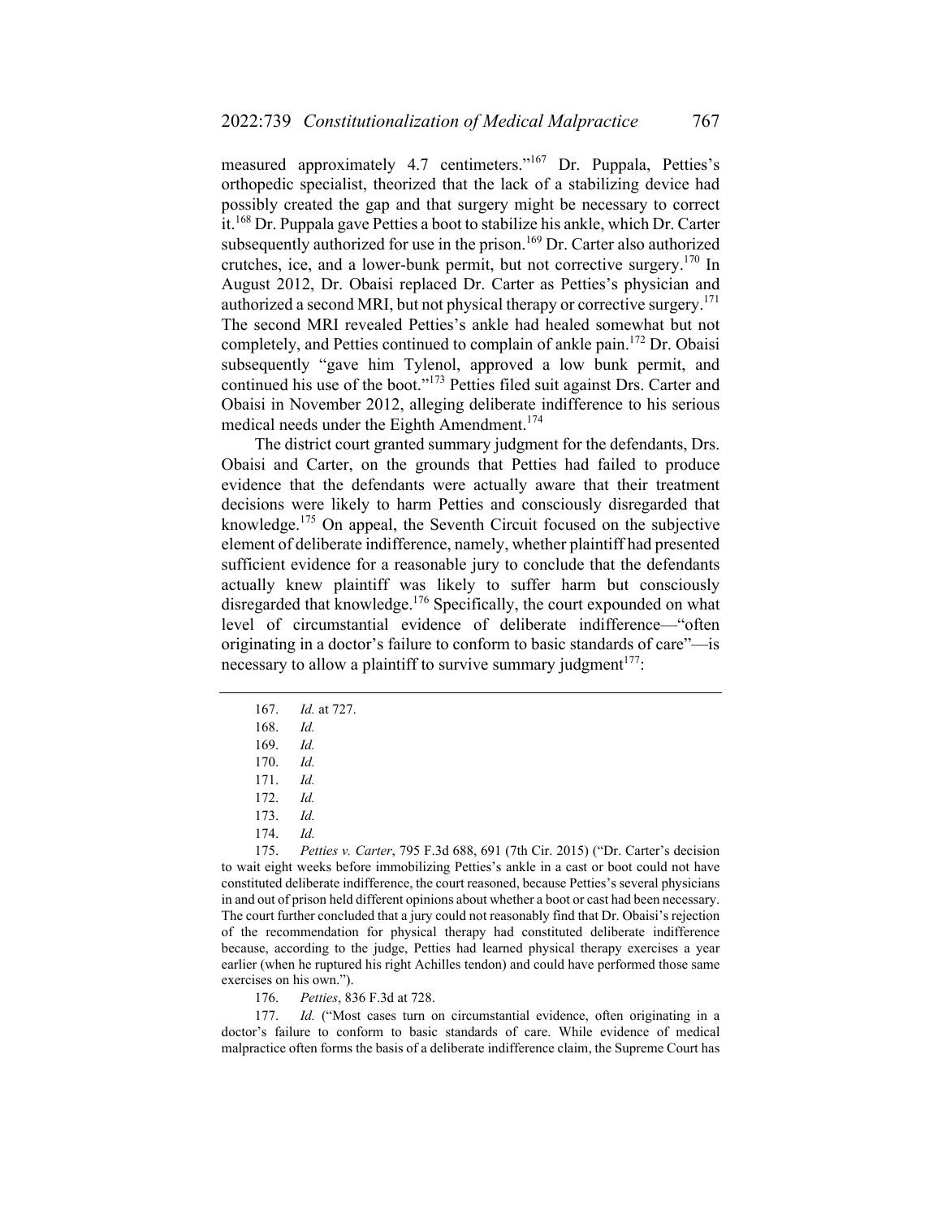measured approximately 4.7 centimeters."[167] Dr. Puppala, Petties's orthopedic specialist, theorized that the lack of a stabilizing device had possibly created the gap and that surgery might be necessary to correct it.[168] Dr. Puppala gave Petties a boot to stabilize his ankle, which Dr. Carter subsequently authorized for use in the prison.[169] Dr. Carter also authorized crutches, ice, and a lower-bunk permit, but not corrective surgery.[170] In August 2012, Dr. Obaisi replaced Dr. Carter as Petties's physician and authorized a second MRI, but not physical therapy or corrective surgery.[171] The second MRI revealed Petties's ankle had healed somewhat but not completely, and Petties continued to complain of ankle pain.[172] Dr. Obaisi subsequently "gave him Tylenol, approved a low bunk permit, and continued his use of the boot."[173] Petties filed suit against Drs. Carter and Obaisi in November 2012, alleging deliberate indifference to his serious medical needs under the Eighth Amendment.[174]

The district court granted summary judgment for the defendants, Drs. Obaisi and Carter, on the grounds that Petties had failed to produce evidence that the defendants were actually aware that their treatment decisions were likely to harm Petties and consciously disregarded that knowledge.[175] On appeal, the Seventh Circuit focused on the subjective element of deliberate indifference, namely, whether plaintiff had presented sufficient evidence for a reasonable jury to conclude that the defendants actually knew plaintiff was likely to suffer harm but consciously disregarded that knowledge.[176] Specifically, the court expounded on what level of circumstantial evidence of deliberate indifference—"often originating in a doctor's failure to conform to basic standards of care"—is necessary to allow a plaintiff to survive summary judgment[177]:

---

167. *Id.* at 727.

168. *Id.*

169. *Id.*

170. *Id.*

171. *Id.*

172. *Id.*

173. *Id.*

174. *Id.*

175. *Petties v. Carter*, 795 F.3d 688, 691 (7th Cir. 2015) ("Dr. Carter's decision to wait eight weeks before immobilizing Petties's ankle in a cast or boot could not have constituted deliberate indifference, the court reasoned, because Petties's several physicians in and out of prison held different opinions about whether a boot or cast had been necessary. The court further concluded that a jury could not reasonably find that Dr. Obaisi's rejection of the recommendation for physical therapy had constituted deliberate indifference because, according to the judge, Petties had learned physical therapy exercises a year earlier (when he ruptured his right Achilles tendon) and could have performed those same exercises on his own.").

176. *Petties*, 836 F.3d at 728.

177. *Id.* ("Most cases turn on circumstantial evidence, often originating in a doctor's failure to conform to basic standards of care. While evidence of medical malpractice often forms the basis of a deliberate indifference claim, the Supreme Court has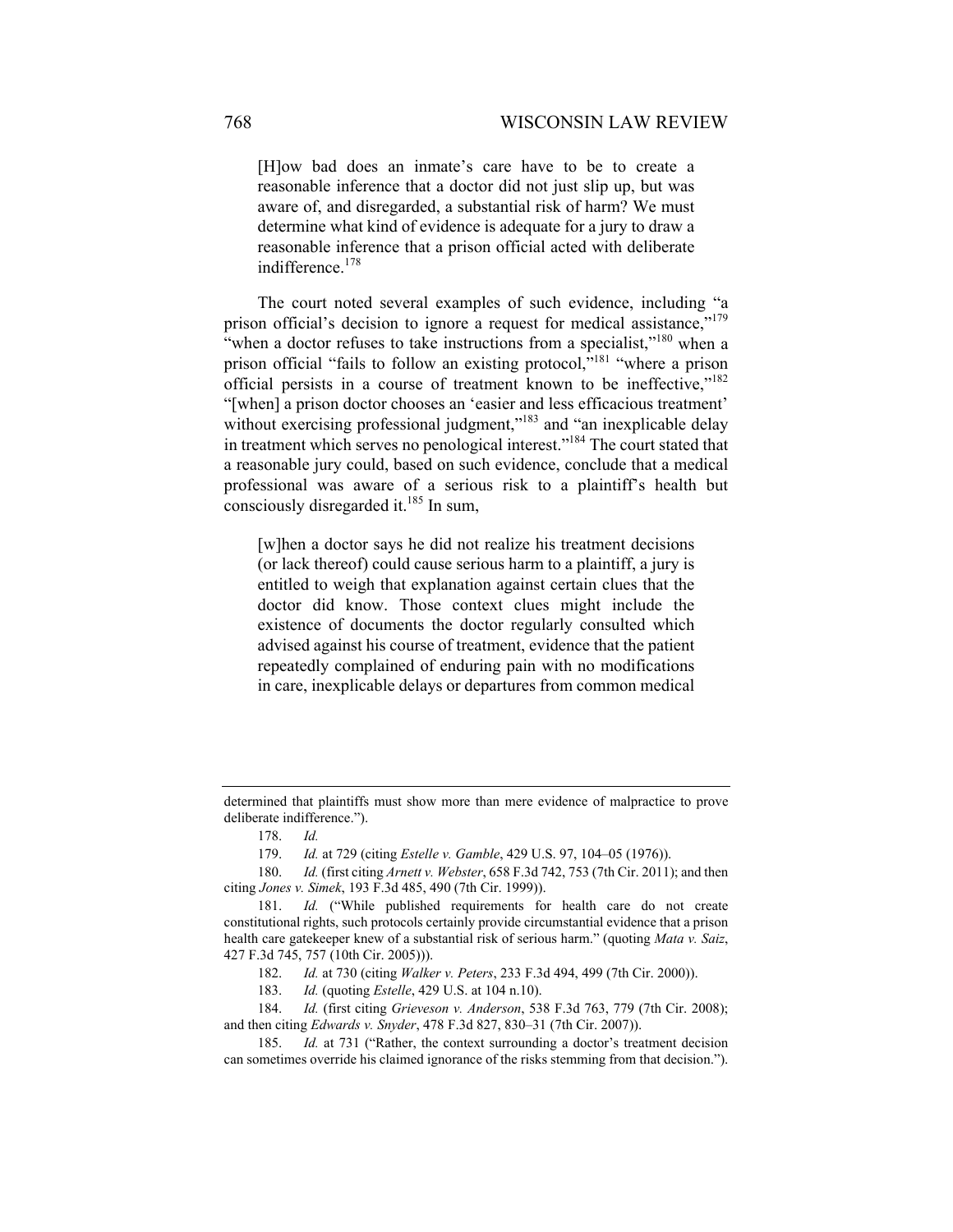> [H]ow bad does an inmate's care have to be to create a reasonable inference that a doctor did not just slip up, but was aware of, and disregarded, a substantial risk of harm? We must determine what kind of evidence is adequate for a jury to draw a reasonable inference that a prison official acted with deliberate indifference.[178]

The court noted several examples of such evidence, including "a prison official's decision to ignore a request for medical assistance,"[179] "when a doctor refuses to take instructions from a specialist,"[180] when a prison official "fails to follow an existing protocol,"[181] "where a prison official persists in a course of treatment known to be ineffective,"[182] "[when] a prison doctor chooses an 'easier and less efficacious treatment' without exercising professional judgment,"[183] and "an inexplicable delay in treatment which serves no penological interest."[184] The court stated that a reasonable jury could, based on such evidence, conclude that a medical professional was aware of a serious risk to a plaintiff's health but consciously disregarded it.[185] In sum,

> [w]hen a doctor says he did not realize his treatment decisions (or lack thereof) could cause serious harm to a plaintiff, a jury is entitled to weigh that explanation against certain clues that the doctor did know. Those context clues might include the existence of documents the doctor regularly consulted which advised against his course of treatment, evidence that the patient repeatedly complained of enduring pain with no modifications in care, inexplicable delays or departures from common medical

---

determined that plaintiffs must show more than mere evidence of malpractice to prove deliberate indifference.").

178. *Id.*

179. *Id.* at 729 (citing *Estelle v. Gamble*, 429 U.S. 97, 104–05 (1976)).

180. *Id.* (first citing *Arnett v. Webster*, 658 F.3d 742, 753 (7th Cir. 2011); and then citing *Jones v. Simek*, 193 F.3d 485, 490 (7th Cir. 1999)).

181. *Id.* ("While published requirements for health care do not create constitutional rights, such protocols certainly provide circumstantial evidence that a prison health care gatekeeper knew of a substantial risk of serious harm." (quoting *Mata v. Saiz*, 427 F.3d 745, 757 (10th Cir. 2005))).

182. *Id.* at 730 (citing *Walker v. Peters*, 233 F.3d 494, 499 (7th Cir. 2000)).

183. *Id.* (quoting *Estelle*, 429 U.S. at 104 n.10).

184. *Id.* (first citing *Grieveson v. Anderson*, 538 F.3d 763, 779 (7th Cir. 2008); and then citing *Edwards v. Snyder*, 478 F.3d 827, 830–31 (7th Cir. 2007)).

185. *Id.* at 731 ("Rather, the context surrounding a doctor's treatment decision can sometimes override his claimed ignorance of the risks stemming from that decision.").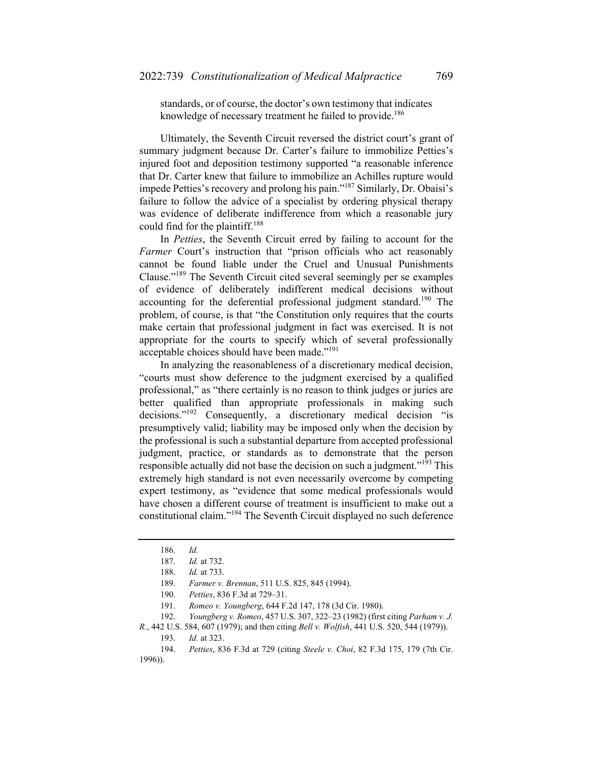standards, or of course, the doctor's own testimony that indicates knowledge of necessary treatment he failed to provide.[186]

Ultimately, the Seventh Circuit reversed the district court's grant of summary judgment because Dr. Carter's failure to immobilize Petties's injured foot and deposition testimony supported "a reasonable inference that Dr. Carter knew that failure to immobilize an Achilles rupture would impede Petties's recovery and prolong his pain."[187] Similarly, Dr. Obaisi's failure to follow the advice of a specialist by ordering physical therapy was evidence of deliberate indifference from which a reasonable jury could find for the plaintiff.[188]

In *Petties*, the Seventh Circuit erred by failing to account for the *Farmer* Court's instruction that "prison officials who act reasonably cannot be found liable under the Cruel and Unusual Punishments Clause."[189] The Seventh Circuit cited several seemingly per se examples of evidence of deliberately indifferent medical decisions without accounting for the deferential professional judgment standard.[190] The problem, of course, is that "the Constitution only requires that the courts make certain that professional judgment in fact was exercised. It is not appropriate for the courts to specify which of several professionally acceptable choices should have been made."[191]

In analyzing the reasonableness of a discretionary medical decision, "courts must show deference to the judgment exercised by a qualified professional," as "there certainly is no reason to think judges or juries are better qualified than appropriate professionals in making such decisions."[192] Consequently, a discretionary medical decision "is presumptively valid; liability may be imposed only when the decision by the professional is such a substantial departure from accepted professional judgment, practice, or standards as to demonstrate that the person responsible actually did not base the decision on such a judgment."[193] This extremely high standard is not even necessarily overcome by competing expert testimony, as "evidence that some medical professionals would have chosen a different course of treatment is insufficient to make out a constitutional claim."[194] The Seventh Circuit displayed no such deference

---

186. *Id.*

187. *Id.* at 732.

188. *Id.* at 733.

189. *Farmer v. Brennan*, 511 U.S. 825, 845 (1994).

190. *Petties*, 836 F.3d at 729–31.

191. *Romeo v. Youngberg*, 644 F.2d 147, 178 (3d Cir. 1980).

192. *Youngberg v. Romeo*, 457 U.S. 307, 322–23 (1982) (first citing *Parham v. J. R.*, 442 U.S. 584, 607 (1979); and then citing *Bell v. Wolfish*, 441 U.S. 520, 544 (1979)).

193. *Id.* at 323.

194. *Petties*, 836 F.3d at 729 (citing *Steele v. Choi*, 82 F.3d 175, 179 (7th Cir. 1996)).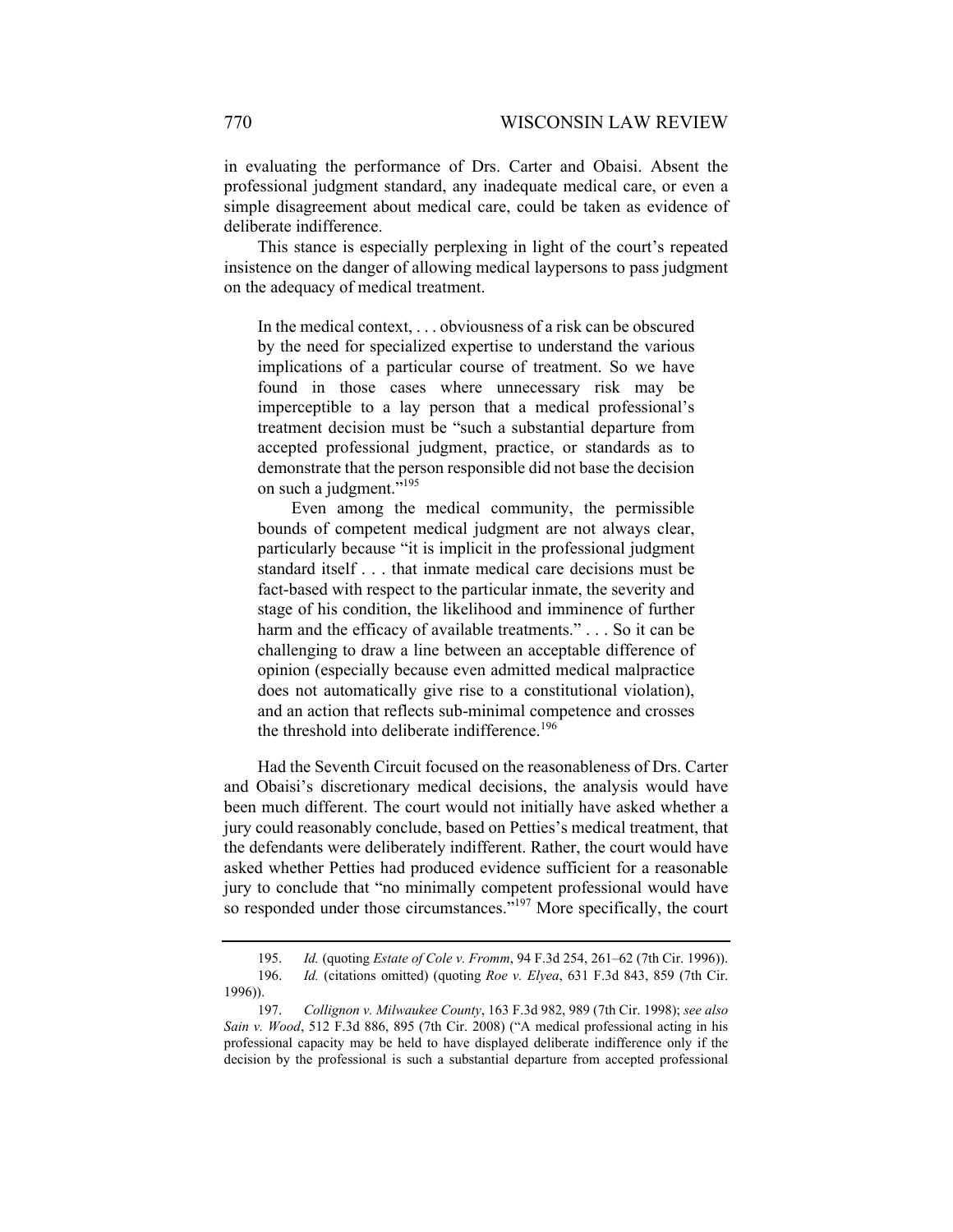in evaluating the performance of Drs. Carter and Obaisi. Absent the professional judgment standard, any inadequate medical care, or even a simple disagreement about medical care, could be taken as evidence of deliberate indifference.

This stance is especially perplexing in light of the court's repeated insistence on the danger of allowing medical laypersons to pass judgment on the adequacy of medical treatment.

> In the medical context, . . . obviousness of a risk can be obscured by the need for specialized expertise to understand the various implications of a particular course of treatment. So we have found in those cases where unnecessary risk may be imperceptible to a lay person that a medical professional's treatment decision must be "such a substantial departure from accepted professional judgment, practice, or standards as to demonstrate that the person responsible did not base the decision on such a judgment."[195]
>
> Even among the medical community, the permissible bounds of competent medical judgment are not always clear, particularly because "it is implicit in the professional judgment standard itself . . . that inmate medical care decisions must be fact-based with respect to the particular inmate, the severity and stage of his condition, the likelihood and imminence of further harm and the efficacy of available treatments." . . . So it can be challenging to draw a line between an acceptable difference of opinion (especially because even admitted medical malpractice does not automatically give rise to a constitutional violation), and an action that reflects sub-minimal competence and crosses the threshold into deliberate indifference.[196]

Had the Seventh Circuit focused on the reasonableness of Drs. Carter and Obaisi's discretionary medical decisions, the analysis would have been much different. The court would not initially have asked whether a jury could reasonably conclude, based on Petties's medical treatment, that the defendants were deliberately indifferent. Rather, the court would have asked whether Petties had produced evidence sufficient for a reasonable jury to conclude that "no minimally competent professional would have so responded under those circumstances."[197] More specifically, the court

---

195. *Id.* (quoting *Estate of Cole v. Fromm*, 94 F.3d 254, 261–62 (7th Cir. 1996)).

196. *Id.* (citations omitted) (quoting *Roe v. Elyea*, 631 F.3d 843, 859 (7th Cir. 1996)).

197. *Collignon v. Milwaukee County*, 163 F.3d 982, 989 (7th Cir. 1998); *see also Sain v. Wood*, 512 F.3d 886, 895 (7th Cir. 2008) ("A medical professional acting in his professional capacity may be held to have displayed deliberate indifference only if the decision by the professional is such a substantial departure from accepted professional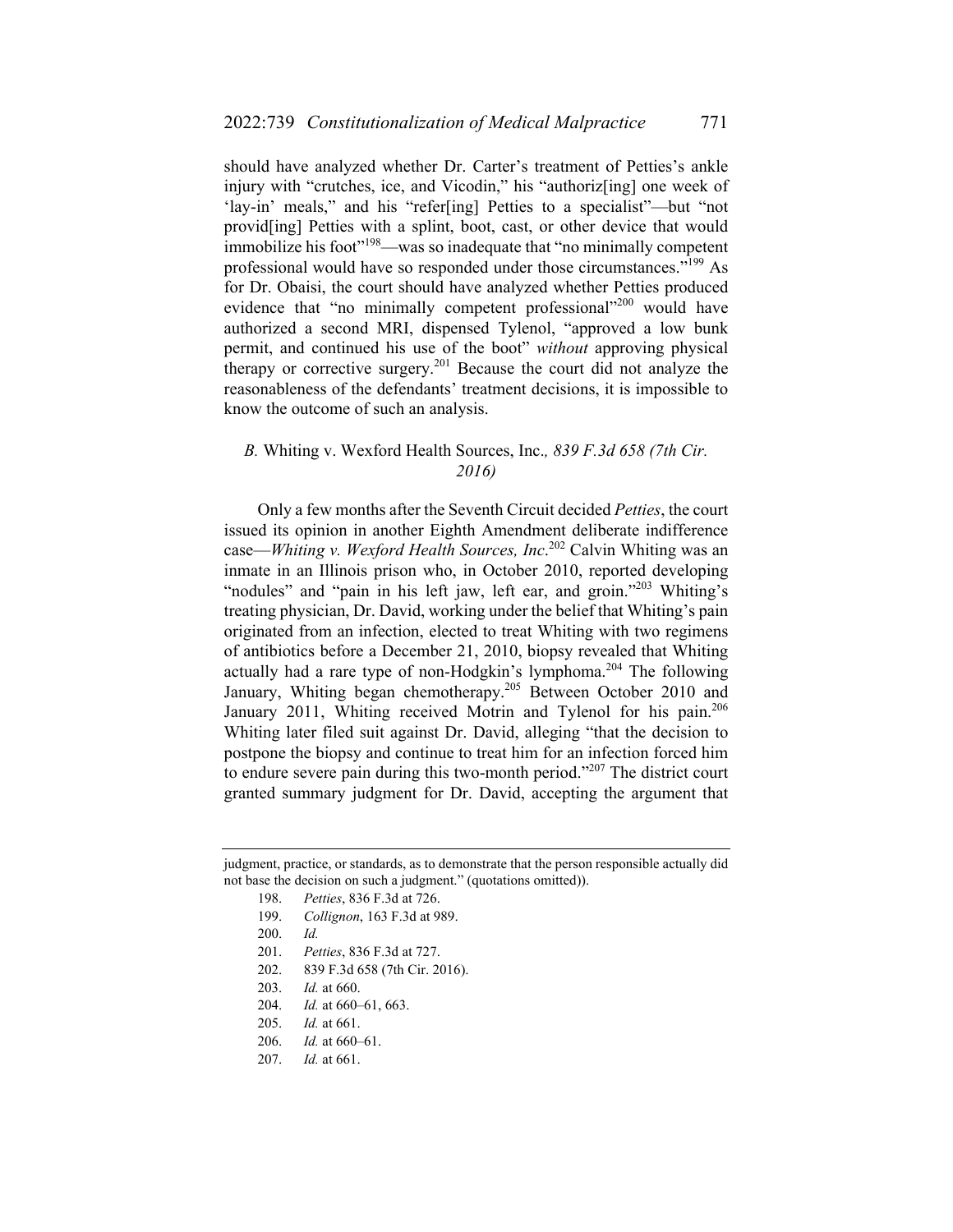should have analyzed whether Dr. Carter's treatment of Petties's ankle injury with "crutches, ice, and Vicodin," his "authoriz[ing] one week of 'lay-in' meals," and his "refer[ing] Petties to a specialist"—but "not provid[ing] Petties with a splint, boot, cast, or other device that would immobilize his foot"[198]—was so inadequate that "no minimally competent professional would have so responded under those circumstances."[199] As for Dr. Obaisi, the court should have analyzed whether Petties produced evidence that "no minimally competent professional"[200] would have authorized a second MRI, dispensed Tylenol, "approved a low bunk permit, and continued his use of the boot" *without* approving physical therapy or corrective surgery.[201] Because the court did not analyze the reasonableness of the defendants' treatment decisions, it is impossible to know the outcome of such an analysis.

### *B.* Whiting v. Wexford Health Sources, Inc., *839 F.3d 658 (7th Cir. 2016)*

Only a few months after the Seventh Circuit decided *Petties*, the court issued its opinion in another Eighth Amendment deliberate indifference case—*Whiting v. Wexford Health Sources, Inc*.[202] Calvin Whiting was an inmate in an Illinois prison who, in October 2010, reported developing "nodules" and "pain in his left jaw, left ear, and groin."[203] Whiting's treating physician, Dr. David, working under the belief that Whiting's pain originated from an infection, elected to treat Whiting with two regimens of antibiotics before a December 21, 2010, biopsy revealed that Whiting actually had a rare type of non-Hodgkin's lymphoma.[204] The following January, Whiting began chemotherapy.[205] Between October 2010 and January 2011, Whiting received Motrin and Tylenol for his pain.[206] Whiting later filed suit against Dr. David, alleging "that the decision to postpone the biopsy and continue to treat him for an infection forced him to endure severe pain during this two-month period."[207] The district court granted summary judgment for Dr. David, accepting the argument that

---

judgment, practice, or standards, as to demonstrate that the person responsible actually did not base the decision on such a judgment." (quotations omitted)).

198. *Petties*, 836 F.3d at 726.

199. *Collignon*, 163 F.3d at 989.

200. *Id.*

201. *Petties*, 836 F.3d at 727.

202. 839 F.3d 658 (7th Cir. 2016).

203. *Id.* at 660.

204. *Id.* at 660–61, 663.

205. *Id.* at 661.

206. *Id.* at 660–61.

207. *Id.* at 661.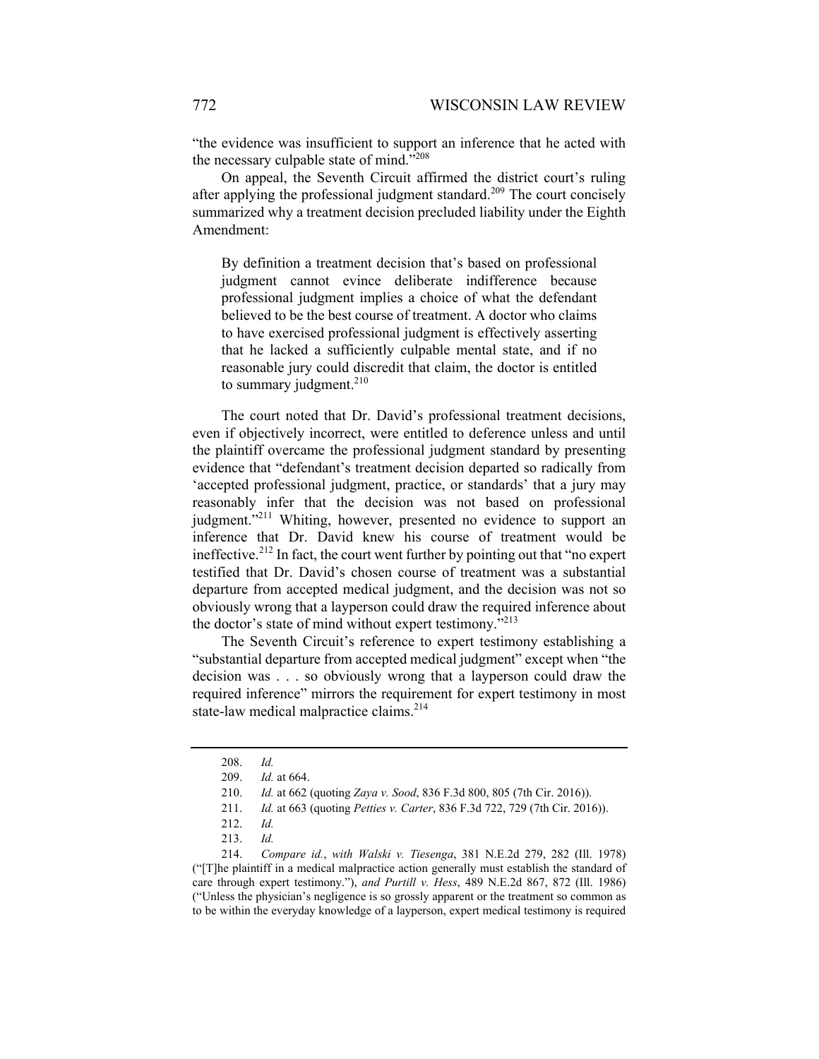"the evidence was insufficient to support an inference that he acted with the necessary culpable state of mind."[208]

On appeal, the Seventh Circuit affirmed the district court's ruling after applying the professional judgment standard.[209] The court concisely summarized why a treatment decision precluded liability under the Eighth Amendment:

> By definition a treatment decision that's based on professional judgment cannot evince deliberate indifference because professional judgment implies a choice of what the defendant believed to be the best course of treatment. A doctor who claims to have exercised professional judgment is effectively asserting that he lacked a sufficiently culpable mental state, and if no reasonable jury could discredit that claim, the doctor is entitled to summary judgment.[210]

The court noted that Dr. David's professional treatment decisions, even if objectively incorrect, were entitled to deference unless and until the plaintiff overcame the professional judgment standard by presenting evidence that "defendant's treatment decision departed so radically from 'accepted professional judgment, practice, or standards' that a jury may reasonably infer that the decision was not based on professional judgment."[211] Whiting, however, presented no evidence to support an inference that Dr. David knew his course of treatment would be ineffective.[212] In fact, the court went further by pointing out that "no expert testified that Dr. David's chosen course of treatment was a substantial departure from accepted medical judgment, and the decision was not so obviously wrong that a layperson could draw the required inference about the doctor's state of mind without expert testimony."[213]

The Seventh Circuit's reference to expert testimony establishing a "substantial departure from accepted medical judgment" except when "the decision was . . . so obviously wrong that a layperson could draw the required inference" mirrors the requirement for expert testimony in most state-law medical malpractice claims.[214]

---

208. *Id.*

209. *Id.* at 664.

210. *Id.* at 662 (quoting *Zaya v. Sood*, 836 F.3d 800, 805 (7th Cir. 2016)).

211. *Id.* at 663 (quoting *Petties v. Carter*, 836 F.3d 722, 729 (7th Cir. 2016)).

212. *Id.*

213. *Id.*

214. *Compare id.*, *with Walski v. Tiesenga*, 381 N.E.2d 279, 282 (Ill. 1978) ("[T]he plaintiff in a medical malpractice action generally must establish the standard of care through expert testimony."), *and Purtill v. Hess*, 489 N.E.2d 867, 872 (Ill. 1986) ("Unless the physician's negligence is so grossly apparent or the treatment so common as to be within the everyday knowledge of a layperson, expert medical testimony is required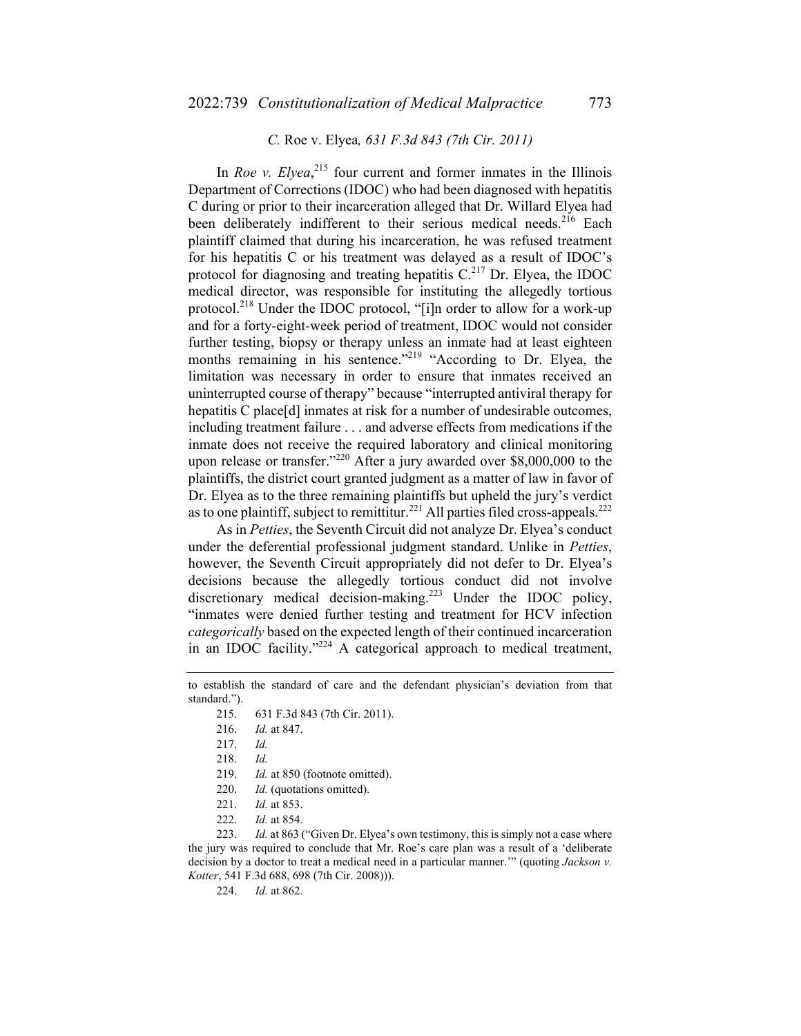### *C.* Roe v. Elyea*, 631 F.3d 843 (7th Cir. 2011)*

In *Roe v. Elyea*,[215] four current and former inmates in the Illinois Department of Corrections (IDOC) who had been diagnosed with hepatitis C during or prior to their incarceration alleged that Dr. Willard Elyea had been deliberately indifferent to their serious medical needs.[216] Each plaintiff claimed that during his incarceration, he was refused treatment for his hepatitis C or his treatment was delayed as a result of IDOC's protocol for diagnosing and treating hepatitis C.[217] Dr. Elyea, the IDOC medical director, was responsible for instituting the allegedly tortious protocol.[218] Under the IDOC protocol, "[i]n order to allow for a work-up and for a forty-eight-week period of treatment, IDOC would not consider further testing, biopsy or therapy unless an inmate had at least eighteen months remaining in his sentence."[219] "According to Dr. Elyea, the limitation was necessary in order to ensure that inmates received an uninterrupted course of therapy" because "interrupted antiviral therapy for hepatitis C place[d] inmates at risk for a number of undesirable outcomes, including treatment failure . . . and adverse effects from medications if the inmate does not receive the required laboratory and clinical monitoring upon release or transfer."[220] After a jury awarded over $8,000,000 to the plaintiffs, the district court granted judgment as a matter of law in favor of Dr. Elyea as to the three remaining plaintiffs but upheld the jury's verdict as to one plaintiff, subject to remittitur.[221] All parties filed cross-appeals.[222]

As in *Petties*, the Seventh Circuit did not analyze Dr. Elyea's conduct under the deferential professional judgment standard. Unlike in *Petties*, however, the Seventh Circuit appropriately did not defer to Dr. Elyea's decisions because the allegedly tortious conduct did not involve discretionary medical decision-making.[223] Under the IDOC policy, "inmates were denied further testing and treatment for HCV infection *categorically* based on the expected length of their continued incarceration in an IDOC facility."[224] A categorical approach to medical treatment,

---

to establish the standard of care and the defendant physician's deviation from that standard.").

215. 631 F.3d 843 (7th Cir. 2011).

216. *Id.* at 847.

217. *Id.*

218. *Id.*

219. *Id.* at 850 (footnote omitted).

220. *Id.* (quotations omitted).

221. *Id.* at 853.

222. *Id.* at 854.

223. *Id.* at 863 ("Given Dr. Elyea's own testimony, this is simply not a case where the jury was required to conclude that Mr. Roe's care plan was a result of a 'deliberate decision by a doctor to treat a medical need in a particular manner.'" (quoting *Jackson v. Kotter*, 541 F.3d 688, 698 (7th Cir. 2008))).

224. *Id.* at 862.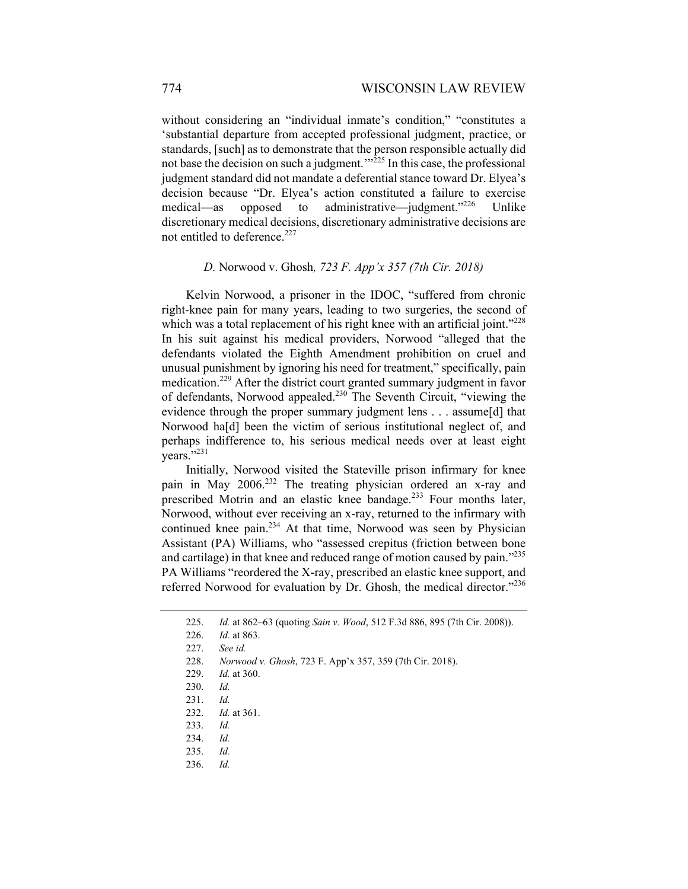without considering an "individual inmate's condition," "constitutes a 'substantial departure from accepted professional judgment, practice, or standards, [such] as to demonstrate that the person responsible actually did not base the decision on such a judgment.'"[225] In this case, the professional judgment standard did not mandate a deferential stance toward Dr. Elyea's decision because "Dr. Elyea's action constituted a failure to exercise medical—as opposed to administrative—judgment."[226] Unlike discretionary medical decisions, discretionary administrative decisions are not entitled to deference.[227]

### *D.* Norwood v. Ghosh*, 723 F. App'x 357 (7th Cir. 2018)*

Kelvin Norwood, a prisoner in the IDOC, "suffered from chronic right-knee pain for many years, leading to two surgeries, the second of which was a total replacement of his right knee with an artificial joint."[228] In his suit against his medical providers, Norwood "alleged that the defendants violated the Eighth Amendment prohibition on cruel and unusual punishment by ignoring his need for treatment," specifically, pain medication.[229] After the district court granted summary judgment in favor of defendants, Norwood appealed.[230] The Seventh Circuit, "viewing the evidence through the proper summary judgment lens . . . assume[d] that Norwood ha[d] been the victim of serious institutional neglect of, and perhaps indifference to, his serious medical needs over at least eight years."[231]

Initially, Norwood visited the Stateville prison infirmary for knee pain in May 2006.[232] The treating physician ordered an x-ray and prescribed Motrin and an elastic knee bandage.[233] Four months later, Norwood, without ever receiving an x-ray, returned to the infirmary with continued knee pain.[234] At that time, Norwood was seen by Physician Assistant (PA) Williams, who "assessed crepitus (friction between bone and cartilage) in that knee and reduced range of motion caused by pain."[235] PA Williams "reordered the X-ray, prescribed an elastic knee support, and referred Norwood for evaluation by Dr. Ghosh, the medical director."[236]

---

225. *Id.* at 862–63 (quoting *Sain v. Wood*, 512 F.3d 886, 895 (7th Cir. 2008)).
226. *Id.* at 863.
227. *See id.*
228. *Norwood v. Ghosh*, 723 F. App'x 357, 359 (7th Cir. 2018).
229. *Id.* at 360.
230. *Id.*
231. *Id.*
232. *Id.* at 361.
233. *Id.*
234. *Id.*
235. *Id.*
236. *Id.*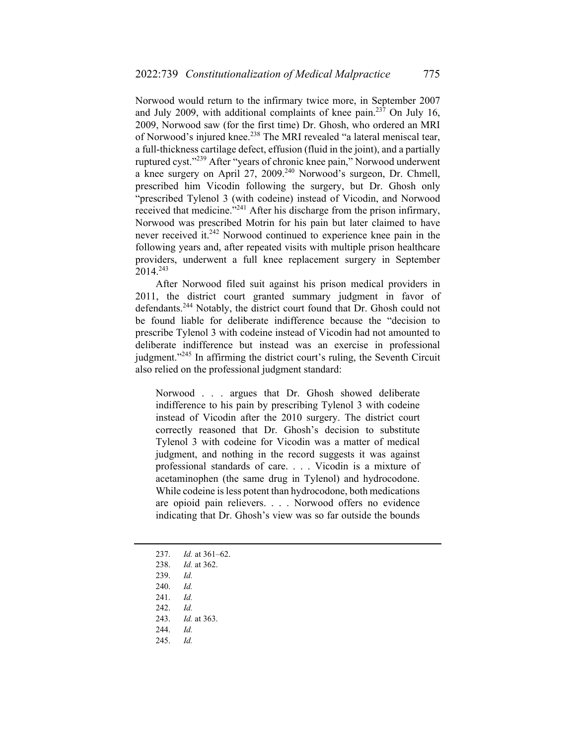Norwood would return to the infirmary twice more, in September 2007 and July 2009, with additional complaints of knee pain.[237] On July 16, 2009, Norwood saw (for the first time) Dr. Ghosh, who ordered an MRI of Norwood's injured knee.[238] The MRI revealed "a lateral meniscal tear, a full-thickness cartilage defect, effusion (fluid in the joint), and a partially ruptured cyst."[239] After "years of chronic knee pain," Norwood underwent a knee surgery on April 27, 2009.[240] Norwood's surgeon, Dr. Chmell, prescribed him Vicodin following the surgery, but Dr. Ghosh only "prescribed Tylenol 3 (with codeine) instead of Vicodin, and Norwood received that medicine."[241] After his discharge from the prison infirmary, Norwood was prescribed Motrin for his pain but later claimed to have never received it.[242] Norwood continued to experience knee pain in the following years and, after repeated visits with multiple prison healthcare providers, underwent a full knee replacement surgery in September 2014.[243]

After Norwood filed suit against his prison medical providers in 2011, the district court granted summary judgment in favor of defendants.[244] Notably, the district court found that Dr. Ghosh could not be found liable for deliberate indifference because the "decision to prescribe Tylenol 3 with codeine instead of Vicodin had not amounted to deliberate indifference but instead was an exercise in professional judgment."[245] In affirming the district court's ruling, the Seventh Circuit also relied on the professional judgment standard:

> Norwood . . . argues that Dr. Ghosh showed deliberate indifference to his pain by prescribing Tylenol 3 with codeine instead of Vicodin after the 2010 surgery. The district court correctly reasoned that Dr. Ghosh's decision to substitute Tylenol 3 with codeine for Vicodin was a matter of medical judgment, and nothing in the record suggests it was against professional standards of care. . . . Vicodin is a mixture of acetaminophen (the same drug in Tylenol) and hydrocodone. While codeine is less potent than hydrocodone, both medications are opioid pain relievers. . . . Norwood offers no evidence indicating that Dr. Ghosh's view was so far outside the bounds

---

237. *Id.* at 361–62.
238. *Id.* at 362.
239. *Id.*
240. *Id.*
241. *Id.*
242. *Id.*
243. *Id.* at 363.
244. *Id.*
245. *Id.*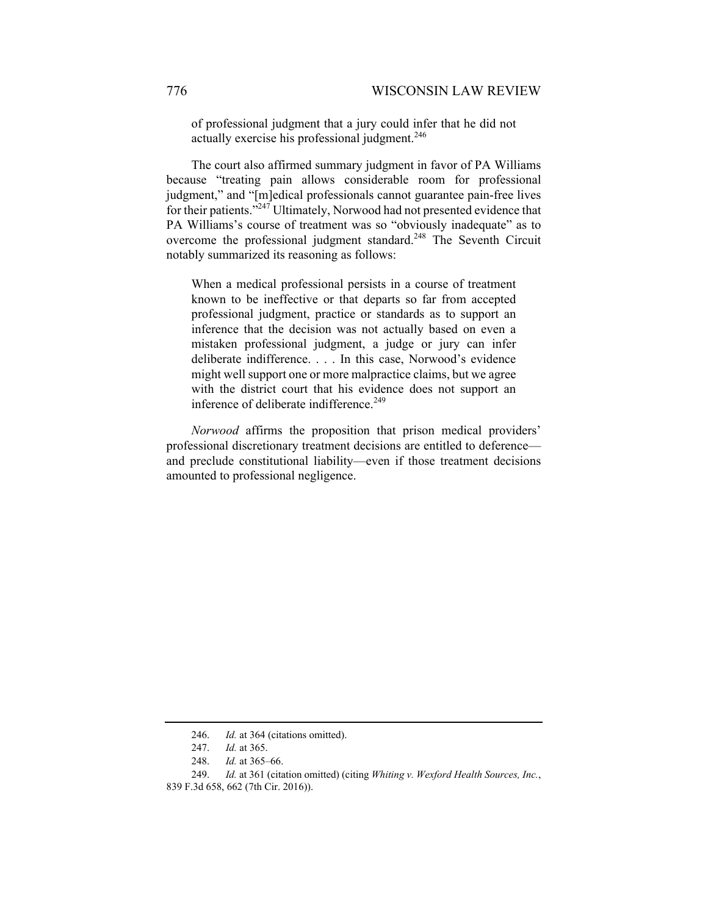> of professional judgment that a jury could infer that he did not actually exercise his professional judgment.[246]

The court also affirmed summary judgment in favor of PA Williams because "treating pain allows considerable room for professional judgment," and "[m]edical professionals cannot guarantee pain-free lives for their patients."[247] Ultimately, Norwood had not presented evidence that PA Williams's course of treatment was so "obviously inadequate" as to overcome the professional judgment standard.[248] The Seventh Circuit notably summarized its reasoning as follows:

> When a medical professional persists in a course of treatment known to be ineffective or that departs so far from accepted professional judgment, practice or standards as to support an inference that the decision was not actually based on even a mistaken professional judgment, a judge or jury can infer deliberate indifference. . . . In this case, Norwood's evidence might well support one or more malpractice claims, but we agree with the district court that his evidence does not support an inference of deliberate indifference.[249]

*Norwood* affirms the proposition that prison medical providers' professional discretionary treatment decisions are entitled to deference—and preclude constitutional liability—even if those treatment decisions amounted to professional negligence.

---

246. *Id.* at 364 (citations omitted).

247. *Id.* at 365.

248. *Id.* at 365–66.

249. *Id.* at 361 (citation omitted) (citing *Whiting v. Wexford Health Sources, Inc.*, 839 F.3d 658, 662 (7th Cir. 2016)).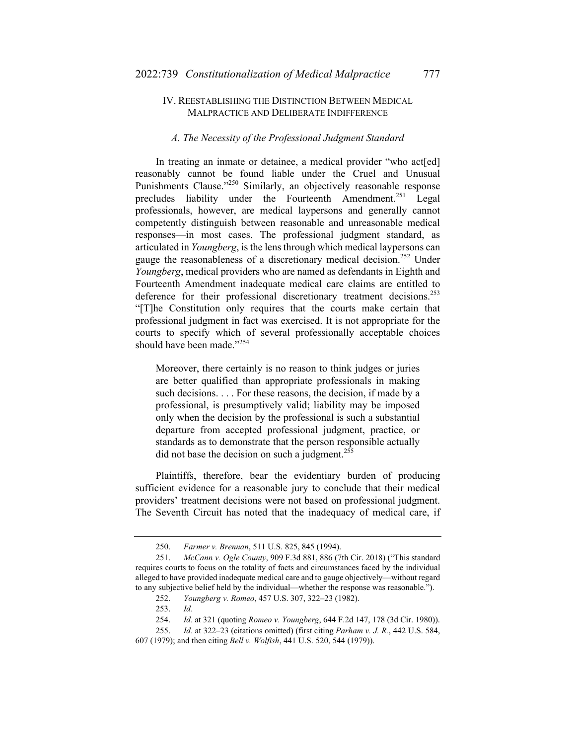## IV. REESTABLISHING THE DISTINCTION BETWEEN MEDICAL MALPRACTICE AND DELIBERATE INDIFFERENCE

### *A. The Necessity of the Professional Judgment Standard*

In treating an inmate or detainee, a medical provider "who act[ed] reasonably cannot be found liable under the Cruel and Unusual Punishments Clause."[250] Similarly, an objectively reasonable response precludes liability under the Fourteenth Amendment.[251] Legal professionals, however, are medical laypersons and generally cannot competently distinguish between reasonable and unreasonable medical responses—in most cases. The professional judgment standard, as articulated in *Youngberg*, is the lens through which medical laypersons can gauge the reasonableness of a discretionary medical decision.[252] Under *Youngberg*, medical providers who are named as defendants in Eighth and Fourteenth Amendment inadequate medical care claims are entitled to deference for their professional discretionary treatment decisions.[253] "[T]he Constitution only requires that the courts make certain that professional judgment in fact was exercised. It is not appropriate for the courts to specify which of several professionally acceptable choices should have been made."[254]

> Moreover, there certainly is no reason to think judges or juries are better qualified than appropriate professionals in making such decisions. . . . For these reasons, the decision, if made by a professional, is presumptively valid; liability may be imposed only when the decision by the professional is such a substantial departure from accepted professional judgment, practice, or standards as to demonstrate that the person responsible actually did not base the decision on such a judgment.[255]

Plaintiffs, therefore, bear the evidentiary burden of producing sufficient evidence for a reasonable jury to conclude that their medical providers' treatment decisions were not based on professional judgment. The Seventh Circuit has noted that the inadequacy of medical care, if

---

250. *Farmer v. Brennan*, 511 U.S. 825, 845 (1994).

251. *McCann v. Ogle County*, 909 F.3d 881, 886 (7th Cir. 2018) ("This standard requires courts to focus on the totality of facts and circumstances faced by the individual alleged to have provided inadequate medical care and to gauge objectively—without regard to any subjective belief held by the individual—whether the response was reasonable.").

252. *Youngberg v. Romeo*, 457 U.S. 307, 322–23 (1982).

253. *Id.*

254. *Id.* at 321 (quoting *Romeo v. Youngberg*, 644 F.2d 147, 178 (3d Cir. 1980)).

255. *Id.* at 322–23 (citations omitted) (first citing *Parham v. J. R.*, 442 U.S. 584, 607 (1979); and then citing *Bell v. Wolfish*, 441 U.S. 520, 544 (1979)).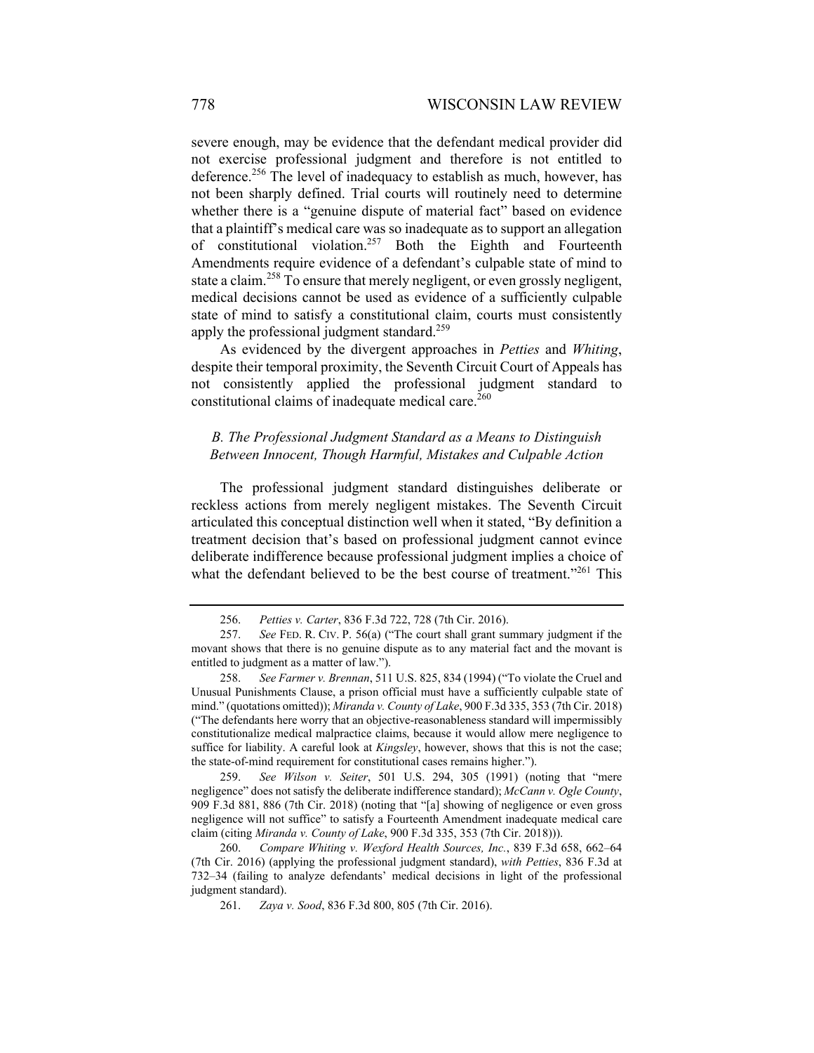severe enough, may be evidence that the defendant medical provider did not exercise professional judgment and therefore is not entitled to deference.[256] The level of inadequacy to establish as much, however, has not been sharply defined. Trial courts will routinely need to determine whether there is a "genuine dispute of material fact" based on evidence that a plaintiff's medical care was so inadequate as to support an allegation of constitutional violation.[257] Both the Eighth and Fourteenth Amendments require evidence of a defendant's culpable state of mind to state a claim.[258] To ensure that merely negligent, or even grossly negligent, medical decisions cannot be used as evidence of a sufficiently culpable state of mind to satisfy a constitutional claim, courts must consistently apply the professional judgment standard.[259]

As evidenced by the divergent approaches in *Petties* and *Whiting*, despite their temporal proximity, the Seventh Circuit Court of Appeals has not consistently applied the professional judgment standard to constitutional claims of inadequate medical care.[260]

### *B. The Professional Judgment Standard as a Means to Distinguish Between Innocent, Though Harmful, Mistakes and Culpable Action*

The professional judgment standard distinguishes deliberate or reckless actions from merely negligent mistakes. The Seventh Circuit articulated this conceptual distinction well when it stated, "By definition a treatment decision that's based on professional judgment cannot evince deliberate indifference because professional judgment implies a choice of what the defendant believed to be the best course of treatment."[261] This

---

256. *Petties v. Carter*, 836 F.3d 722, 728 (7th Cir. 2016).

257. *See* FED. R. CIV. P. 56(a) ("The court shall grant summary judgment if the movant shows that there is no genuine dispute as to any material fact and the movant is entitled to judgment as a matter of law.").

258. *See Farmer v. Brennan*, 511 U.S. 825, 834 (1994) ("To violate the Cruel and Unusual Punishments Clause, a prison official must have a sufficiently culpable state of mind." (quotations omitted)); *Miranda v. County of Lake*, 900 F.3d 335, 353 (7th Cir. 2018) ("The defendants here worry that an objective-reasonableness standard will impermissibly constitutionalize medical malpractice claims, because it would allow mere negligence to suffice for liability. A careful look at *Kingsley*, however, shows that this is not the case; the state-of-mind requirement for constitutional cases remains higher.").

259. *See Wilson v. Seiter*, 501 U.S. 294, 305 (1991) (noting that "mere negligence" does not satisfy the deliberate indifference standard); *McCann v. Ogle County*, 909 F.3d 881, 886 (7th Cir. 2018) (noting that "[a] showing of negligence or even gross negligence will not suffice" to satisfy a Fourteenth Amendment inadequate medical care claim (citing *Miranda v. County of Lake*, 900 F.3d 335, 353 (7th Cir. 2018))).

260. *Compare Whiting v. Wexford Health Sources, Inc.*, 839 F.3d 658, 662–64 (7th Cir. 2016) (applying the professional judgment standard), *with Petties*, 836 F.3d at 732–34 (failing to analyze defendants' medical decisions in light of the professional judgment standard).

261. *Zaya v. Sood*, 836 F.3d 800, 805 (7th Cir. 2016).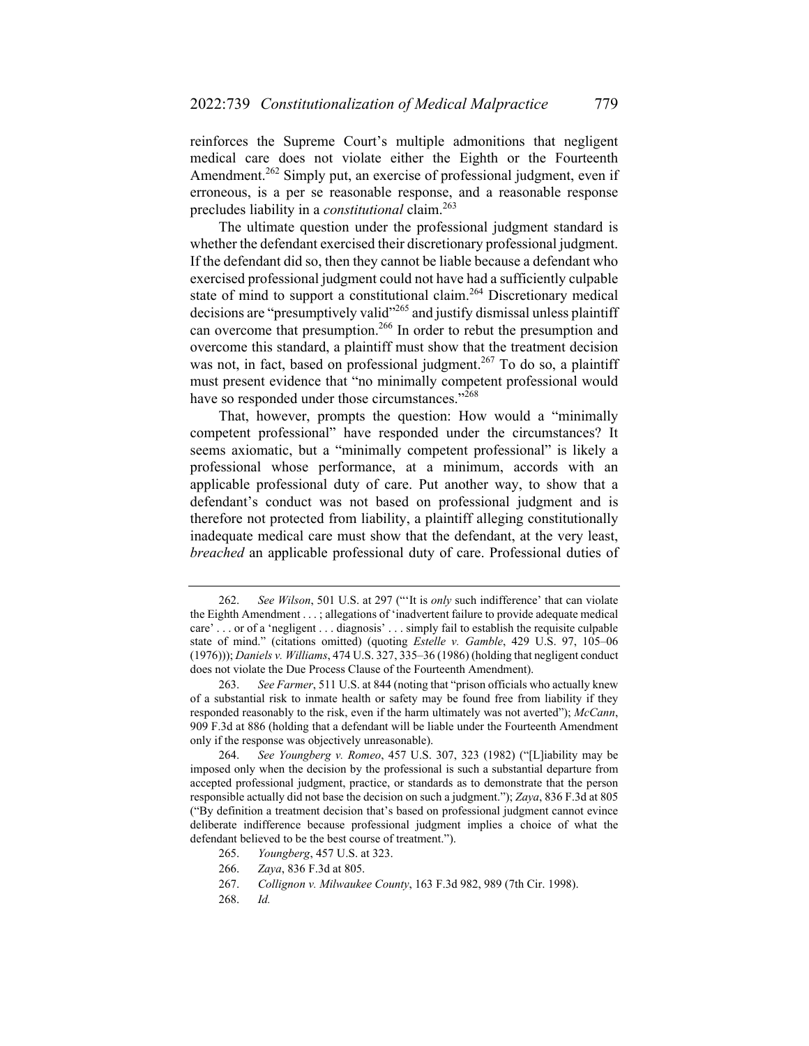reinforces the Supreme Court's multiple admonitions that negligent medical care does not violate either the Eighth or the Fourteenth Amendment.[262] Simply put, an exercise of professional judgment, even if erroneous, is a per se reasonable response, and a reasonable response precludes liability in a *constitutional* claim.[263]

The ultimate question under the professional judgment standard is whether the defendant exercised their discretionary professional judgment. If the defendant did so, then they cannot be liable because a defendant who exercised professional judgment could not have had a sufficiently culpable state of mind to support a constitutional claim.[264] Discretionary medical decisions are "presumptively valid"[265] and justify dismissal unless plaintiff can overcome that presumption.[266] In order to rebut the presumption and overcome this standard, a plaintiff must show that the treatment decision was not, in fact, based on professional judgment.[267] To do so, a plaintiff must present evidence that "no minimally competent professional would have so responded under those circumstances."[268]

That, however, prompts the question: How would a "minimally competent professional" have responded under the circumstances? It seems axiomatic, but a "minimally competent professional" is likely a professional whose performance, at a minimum, accords with an applicable professional duty of care. Put another way, to show that a defendant's conduct was not based on professional judgment and is therefore not protected from liability, a plaintiff alleging constitutionally inadequate medical care must show that the defendant, at the very least, *breached* an applicable professional duty of care. Professional duties of

---

262. *See Wilson*, 501 U.S. at 297 ("'It is *only* such indifference' that can violate the Eighth Amendment . . . ; allegations of 'inadvertent failure to provide adequate medical care' . . . or of a 'negligent . . . diagnosis' . . . simply fail to establish the requisite culpable state of mind." (citations omitted) (quoting *Estelle v. Gamble*, 429 U.S. 97, 105–06 (1976))); *Daniels v. Williams*, 474 U.S. 327, 335–36 (1986) (holding that negligent conduct does not violate the Due Process Clause of the Fourteenth Amendment).

263. *See Farmer*, 511 U.S. at 844 (noting that "prison officials who actually knew of a substantial risk to inmate health or safety may be found free from liability if they responded reasonably to the risk, even if the harm ultimately was not averted"); *McCann*, 909 F.3d at 886 (holding that a defendant will be liable under the Fourteenth Amendment only if the response was objectively unreasonable).

264. *See Youngberg v. Romeo*, 457 U.S. 307, 323 (1982) ("[L]iability may be imposed only when the decision by the professional is such a substantial departure from accepted professional judgment, practice, or standards as to demonstrate that the person responsible actually did not base the decision on such a judgment."); *Zaya*, 836 F.3d at 805 ("By definition a treatment decision that's based on professional judgment cannot evince deliberate indifference because professional judgment implies a choice of what the defendant believed to be the best course of treatment.").

265. *Youngberg*, 457 U.S. at 323.

266. *Zaya*, 836 F.3d at 805.

267. *Collignon v. Milwaukee County*, 163 F.3d 982, 989 (7th Cir. 1998).

268. *Id.*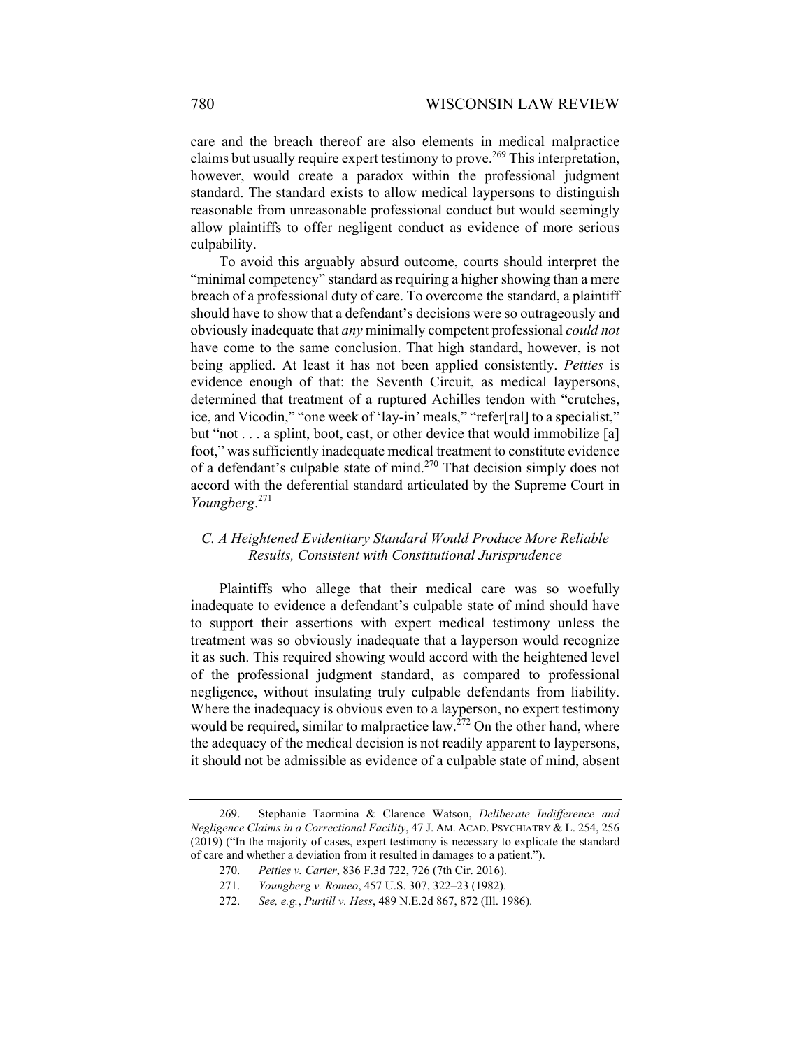care and the breach thereof are also elements in medical malpractice claims but usually require expert testimony to prove.[269] This interpretation, however, would create a paradox within the professional judgment standard. The standard exists to allow medical laypersons to distinguish reasonable from unreasonable professional conduct but would seemingly allow plaintiffs to offer negligent conduct as evidence of more serious culpability.

To avoid this arguably absurd outcome, courts should interpret the "minimal competency" standard as requiring a higher showing than a mere breach of a professional duty of care. To overcome the standard, a plaintiff should have to show that a defendant's decisions were so outrageously and obviously inadequate that *any* minimally competent professional *could not* have come to the same conclusion. That high standard, however, is not being applied. At least it has not been applied consistently. *Petties* is evidence enough of that: the Seventh Circuit, as medical laypersons, determined that treatment of a ruptured Achilles tendon with "crutches, ice, and Vicodin," "one week of 'lay-in' meals," "refer[ral] to a specialist," but "not . . . a splint, boot, cast, or other device that would immobilize [a] foot," was sufficiently inadequate medical treatment to constitute evidence of a defendant's culpable state of mind.[270] That decision simply does not accord with the deferential standard articulated by the Supreme Court in *Youngberg*.[271]

### *C. A Heightened Evidentiary Standard Would Produce More Reliable Results, Consistent with Constitutional Jurisprudence*

Plaintiffs who allege that their medical care was so woefully inadequate to evidence a defendant's culpable state of mind should have to support their assertions with expert medical testimony unless the treatment was so obviously inadequate that a layperson would recognize it as such. This required showing would accord with the heightened level of the professional judgment standard, as compared to professional negligence, without insulating truly culpable defendants from liability. Where the inadequacy is obvious even to a layperson, no expert testimony would be required, similar to malpractice law.[272] On the other hand, where the adequacy of the medical decision is not readily apparent to laypersons, it should not be admissible as evidence of a culpable state of mind, absent

---

269. Stephanie Taormina & Clarence Watson, *Deliberate Indifference and Negligence Claims in a Correctional Facility*, 47 J. AM. ACAD. PSYCHIATRY & L. 254, 256 (2019) ("In the majority of cases, expert testimony is necessary to explicate the standard of care and whether a deviation from it resulted in damages to a patient.").

270. *Petties v. Carter*, 836 F.3d 722, 726 (7th Cir. 2016).

271. *Youngberg v. Romeo*, 457 U.S. 307, 322–23 (1982).

272. *See, e.g.*, *Purtill v. Hess*, 489 N.E.2d 867, 872 (Ill. 1986).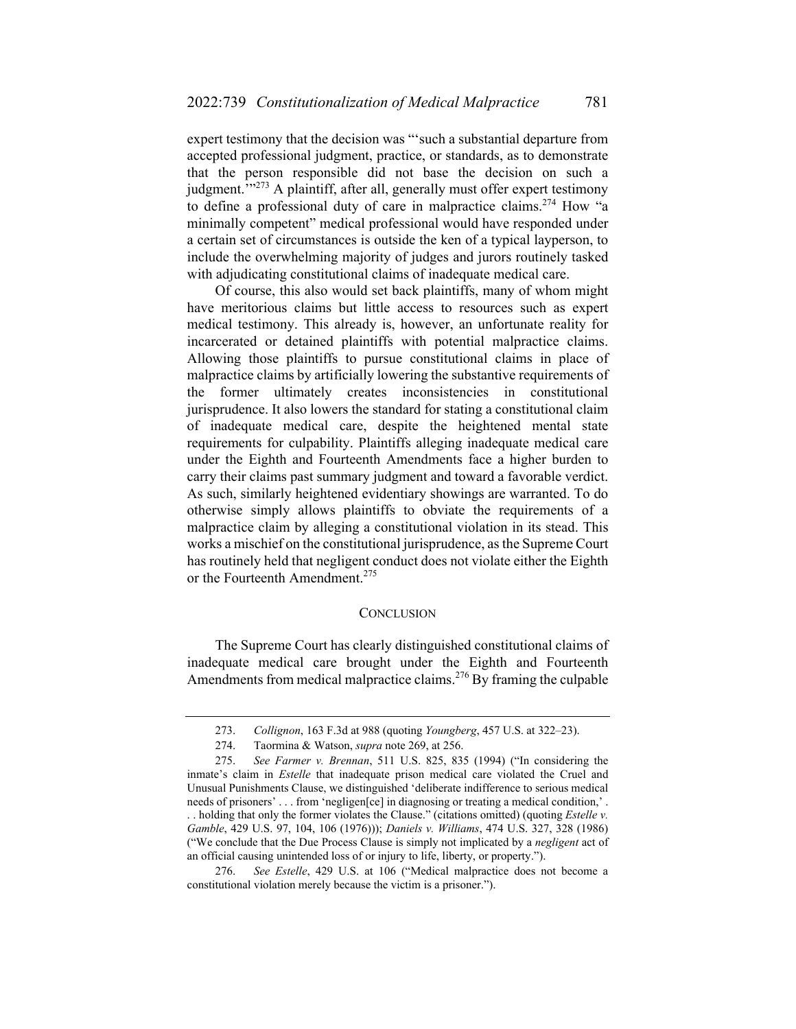expert testimony that the decision was "'such a substantial departure from accepted professional judgment, practice, or standards, as to demonstrate that the person responsible did not base the decision on such a judgment.'"[273] A plaintiff, after all, generally must offer expert testimony to define a professional duty of care in malpractice claims.[274] How "a minimally competent" medical professional would have responded under a certain set of circumstances is outside the ken of a typical layperson, to include the overwhelming majority of judges and jurors routinely tasked with adjudicating constitutional claims of inadequate medical care.

Of course, this also would set back plaintiffs, many of whom might have meritorious claims but little access to resources such as expert medical testimony. This already is, however, an unfortunate reality for incarcerated or detained plaintiffs with potential malpractice claims. Allowing those plaintiffs to pursue constitutional claims in place of malpractice claims by artificially lowering the substantive requirements of the former ultimately creates inconsistencies in constitutional jurisprudence. It also lowers the standard for stating a constitutional claim of inadequate medical care, despite the heightened mental state requirements for culpability. Plaintiffs alleging inadequate medical care under the Eighth and Fourteenth Amendments face a higher burden to carry their claims past summary judgment and toward a favorable verdict. As such, similarly heightened evidentiary showings are warranted. To do otherwise simply allows plaintiffs to obviate the requirements of a malpractice claim by alleging a constitutional violation in its stead. This works a mischief on the constitutional jurisprudence, as the Supreme Court has routinely held that negligent conduct does not violate either the Eighth or the Fourteenth Amendment.[275]

## CONCLUSION

The Supreme Court has clearly distinguished constitutional claims of inadequate medical care brought under the Eighth and Fourteenth Amendments from medical malpractice claims.[276] By framing the culpable

---

273. *Collignon*, 163 F.3d at 988 (quoting *Youngberg*, 457 U.S. at 322–23).

274. Taormina & Watson, *supra* note 269, at 256.

275. *See Farmer v. Brennan*, 511 U.S. 825, 835 (1994) ("In considering the inmate's claim in *Estelle* that inadequate prison medical care violated the Cruel and Unusual Punishments Clause, we distinguished 'deliberate indifference to serious medical needs of prisoners' . . . from 'negligen[ce] in diagnosing or treating a medical condition,' . . . holding that only the former violates the Clause." (citations omitted) (quoting *Estelle v. Gamble*, 429 U.S. 97, 104, 106 (1976))); *Daniels v. Williams*, 474 U.S. 327, 328 (1986) ("We conclude that the Due Process Clause is simply not implicated by a *negligent* act of an official causing unintended loss of or injury to life, liberty, or property.").

276. *See Estelle*, 429 U.S. at 106 ("Medical malpractice does not become a constitutional violation merely because the victim is a prisoner.").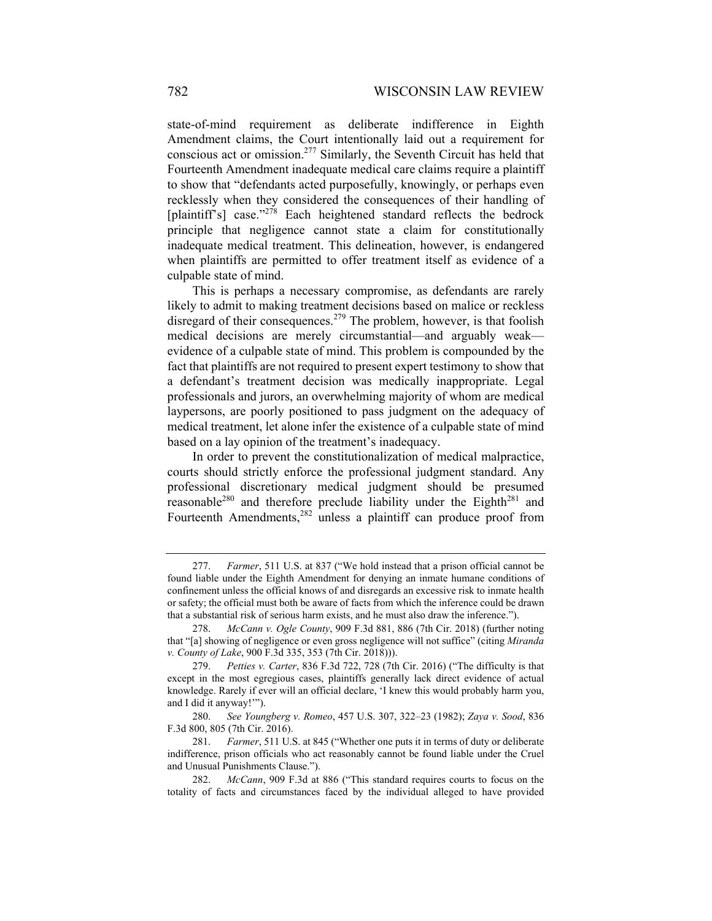state-of-mind requirement as deliberate indifference in Eighth Amendment claims, the Court intentionally laid out a requirement for conscious act or omission.[277] Similarly, the Seventh Circuit has held that Fourteenth Amendment inadequate medical care claims require a plaintiff to show that "defendants acted purposefully, knowingly, or perhaps even recklessly when they considered the consequences of their handling of [plaintiff's] case."[278] Each heightened standard reflects the bedrock principle that negligence cannot state a claim for constitutionally inadequate medical treatment. This delineation, however, is endangered when plaintiffs are permitted to offer treatment itself as evidence of a culpable state of mind.

This is perhaps a necessary compromise, as defendants are rarely likely to admit to making treatment decisions based on malice or reckless disregard of their consequences.[279] The problem, however, is that foolish medical decisions are merely circumstantial—and arguably weak—evidence of a culpable state of mind. This problem is compounded by the fact that plaintiffs are not required to present expert testimony to show that a defendant's treatment decision was medically inappropriate. Legal professionals and jurors, an overwhelming majority of whom are medical laypersons, are poorly positioned to pass judgment on the adequacy of medical treatment, let alone infer the existence of a culpable state of mind based on a lay opinion of the treatment's inadequacy.

In order to prevent the constitutionalization of medical malpractice, courts should strictly enforce the professional judgment standard. Any professional discretionary medical judgment should be presumed reasonable[280] and therefore preclude liability under the Eighth[281] and Fourteenth Amendments,[282] unless a plaintiff can produce proof from

---

277. *Farmer*, 511 U.S. at 837 ("We hold instead that a prison official cannot be found liable under the Eighth Amendment for denying an inmate humane conditions of confinement unless the official knows of and disregards an excessive risk to inmate health or safety; the official must both be aware of facts from which the inference could be drawn that a substantial risk of serious harm exists, and he must also draw the inference.").

278. *McCann v. Ogle County*, 909 F.3d 881, 886 (7th Cir. 2018) (further noting that "[a] showing of negligence or even gross negligence will not suffice" (citing *Miranda v. County of Lake*, 900 F.3d 335, 353 (7th Cir. 2018))).

279. *Petties v. Carter*, 836 F.3d 722, 728 (7th Cir. 2016) ("The difficulty is that except in the most egregious cases, plaintiffs generally lack direct evidence of actual knowledge. Rarely if ever will an official declare, 'I knew this would probably harm you, and I did it anyway!'").

280. *See Youngberg v. Romeo*, 457 U.S. 307, 322–23 (1982); *Zaya v. Sood*, 836 F.3d 800, 805 (7th Cir. 2016).

281. *Farmer*, 511 U.S. at 845 ("Whether one puts it in terms of duty or deliberate indifference, prison officials who act reasonably cannot be found liable under the Cruel and Unusual Punishments Clause.").

282. *McCann*, 909 F.3d at 886 ("This standard requires courts to focus on the totality of facts and circumstances faced by the individual alleged to have provided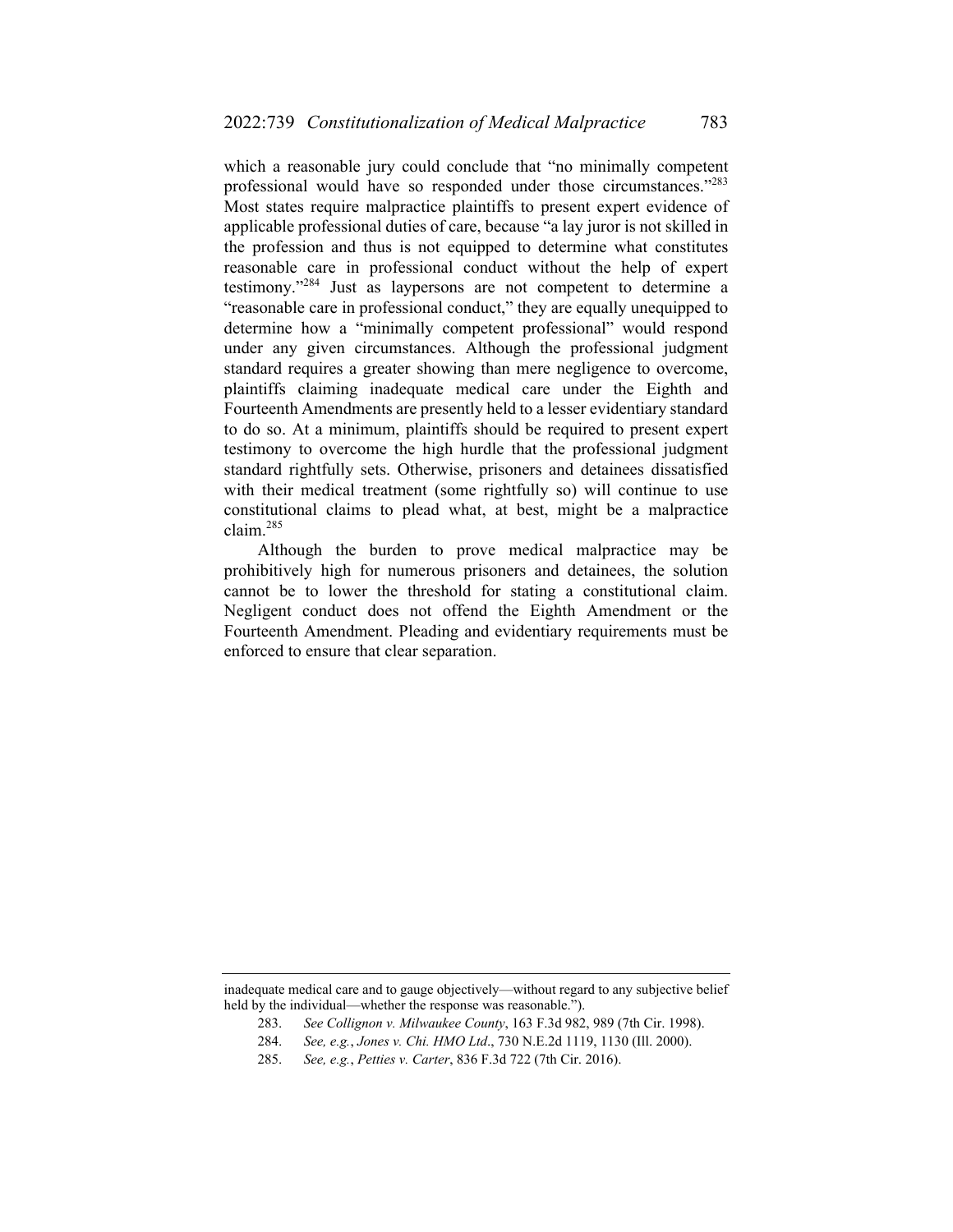which a reasonable jury could conclude that "no minimally competent professional would have so responded under those circumstances."[283] Most states require malpractice plaintiffs to present expert evidence of applicable professional duties of care, because "a lay juror is not skilled in the profession and thus is not equipped to determine what constitutes reasonable care in professional conduct without the help of expert testimony."[284] Just as laypersons are not competent to determine a "reasonable care in professional conduct," they are equally unequipped to determine how a "minimally competent professional" would respond under any given circumstances. Although the professional judgment standard requires a greater showing than mere negligence to overcome, plaintiffs claiming inadequate medical care under the Eighth and Fourteenth Amendments are presently held to a lesser evidentiary standard to do so. At a minimum, plaintiffs should be required to present expert testimony to overcome the high hurdle that the professional judgment standard rightfully sets. Otherwise, prisoners and detainees dissatisfied with their medical treatment (some rightfully so) will continue to use constitutional claims to plead what, at best, might be a malpractice claim.[285]

Although the burden to prove medical malpractice may be prohibitively high for numerous prisoners and detainees, the solution cannot be to lower the threshold for stating a constitutional claim. Negligent conduct does not offend the Eighth Amendment or the Fourteenth Amendment. Pleading and evidentiary requirements must be enforced to ensure that clear separation.

---

inadequate medical care and to gauge objectively—without regard to any subjective belief held by the individual—whether the response was reasonable.").

283. *See Collignon v. Milwaukee County*, 163 F.3d 982, 989 (7th Cir. 1998).

284. *See, e.g.*, *Jones v. Chi. HMO Ltd*., 730 N.E.2d 1119, 1130 (Ill. 2000).

285. *See, e.g.*, *Petties v. Carter*, 836 F.3d 722 (7th Cir. 2016).